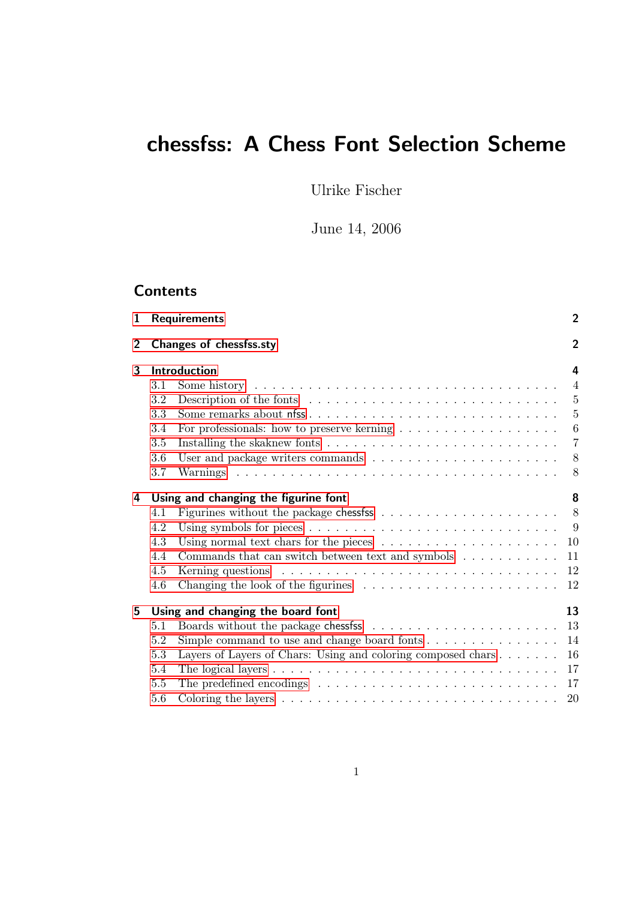# chessfss: A Chess Font Selection Scheme

Ulrike Fischer

June 14, 2006

## Contents

| | | |
|---|---|---|
| **1** | **Requirements** | **2** |
| **2** | **Changes of chessfss.sty** | **2** |
| **3** | **Introduction** | **4** |
| 3.1 | Some history | 4 |
| 3.2 | Description of the fonts | 5 |
| 3.3 | Some remarks about nfss | 5 |
| 3.4 | For professionals: how to preserve kerning | 6 |
| 3.5 | Installing the skaknew fonts | 7 |
| 3.6 | User and package writers commands | 8 |
| 3.7 | Warnings | 8 |
| **4** | **Using and changing the figurine font** | **8** |
| 4.1 | Figurines without the package chessfss | 8 |
| 4.2 | Using symbols for pieces | 9 |
| 4.3 | Using normal text chars for the pieces | 10 |
| 4.4 | Commands that can switch between text and symbols | 11 |
| 4.5 | Kerning questions | 12 |
| 4.6 | Changing the look of the figurines | 12 |
| **5** | **Using and changing the board font** | **13** |
| 5.1 | Boards without the package chessfss | 13 |
| 5.2 | Simple command to use and change board fonts | 14 |
| 5.3 | Layers of Layers of Chars: Using and coloring composed chars | 16 |
| 5.4 | The logical layers | 17 |
| 5.5 | The predefined encodings | 17 |
| 5.6 | Coloring the layers | 20 |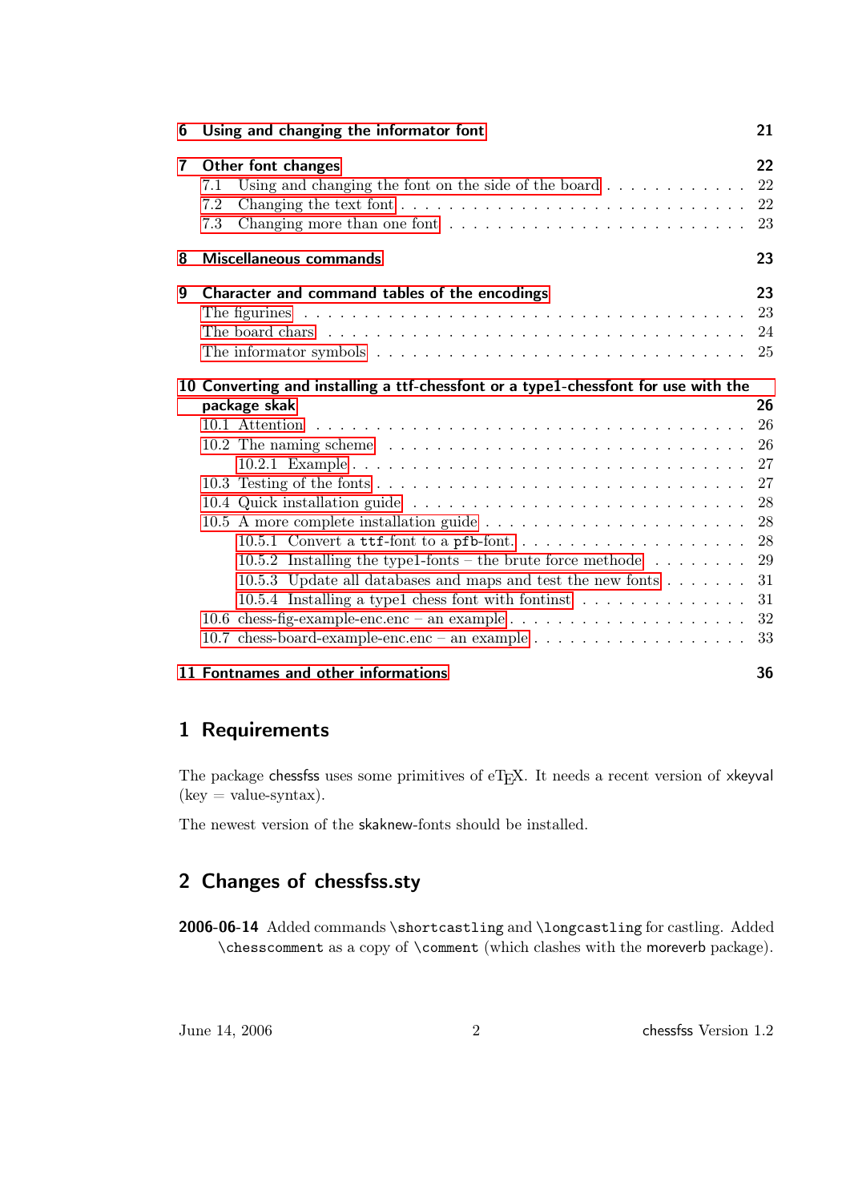6 Using and changing the informator font 21

7 Other font changes 22
- 7.1 Using and changing the font on the side of the board . . . . . 22
- 7.2 Changing the text font . . . . . 22
- 7.3 Changing more than one font . . . . . 23

8 Miscellaneous commands 23

9 Character and command tables of the encodings 23
- The figurines . . . . . 23
- The board chars . . . . . 24
- The informator symbols . . . . . 25

10 Converting and installing a ttf-chessfont or a type1-chessfont for use with the package skak 26
- 10.1 Attention . . . . . 26
- 10.2 The naming scheme . . . . . 26
  - 10.2.1 Example . . . . . 27
- 10.3 Testing of the fonts . . . . . 27
- 10.4 Quick installation guide . . . . . 28
- 10.5 A more complete installation guide . . . . . 28
  - 10.5.1 Convert a `ttf`-font to a `pfb`-font. . . . . . 28
  - 10.5.2 Installing the type1-fonts – the brute force methode . . . . . 29
  - 10.5.3 Update all databases and maps and test the new fonts . . . . . 31
  - 10.5.4 Installing a type1 chess font with fontinst . . . . . 31
- 10.6 chess-fig-example-enc.enc – an example . . . . . 32
- 10.7 chess-board-example-enc.enc – an example . . . . . 33

11 Fontnames and other informations 36

## 1 Requirements

The package chessfss uses some primitives of eTeX. It needs a recent version of xkeyval (key = value-syntax).

The newest version of the skaknew-fonts should be installed.

## 2 Changes of chessfss.sty

**2006-06-14** Added commands `\shortcastling` and `\longcastling` for castling. Added `\chesscomment` as a copy of `\comment` (which clashes with the moreverb package).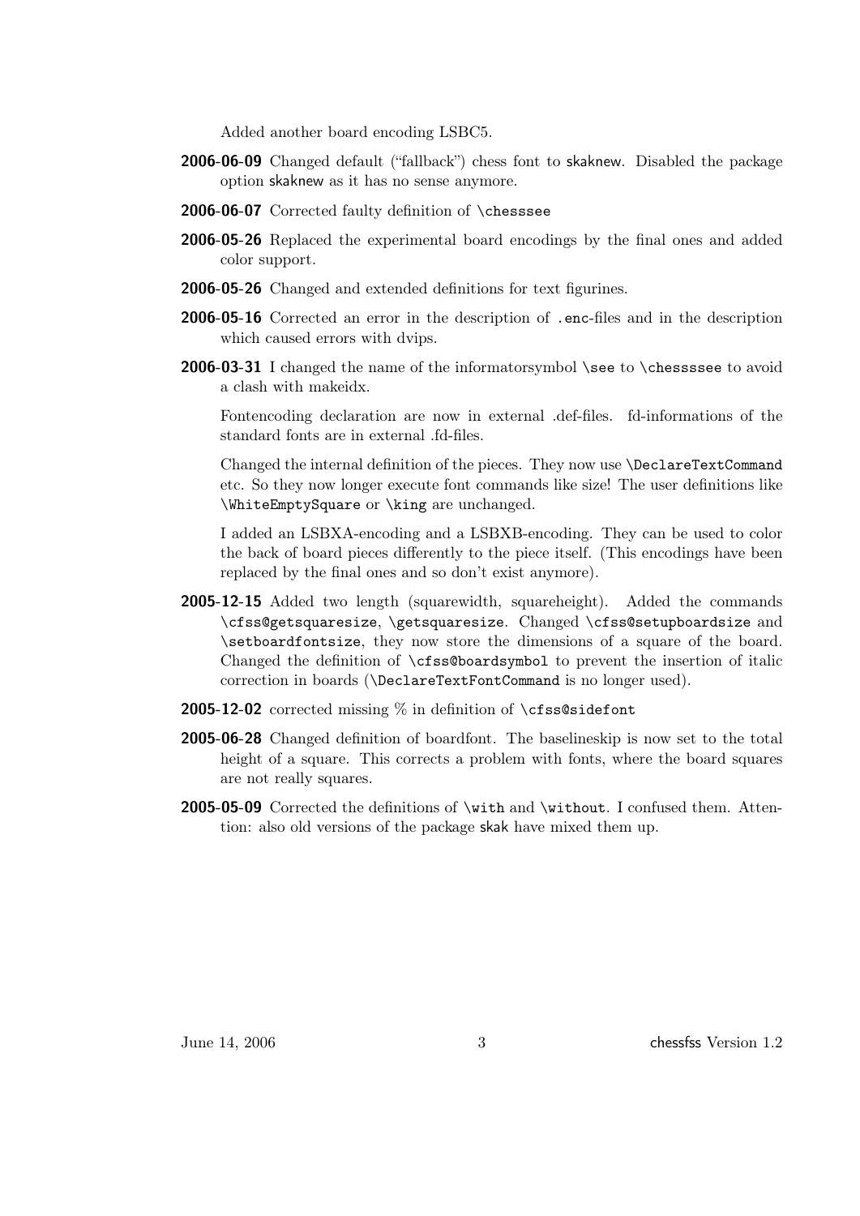Added another board encoding LSBC5.

**2006-06-09** Changed default ("fallback") chess font to skaknew. Disabled the package option skaknew as it has no sense anymore.

**2006-06-07** Corrected faulty definition of `\chesssee`

**2006-05-26** Replaced the experimental board encodings by the final ones and added color support.

**2006-05-26** Changed and extended definitions for text figurines.

**2006-05-16** Corrected an error in the description of `.enc`-files and in the description which caused errors with dvips.

**2006-03-31** I changed the name of the informatorsymbol `\see` to `\chessssee` to avoid a clash with makeidx.

Fontencoding declaration are now in external .def-files. fd-informations of the standard fonts are in external .fd-files.

Changed the internal definition of the pieces. They now use `\DeclareTextCommand` etc. So they now longer execute font commands like size! The user definitions like `\WhiteEmptySquare` or `\king` are unchanged.

I added an LSBXA-encoding and a LSBXB-encoding. They can be used to color the back of board pieces differently to the piece itself. (This encodings have been replaced by the final ones and so don't exist anymore).

**2005-12-15** Added two length (squarewidth, squareheight). Added the commands `\cfss@getsquaresize`, `\getsquaresize`. Changed `\cfss@setupboardsize` and `\setboardfontsize`, they now store the dimensions of a square of the board. Changed the definition of `\cfss@boardsymbol` to prevent the insertion of italic correction in boards (`\DeclareTextFontCommand` is no longer used).

**2005-12-02** corrected missing % in definition of `\cfss@sidefont`

**2005-06-28** Changed definition of boardfont. The baselineskip is now set to the total height of a square. This corrects a problem with fonts, where the board squares are not really squares.

**2005-05-09** Corrected the definitions of `\with` and `\without`. I confused them. Attention: also old versions of the package skak have mixed them up.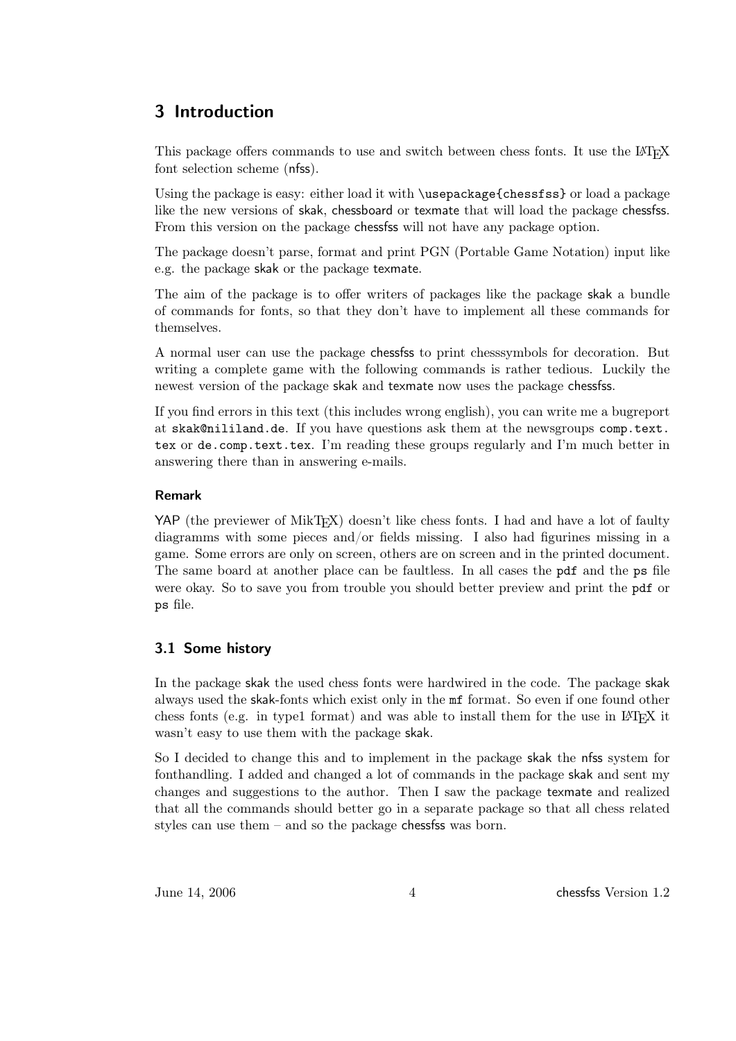# 3 Introduction

This package offers commands to use and switch between chess fonts. It use the LaTeX font selection scheme (nfss).

Using the package is easy: either load it with `\usepackage{chessfss}` or load a package like the new versions of skak, chessboard or texmate that will load the package chessfss. From this version on the package chessfss will not have any package option.

The package doesn't parse, format and print PGN (Portable Game Notation) input like e.g. the package skak or the package texmate.

The aim of the package is to offer writers of packages like the package skak a bundle of commands for fonts, so that they don't have to implement all these commands for themselves.

A normal user can use the package chessfss to print chesssymbols for decoration. But writing a complete game with the following commands is rather tedious. Luckily the newest version of the package skak and texmate now uses the package chessfss.

If you find errors in this text (this includes wrong english), you can write me a bugreport at `skak@nililand.de`. If you have questions ask them at the newsgroups `comp.text.tex` or `de.comp.text.tex`. I'm reading these groups regularly and I'm much better in answering there than in answering e-mails.

### Remark

YAP (the previewer of MikTeX) doesn't like chess fonts. I had and have a lot of faulty diagramms with some pieces and/or fields missing. I also had figurines missing in a game. Some errors are only on screen, others are on screen and in the printed document. The same board at another place can be faultless. In all cases the `pdf` and the `ps` file were okay. So to save you from trouble you should better preview and print the `pdf` or `ps` file.

## 3.1 Some history

In the package skak the used chess fonts were hardwired in the code. The package skak always used the skak-fonts which exist only in the `mf` format. So even if one found other chess fonts (e.g. in type1 format) and was able to install them for the use in LaTeX it wasn't easy to use them with the package skak.

So I decided to change this and to implement in the package skak the nfss system for fonthandling. I added and changed a lot of commands in the package skak and sent my changes and suggestions to the author. Then I saw the package texmate and realized that all the commands should better go in a separate package so that all chess related styles can use them – and so the package chessfss was born.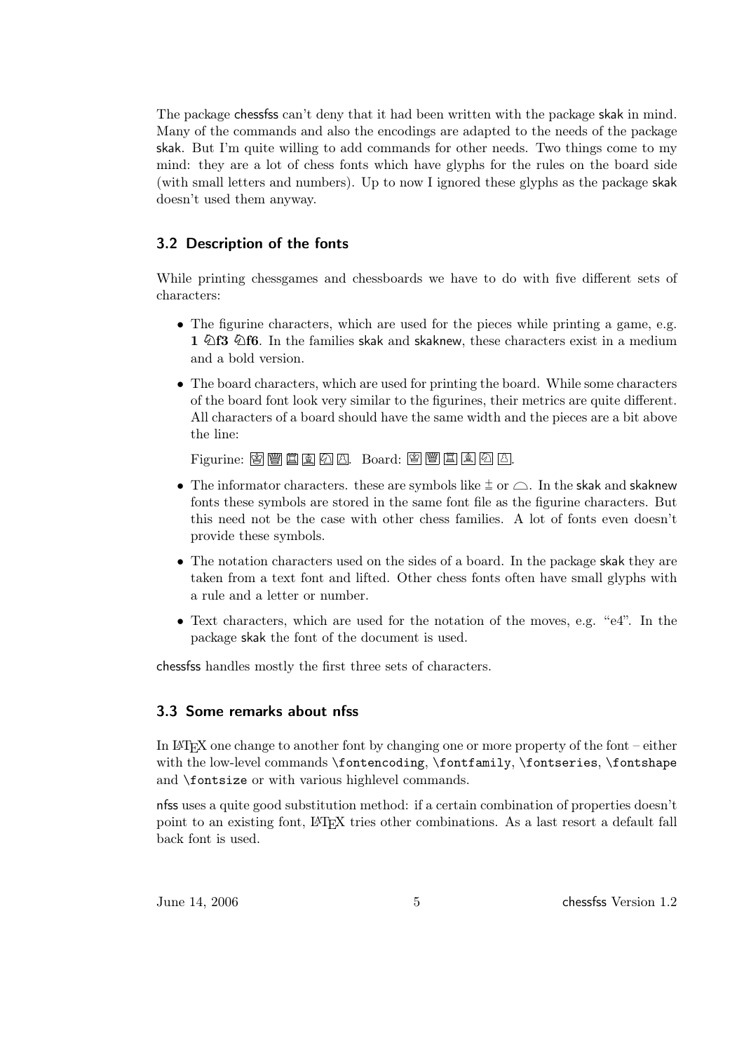The package chessfss can't deny that it had been written with the package skak in mind. Many of the commands and also the encodings are adapted to the needs of the package skak. But I'm quite willing to add commands for other needs. Two things come to my mind: they are a lot of chess fonts which have glyphs for the rules on the board side (with small letters and numbers). Up to now I ignored these glyphs as the package skak doesn't used them anyway.

### 3.2 Description of the fonts

While printing chessgames and chessboards we have to do with five different sets of characters:

- The figurine characters, which are used for the pieces while printing a game, e.g. **1 ♘f3 ♘f6**. In the families skak and skaknew, these characters exist in a medium and a bold version.
- The board characters, which are used for printing the board. While some characters of the board font look very similar to the figurines, their metrics are quite different. All characters of a board should have the same width and the pieces are a bit above the line:

  Figurine: ♔♕♖♗♘♙. Board: ♔♕♖♗♘♙.
- The informator characters. these are symbols like ± or ⌓. In the skak and skaknew fonts these symbols are stored in the same font file as the figurine characters. But this need not be the case with other chess families. A lot of fonts even doesn't provide these symbols.
- The notation characters used on the sides of a board. In the package skak they are taken from a text font and lifted. Other chess fonts often have small glyphs with a rule and a letter or number.
- Text characters, which are used for the notation of the moves, e.g. "e4". In the package skak the font of the document is used.

chessfss handles mostly the first three sets of characters.

### 3.3 Some remarks about nfss

In LaTeX one change to another font by changing one or more property of the font – either with the low-level commands `\fontencoding`, `\fontfamily`, `\fontseries`, `\fontshape` and `\fontsize` or with various highlevel commands.

nfss uses a quite good substitution method: if a certain combination of properties doesn't point to an existing font, LaTeX tries other combinations. As a last resort a default fall back font is used.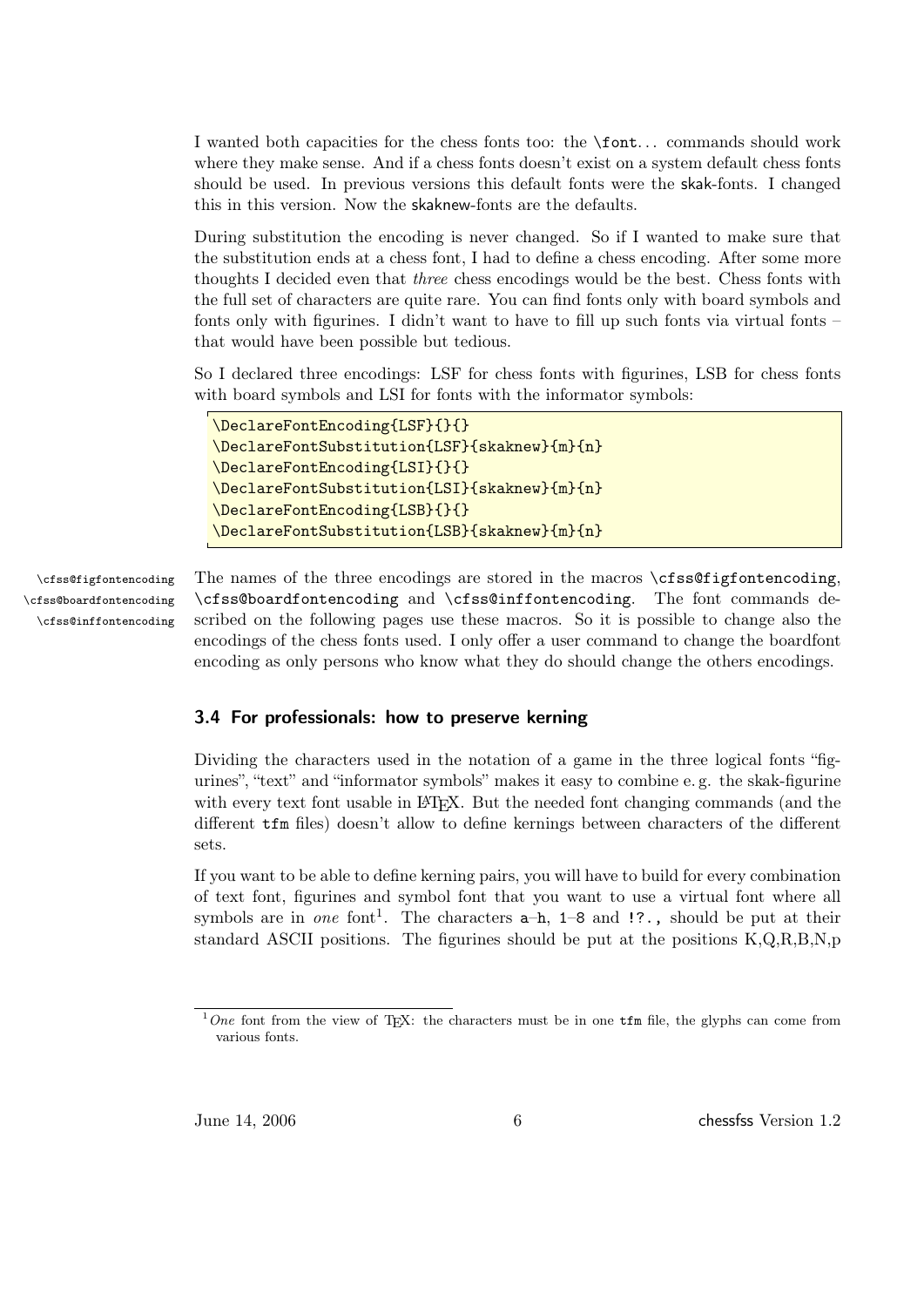I wanted both capacities for the chess fonts too: the `\font...` commands should work where they make sense. And if a chess fonts doesn't exist on a system default chess fonts should be used. In previous versions this default fonts were the skak-fonts. I changed this in this version. Now the skaknew-fonts are the defaults.

During substitution the encoding is never changed. So if I wanted to make sure that the substitution ends at a chess font, I had to define a chess encoding. After some more thoughts I decided even that *three* chess encodings would be the best. Chess fonts with the full set of characters are quite rare. You can find fonts only with board symbols and fonts only with figurines. I didn't want to have to fill up such fonts via virtual fonts – that would have been possible but tedious.

So I declared three encodings: LSF for chess fonts with figurines, LSB for chess fonts with board symbols and LSI for fonts with the informator symbols:

```
\DeclareFontEncoding{LSF}{}{}
\DeclareFontSubstitution{LSF}{skaknew}{m}{n}
\DeclareFontEncoding{LSI}{}{}
\DeclareFontSubstitution{LSI}{skaknew}{m}{n}
\DeclareFontEncoding{LSB}{}{}
\DeclareFontSubstitution{LSB}{skaknew}{m}{n}
```

`\cfss@figfontencoding`
`\cfss@boardfontencoding`
`\cfss@inffontencoding`

The names of the three encodings are stored in the macros `\cfss@figfontencoding`, `\cfss@boardfontencoding` and `\cfss@inffontencoding`. The font commands described on the following pages use these macros. So it is possible to change also the encodings of the chess fonts used. I only offer a user command to change the boardfont encoding as only persons who know what they do should change the others encodings.

## 3.4 For professionals: how to preserve kerning

Dividing the characters used in the notation of a game in the three logical fonts "figurines", "text" and "informator symbols" makes it easy to combine e. g. the skak-figurine with every text font usable in LaTeX. But the needed font changing commands (and the different `tfm` files) doesn't allow to define kernings between characters of the different sets.

If you want to be able to define kerning pairs, you will have to build for every combination of text font, figurines and symbol font that you want to use a virtual font where all symbols are in *one* font[1]. The characters `a`–`h`, `1`–`8` and `!?.,` should be put at their standard ASCII positions. The figurines should be put at the positions K,Q,R,B,N,p

[1] *One* font from the view of TeX: the characters must be in one `tfm` file, the glyphs can come from various fonts.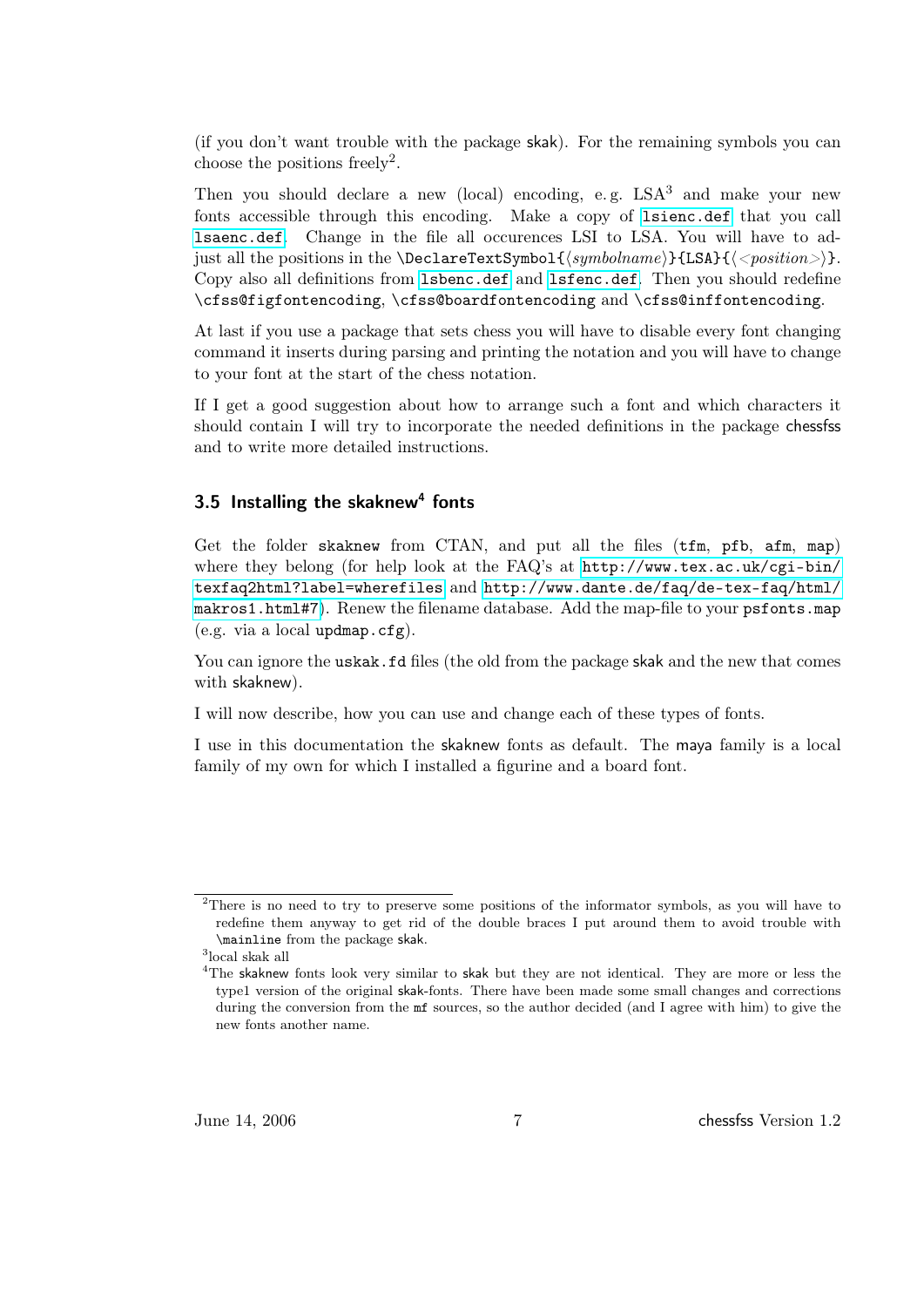(if you don't want trouble with the package skak). For the remaining symbols you can choose the positions freely[2].

Then you should declare a new (local) encoding, e. g. LSA[3] and make your new fonts accessible through this encoding. Make a copy of `lsienc.def` that you call `lsaenc.def`. Change in the file all occurences LSI to LSA. You will have to adjust all the positions in the `\DeclareTextSymbol{`⟨*symbolname*⟩`}{LSA}{`⟨*<position>*⟩`}`. Copy also all definitions from `lsbenc.def` and `lsfenc.def`. Then you should redefine `\cfss@figfontencoding`, `\cfss@boardfontencoding` and `\cfss@inffontencoding`.

At last if you use a package that sets chess you will have to disable every font changing command it inserts during parsing and printing the notation and you will have to change to your font at the start of the chess notation.

If I get a good suggestion about how to arrange such a font and which characters it should contain I will try to incorporate the needed definitions in the package chessfss and to write more detailed instructions.

### 3.5 Installing the skaknew[4] fonts

Get the folder `skaknew` from CTAN, and put all the files (`tfm`, `pfb`, `afm`, `map`) where they belong (for help look at the FAQ's at `http://www.tex.ac.uk/cgi-bin/texfaq2html?label=wherefiles` and `http://www.dante.de/faq/de-tex-faq/html/makros1.html#7`). Renew the filename database. Add the map-file to your `psfonts.map` (e.g. via a local `updmap.cfg`).

You can ignore the `uskak.fd` files (the old from the package skak and the new that comes with skaknew).

I will now describe, how you can use and change each of these types of fonts.

I use in this documentation the skaknew fonts as default. The maya family is a local family of my own for which I installed a figurine and a board font.

---

[2] There is no need to try to preserve some positions of the informator symbols, as you will have to redefine them anyway to get rid of the double braces I put around them to avoid trouble with `\mainline` from the package skak.

[3] local skak all

[4] The skaknew fonts look very similar to skak but they are not identical. They are more or less the type1 version of the original skak-fonts. There have been made some small changes and corrections during the conversion from the `mf` sources, so the author decided (and I agree with him) to give the new fonts another name.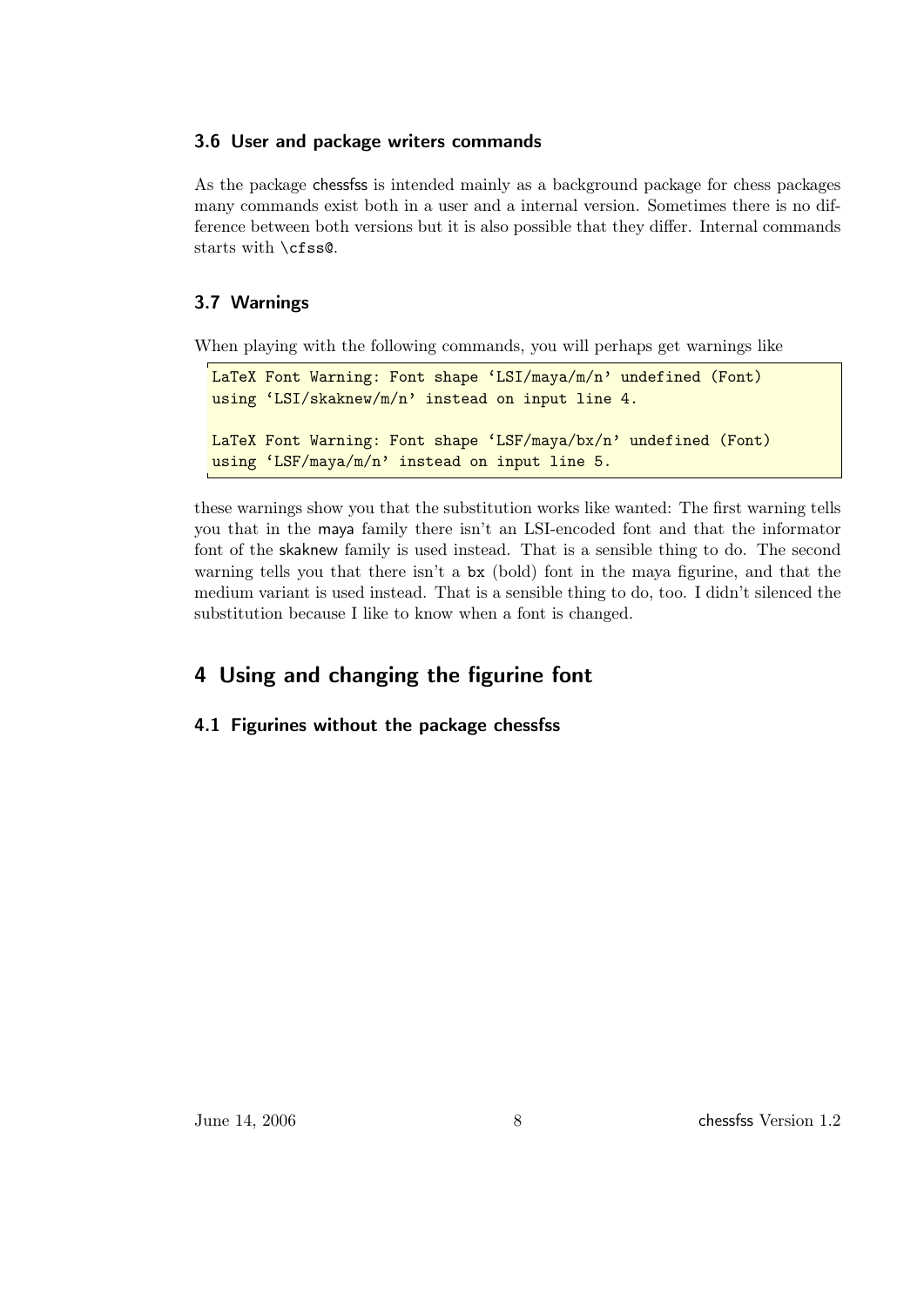### 3.6 User and package writers commands

As the package chessfss is intended mainly as a background package for chess packages many commands exist both in a user and a internal version. Sometimes there is no difference between both versions but it is also possible that they differ. Internal commands starts with `\cfss@`.

### 3.7 Warnings

When playing with the following commands, you will perhaps get warnings like

```
LaTeX Font Warning: Font shape 'LSI/maya/m/n' undefined (Font)
using 'LSI/skaknew/m/n' instead on input line 4.

LaTeX Font Warning: Font shape 'LSF/maya/bx/n' undefined (Font)
using 'LSF/maya/m/n' instead on input line 5.
```

these warnings show you that the substitution works like wanted: The first warning tells you that in the maya family there isn't an LSI-encoded font and that the informator font of the skaknew family is used instead. That is a sensible thing to do. The second warning tells you that there isn't a `bx` (bold) font in the maya figurine, and that the medium variant is used instead. That is a sensible thing to do, too. I didn't silenced the substitution because I like to know when a font is changed.

## 4 Using and changing the figurine font

### 4.1 Figurines without the package chessfss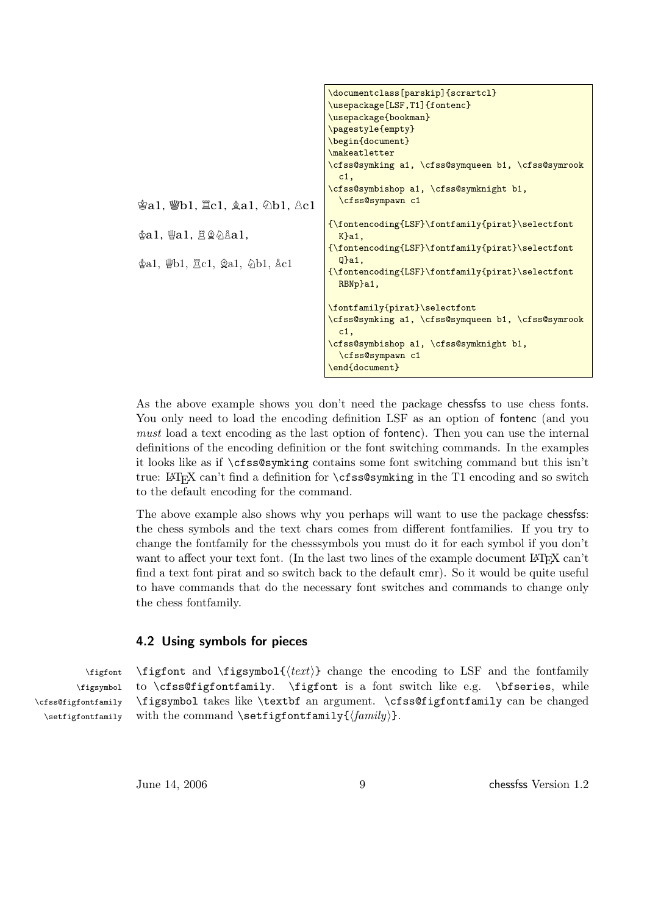♔a1, ♕b1, ♖c1, ♗a1, ♘b1, ♙c1

♔a1, ♕a1, ♖♗♘♙a1,

♔a1, ♕b1, ♖c1, ♗a1, ♘b1, ♙c1

```
\documentclass[parskip]{scrartcl}
\usepackage[LSF,T1]{fontenc}
\usepackage{bookman}
\pagestyle{empty}
\begin{document}
\makeatletter
\cfss@symking a1, \cfss@symqueen b1, \cfss@symrook
  c1,
\cfss@symbishop a1, \cfss@symknight b1,
  \cfss@sympawn c1

{\fontencoding{LSF}\fontfamily{pirat}\selectfont
  K}a1,
{\fontencoding{LSF}\fontfamily{pirat}\selectfont
  Q}a1,
{\fontencoding{LSF}\fontfamily{pirat}\selectfont
  RBNp}a1,

\fontfamily{pirat}\selectfont
\cfss@symking a1, \cfss@symqueen b1, \cfss@symrook
  c1,
\cfss@symbishop a1, \cfss@symknight b1,
  \cfss@sympawn c1
\end{document}
```

As the above example shows you don't need the package chessfss to use chess fonts. You only need to load the encoding definition LSF as an option of fontenc (and you *must* load a text encoding as the last option of fontenc). Then you can use the internal definitions of the encoding definition or the font switching commands. In the examples it looks like as if `\cfss@symking` contains some font switching command but this isn't true: LaTeX can't find a definition for `\cfss@symking` in the T1 encoding and so switch to the default encoding for the command.

The above example also shows why you perhaps will want to use the package chessfss: the chess symbols and the text chars comes from different fontfamilies. If you try to change the fontfamily for the chesssymbols you must do it for each symbol if you don't want to affect your text font. (In the last two lines of the example document LaTeX can't find a text font pirat and so switch back to the default cmr). So it would be quite useful to have commands that do the necessary font switches and commands to change only the chess fontfamily.

## 4.2 Using symbols for pieces

\figfont
\figsymbol
\cfss@figfontfamily
\setfigfontfamily

`\figfont` and `\figsymbol{⟨text⟩}` change the encoding to LSF and the fontfamily to `\cfss@figfontfamily`. `\figfont` is a font switch like e.g. `\bfseries`, while `\figsymbol` takes like `\textbf` an argument. `\cfss@figfontfamily` can be changed with the command `\setfigfontfamily{⟨family⟩}`.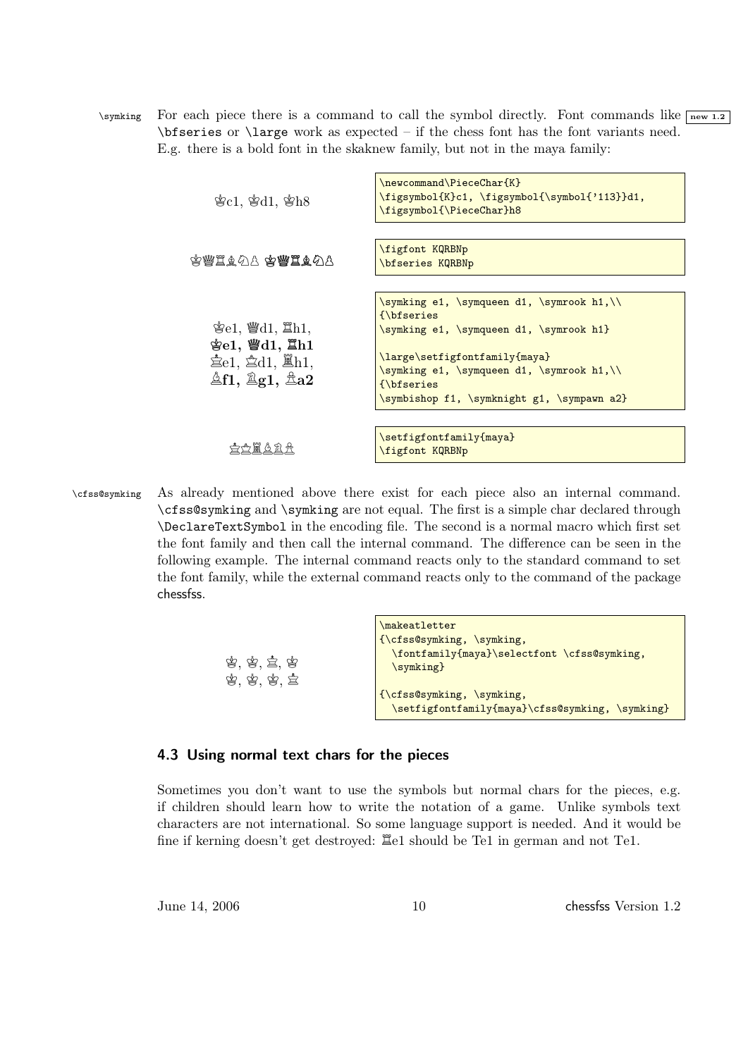\symking For each piece there is a command to call the symbol directly. Font commands like \bfseries or \large work as expected – if the chess font has the font variants need. E.g. there is a bold font in the skaknew family, but not in the maya family: new 1.2

♔c1, ♔d1, ♔h8

```
\newcommand\PieceChar{K}
\figsymbol{K}c1, \figsymbol{\symbol{'113}}d1,
\figsymbol{\PieceChar}h8
```

♔♕♖♗♘♙ **♔♕♖♗♘♙**

```
\figfont KQRBNp
\bfseries KQRBNp
```

♔e1, ♕d1, ♖h1,
**♔e1, ♕d1, ♖h1**
♔e1, ♕d1, ♖h1,
**♗f1, ♘g1, ♙a2**

```
\symking e1, \symqueen d1, \symrook h1,\\
{\bfseries
\symking e1, \symqueen d1, \symrook h1}

\large\setfigfontfamily{maya}
\symking e1, \symqueen d1, \symrook h1,\\
{\bfseries
\symbishop f1, \symknight g1, \sympawn a2}
```

♔♕♖♗♘♙

```
\setfigfontfamily{maya}
\figfont KQRBNp
```

\cfss@symking As already mentioned above there exist for each piece also an internal command. \cfss@symking and \symking are not equal. The first is a simple char declared through \DeclareTextSymbol in the encoding file. The second is a normal macro which first set the font family and then call the internal command. The difference can be seen in the following example. The internal command reacts only to the standard command to set the font family, while the external command reacts only to the command of the package chessfss.

♔, ♔, ♔, ♔
♔, ♔, ♔, ♔

```
\makeatletter
{\cfss@symking, \symking,
  \fontfamily{maya}\selectfont \cfss@symking,
  \symking}

{\cfss@symking, \symking,
  \setfigfontfamily{maya}\cfss@symking, \symking}
```

### 4.3 Using normal text chars for the pieces

Sometimes you don't want to use the symbols but normal chars for the pieces, e.g. if children should learn how to write the notation of a game. Unlike symbols text characters are not international. So some language support is needed. And it would be fine if kerning doesn't get destroyed: ♖e1 should be Te1 in german and not Te1.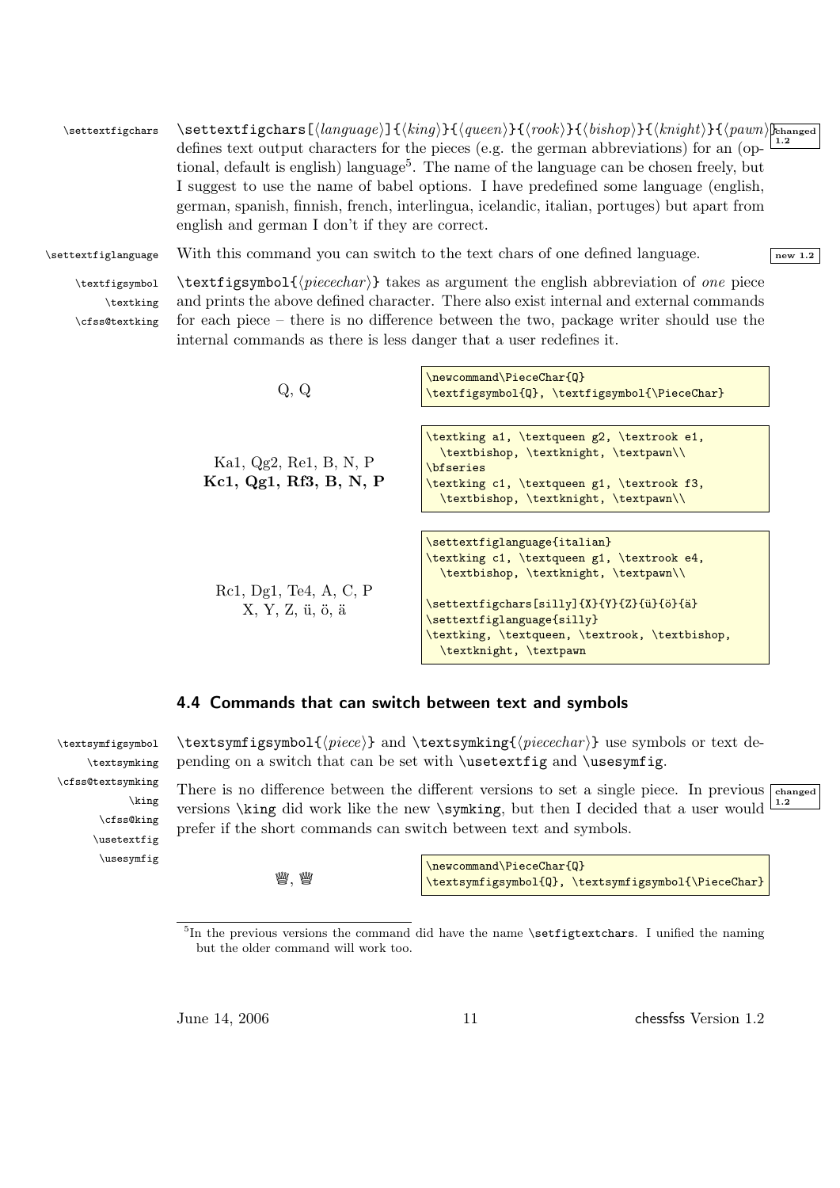\settextfigchars

`\settextfigchars[⟨language⟩]{⟨king⟩}{⟨queen⟩}{⟨rook⟩}{⟨bishop⟩}{⟨knight⟩}{⟨pawn⟩}` defines text output characters for the pieces (e.g. the german abbreviations) for an (optional, default is english) language[5]. The name of the language can be chosen freely, but I suggest to use the name of babel options. I have predefined some language (english, german, spanish, finnish, french, interlingua, icelandic, italian, portuges) but apart from english and german I don't if they are correct. *changed 1.2*

\settextfiglanguage

With this command you can switch to the text chars of one defined language. *new 1.2*

\textfigsymbol \textking \cfss@textking

`\textfigsymbol{⟨piecechar⟩}` takes as argument the english abbreviation of *one* piece and prints the above defined character. There also exist internal and external commands for each piece – there is no difference between the two, package writer should use the internal commands as there is less danger that a user redefines it.

Q, Q

```
\newcommand\PieceChar{Q}
\textfigsymbol{Q}, \textfigsymbol{\PieceChar}
```

Ka1, Qg2, Re1, B, N, P
**Kc1, Qg1, Rf3, B, N, P**

```
\textking a1, \textqueen g2, \textrook e1,
  \textbishop, \textknight, \textpawn\\
\bfseries
\textking c1, \textqueen g1, \textrook f3,
  \textbishop, \textknight, \textpawn\\
```

Rc1, Dg1, Te4, A, C, P
X, Y, Z, ü, ö, ä

```
\settextfiglanguage{italian}
\textking c1, \textqueen g1, \textrook e4,
  \textbishop, \textknight, \textpawn\\

\settextfigchars[silly]{X}{Y}{Z}{ü}{ö}{ä}
\settextfiglanguage{silly}
\textking, \textqueen, \textrook, \textbishop,
  \textknight, \textpawn
```

## 4.4 Commands that can switch between text and symbols

\textsymfigsymbol \textsymking \cfss@textsymking \king \cfss@king \usetextfig \usesymfig

`\textsymfigsymbol{⟨piece⟩}` and `\textsymking{⟨piecechar⟩}` use symbols or text depending on a switch that can be set with `\usetextfig` and `\usesymfig`.

There is no difference between the different versions to set a single piece. In previous versions `\king` did work like the new `\symking`, but then I decided that a user would prefer if the short commands can switch between text and symbols. *changed 1.2*

♕, ♕

```
\newcommand\PieceChar{Q}
\textsymfigsymbol{Q}, \textsymfigsymbol{\PieceChar}
```

[5] In the previous versions the command did have the name `\setfigtextchars`. I unified the naming but the older command will work too.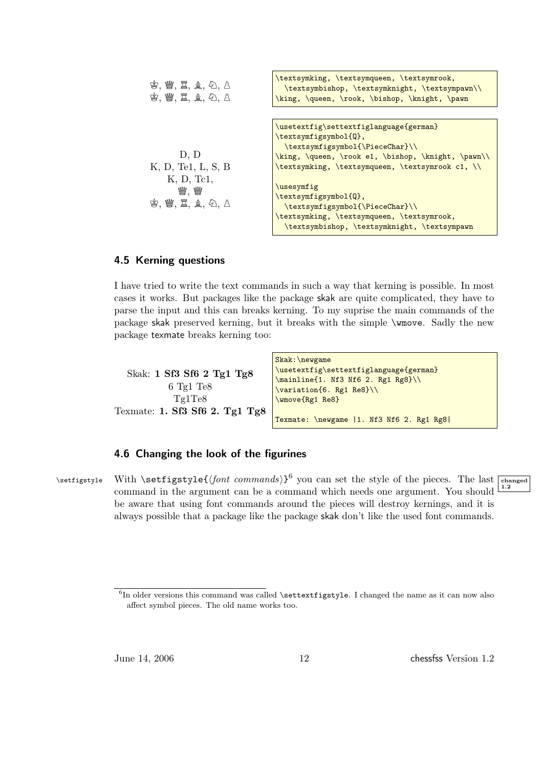♔, ♕, ♖, ♗, ♘, ♙
♔, ♕, ♖, ♗, ♘, ♙

```
\textsymking, \textsymqueen, \textsymrook,
  \textsymbishop, \textsymknight, \textsympawn\\
\king, \queen, \rook, \bishop, \knight, \pawn
```

D, D
K, D, Te1, L, S, B
K, D, Tc1,
♕, ♕
♔, ♕, ♖, ♗, ♘, ♙

```
\usetextfig\settextfiglanguage{german}
\textsymfigsymbol{Q},
  \textsymfigsymbol{\PieceChar}\\
\king, \queen, \rook e1, \bishop, \knight, \pawn\\
\textsymking, \textsymqueen, \textsymrook c1, \\

\usesymfig
\textsymfigsymbol{Q},
  \textsymfigsymbol{\PieceChar}\\
\textsymking, \textsymqueen, \textsymrook,
  \textsymbishop, \textsymknight, \textsympawn
```

## 4.5 Kerning questions

I have tried to write the text commands in such a way that kerning is possible. In most cases it works. But packages like the package skak are quite complicated, they have to parse the input and this can breaks kerning. To my suprise the main commands of the package skak preserved kerning, but it breaks with the simple `\wmove`. Sadly the new package texmate breaks kerning too:

Skak: **1 Sf3 Sf6 2 Tg1 Tg8**
6 Tg1 Te8
Tg1Te8
Texmate: **1. Sf3 Sf6 2. Tg1 Tg8**

```
Skak:\newgame
\usetextfig\settextfiglanguage{german}
\mainline{1. Nf3 Nf6 2. Rg1 Rg8}\\
\variation{6. Rg1 Re8}\\
\wmove{Rg1 Re8}

Texmate: \newgame |1. Nf3 Nf6 2. Rg1 Rg8|
```

## 4.6 Changing the look of the figurines

\setfigstyle

With `\setfigstyle{`⟨*font commands*⟩`}`[6] you can set the style of the pieces. The last command in the argument can be a command which needs one argument. You should be aware that using font commands around the pieces will destroy kernings, and it is always possible that a package like the package skak don't like the used font commands.

changed 1.2

[6] In older versions this command was called `\settextfigstyle`. I changed the name as it can now also affect symbol pieces. The old name works too.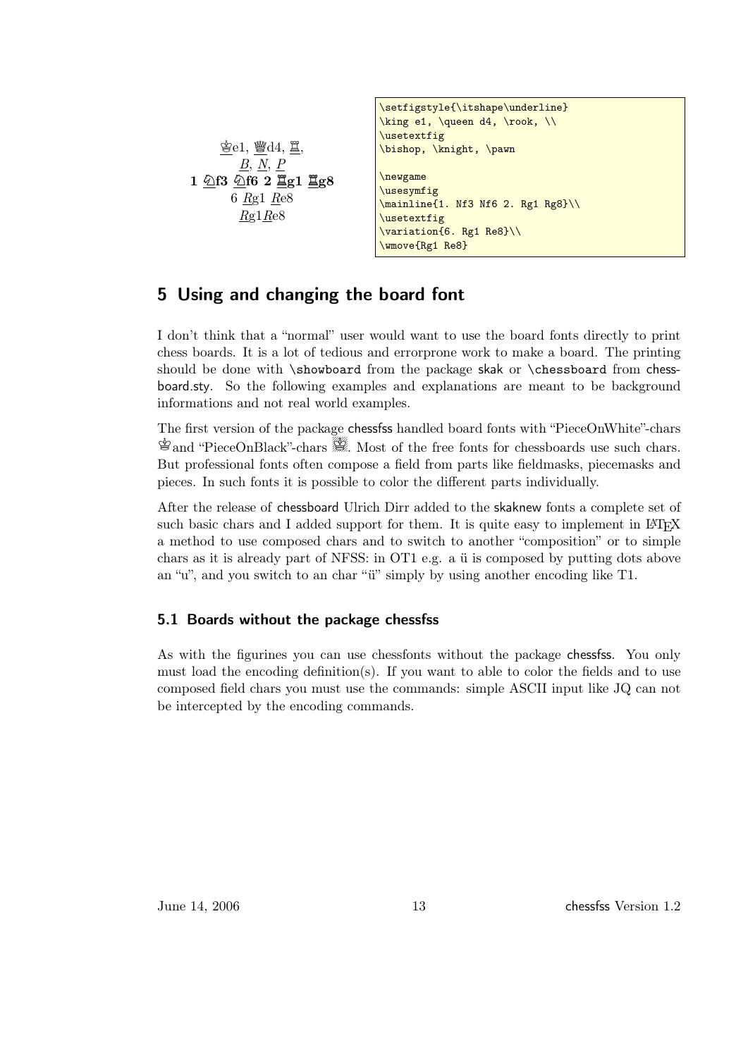♔e1, ♕d4, ♖,
*B*, *N*, *P*
**1 ♘f3 ♘f6 2 ♖g1 ♖g8**
6 *R*g1 *R*e8
*R*g1*R*e8

```
\setfigstyle{\itshape\underline}
\king e1, \queen d4, \rook, \\
\usetextfig
\bishop, \knight, \pawn

\newgame
\usesymfig
\mainline{1. Nf3 Nf6 2. Rg1 Rg8}\\
\usetextfig
\variation{6. Rg1 Re8}\\
\wmove{Rg1 Re8}
```

## 5 Using and changing the board font

I don't think that a "normal" user would want to use the board fonts directly to print chess boards. It is a lot of tedious and errorprone work to make a board. The printing should be done with `\showboard` from the package skak or `\chessboard` from chessboard.sty. So the following examples and explanations are meant to be background informations and not real world examples.

The first version of the package chessfss handled board fonts with "PieceOnWhite"-chars ♔ and "PieceOnBlack"-chars ♔. Most of the free fonts for chessboards use such chars. But professional fonts often compose a field from parts like fieldmasks, piecemasks and pieces. In such fonts it is possible to color the different parts individually.

After the release of chessboard Ulrich Dirr added to the skaknew fonts a complete set of such basic chars and I added support for them. It is quite easy to implement in LaTeX a method to use composed chars and to switch to another "composition" or to simple chars as it is already part of NFSS: in OT1 e.g. a ü is composed by putting dots above an "u", and you switch to an char "ü" simply by using another encoding like T1.

### 5.1 Boards without the package chessfss

As with the figurines you can use chessfonts without the package chessfss. You only must load the encoding definition(s). If you want to able to color the fields and to use composed field chars you must use the commands: simple ASCII input like JQ can not be intercepted by the encoding commands.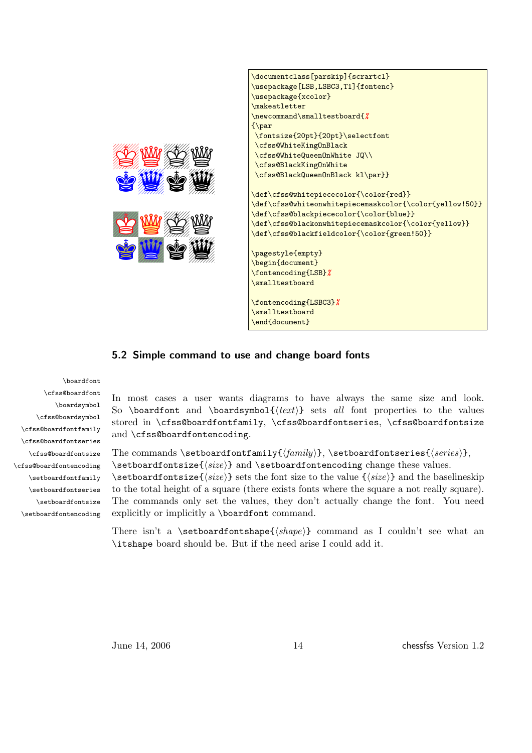```
\documentclass[parskip]{scrartcl}
\usepackage[LSB,LSBC3,T1]{fontenc}
\usepackage{xcolor}
\makeatletter
\newcommand\smalltestboard{%
{\par
 \fontsize{20pt}{20pt}\selectfont
 \cfss@WhiteKingOnBlack
 \cfss@WhiteQueenOnWhite JQ\\
 \cfss@BlackKingOnWhite
 \cfss@BlackQueenOnBlack kl\par}}

\def\cfss@whitepiececolor{\color{red}}
\def\cfss@whiteonwhitepiecemaskcolor{\color{yellow!50}}
\def\cfss@blackpiececolor{\color{blue}}
\def\cfss@blackonwhitepiecemaskcolor{\color{yellow}}
\def\cfss@blackfieldcolor{\color{green!50}}

\pagestyle{empty}
\begin{document}
\fontencoding{LSB}%
\smalltestboard

\fontencoding{LSBC3}%
\smalltestboard
\end{document}
```

## 5.2 Simple command to use and change board fonts

`\boardfont` `\cfss@boardfont` `\boardsymbol` `\cfss@boardsymbol` `\cfss@boardfontfamily` `\cfss@boardfontseries` `\cfss@boardfontsize` `\cfss@boardfontencoding` `\setboardfontfamily` `\setboardfontseries` `\setboardfontsize` `\setboardfontencoding`

In most cases a user wants diagrams to have always the same size and look. So `\boardfont` and `\boardsymbol{`⟨*text*⟩`}` sets *all* font properties to the values stored in `\cfss@boardfontfamily`, `\cfss@boardfontseries`, `\cfss@boardfontsize` and `\cfss@boardfontencoding`.

The commands `\setboardfontfamily{`⟨*family*⟩`}`, `\setboardfontseries{`⟨*series*⟩`}`, `\setboardfontsize{`⟨*size*⟩`}` and `\setboardfontencoding` change these values. `\setboardfontsize{`⟨*size*⟩`}` sets the font size to the value `{`⟨*size*⟩`}` and the baselineskip to the total height of a square (there exists fonts where the square a not really square). The commands only set the values, they don't actually change the font. You need explicitly or implicitly a `\boardfont` command.

There isn't a `\setboardfontshape{`⟨*shape*⟩`}` command as I couldn't see what an `\itshape` board should be. But if the need arise I could add it.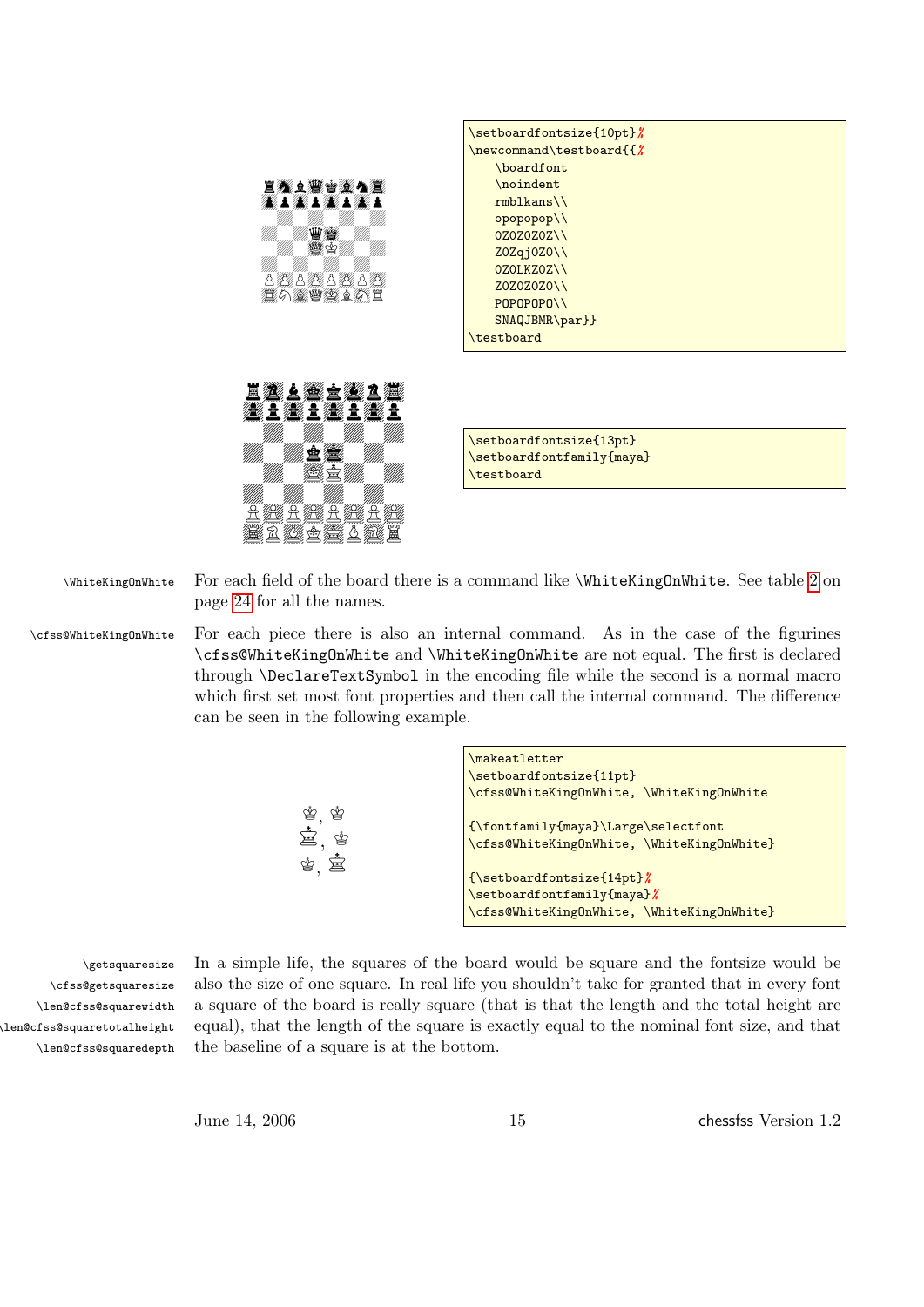```
\setboardfontsize{10pt}%
\newcommand\testboard{{%
    \boardfont
    \noindent
    rmblkans\\
    opopopop\\
    0Z0Z0Z0Z\\
    Z0ZqjOZ0\\
    0Z0LKZ0Z\\
    Z0Z0Z0Z0\\
    POPOPOPO\\
    SNAQJBMR\par}}
\testboard
```

```
\setboardfontsize{13pt}
\setboardfontfamily{maya}
\testboard
```

\WhiteKingOnWhite

For each field of the board there is a command like `\WhiteKingOnWhite`. See table 2 on page 24 for all the names.

\cfss@WhiteKingOnWhite

For each piece there is also an internal command. As in the case of the figurines `\cfss@WhiteKingOnWhite` and `\WhiteKingOnWhite` are not equal. The first is declared through `\DeclareTextSymbol` in the encoding file while the second is a normal macro which first set most font properties and then call the internal command. The difference can be seen in the following example.

```
\makeatletter
\setboardfontsize{11pt}
\cfss@WhiteKingOnWhite, \WhiteKingOnWhite

{\fontfamily{maya}\Large\selectfont
\cfss@WhiteKingOnWhite, \WhiteKingOnWhite}

{\setboardfontsize{14pt}%
\setboardfontfamily{maya}%
\cfss@WhiteKingOnWhite, \WhiteKingOnWhite}
```

\getsquaresize
\cfss@getsquaresize
\len@cfss@squarewidth
\len@cfss@squaretotalheight
\len@cfss@squaredepth

In a simple life, the squares of the board would be square and the fontsize would be also the size of one square. In real life you shouldn't take for granted that in every font a square of the board is really square (that is that the length and the total height are equal), that the length of the square is exactly equal to the nominal font size, and that the baseline of a square is at the bottom.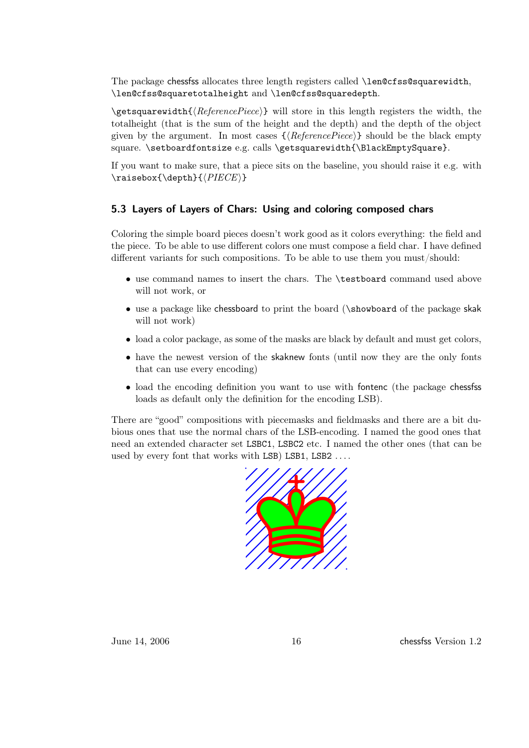The package chessfss allocates three length registers called `\len@cfss@squarewidth`, `\len@cfss@squaretotalheight` and `\len@cfss@squaredepth`.

`\getsquarewidth{`⟨*ReferencePiece*⟩`}` will store in this length registers the width, the totalheight (that is the sum of the height and the depth) and the depth of the object given by the argument. In most cases `{`⟨*ReferencePiece*⟩`}` should be the black empty square. `\setboardfontsize` e.g. calls `\getsquarewidth{\BlackEmptySquare}`.

If you want to make sure, that a piece sits on the baseline, you should raise it e.g. with `\raisebox{\depth}{`⟨*PIECE*⟩`}`

### 5.3 Layers of Layers of Chars: Using and coloring composed chars

Coloring the simple board pieces doesn't work good as it colors everything: the field and the piece. To be able to use different colors one must compose a field char. I have defined different variants for such compositions. To be able to use them you must/should:

- use command names to insert the chars. The `\testboard` command used above will not work, or
- use a package like chessboard to print the board (`\showboard` of the package skak will not work)
- load a color package, as some of the masks are black by default and must get colors,
- have the newest version of the skaknew fonts (until now they are the only fonts that can use every encoding)
- load the encoding definition you want to use with fontenc (the package chessfss loads as default only the definition for the encoding LSB).

There are "good" compositions with piecemasks and fieldmasks and there are a bit dubious ones that use the normal chars of the LSB-encoding. I named the good ones that need an extended character set `LSBC1`, `LSBC2` etc. I named the other ones (that can be used by every font that works with LSB) `LSB1`, `LSB2` ....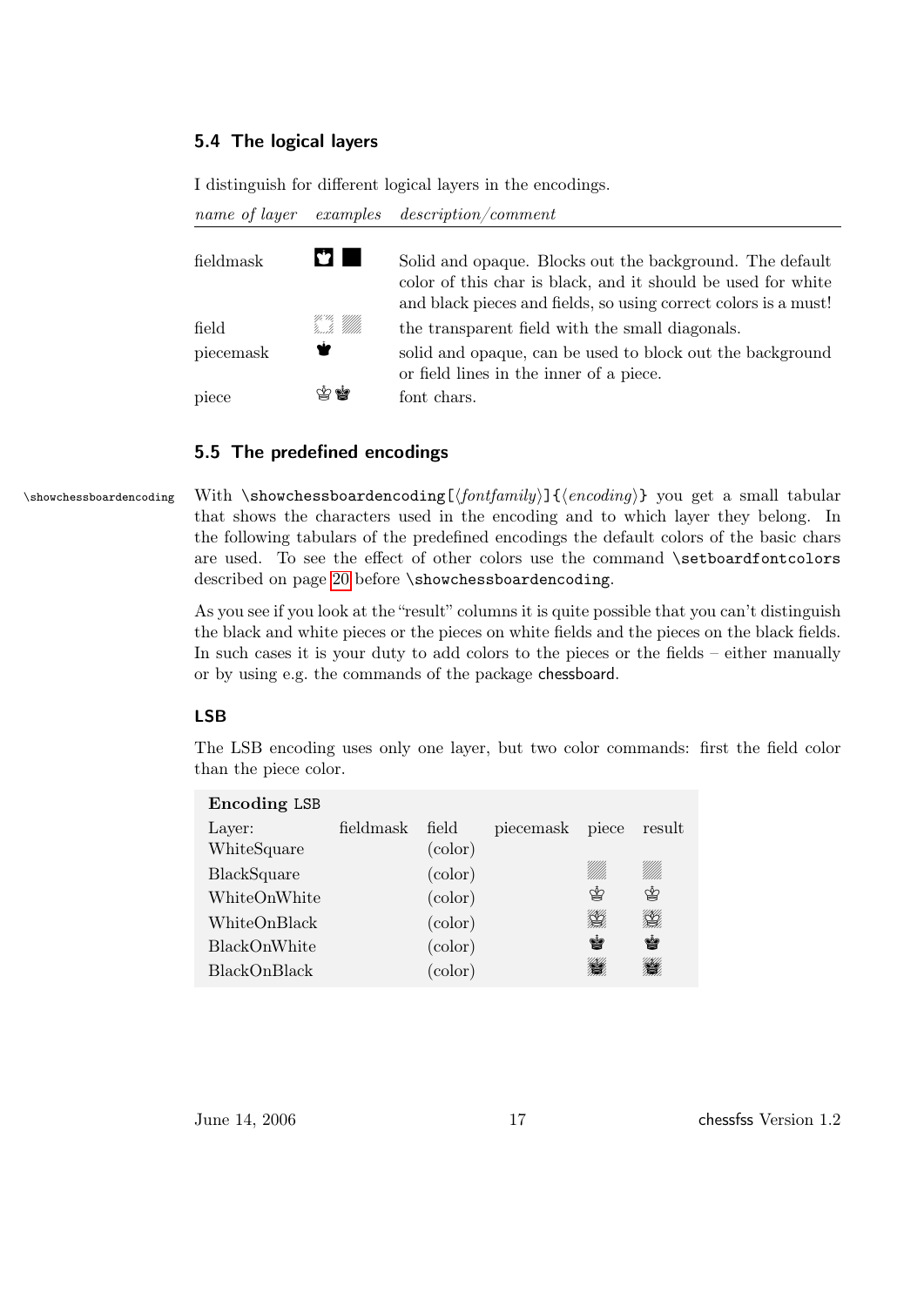### 5.4 The logical layers

I distinguish for different logical layers in the encodings.

| *name of layer* | *examples* | *description/comment* |
|---|---|---|
| fieldmask | | Solid and opaque. Blocks out the background. The default color of this char is black, and it should be used for white and black pieces and fields, so using correct colors is a must! |
| field | | the transparent field with the small diagonals. |
| piecemask | | solid and opaque, can be used to block out the background or field lines in the inner of a piece. |
| piece | ♔♚ | font chars. |

### 5.5 The predefined encodings

\showchessboardencoding

With `\showchessboardencoding[`⟨*fontfamily*⟩`]{`⟨*encoding*⟩`}` you get a small tabular that shows the characters used in the encoding and to which layer they belong. In the following tabulars of the predefined encodings the default colors of the basic chars are used. To see the effect of other colors use the command `\setboardfontcolors` described on page 20 before `\showchessboardencoding`.

As you see if you look at the "result" columns it is quite possible that you can't distinguish the black and white pieces or the pieces on white fields and the pieces on the black fields. In such cases it is your duty to add colors to the pieces or the fields – either manually or by using e.g. the commands of the package chessboard.

#### LSB

The LSB encoding uses only one layer, but two color commands: first the field color than the piece color.

**Encoding** `LSB`

| Layer: | fieldmask | field | piecemask | piece | result |
|---|---|---|---|---|---|
| WhiteSquare | | (color) | | | |
| BlackSquare | | (color) | | | |
| WhiteOnWhite | | (color) | | ♔ | ♔ |
| WhiteOnBlack | | (color) | | ♔ | ♔ |
| BlackOnWhite | | (color) | | ♚ | ♚ |
| BlackOnBlack | | (color) | | ♚ | ♚ |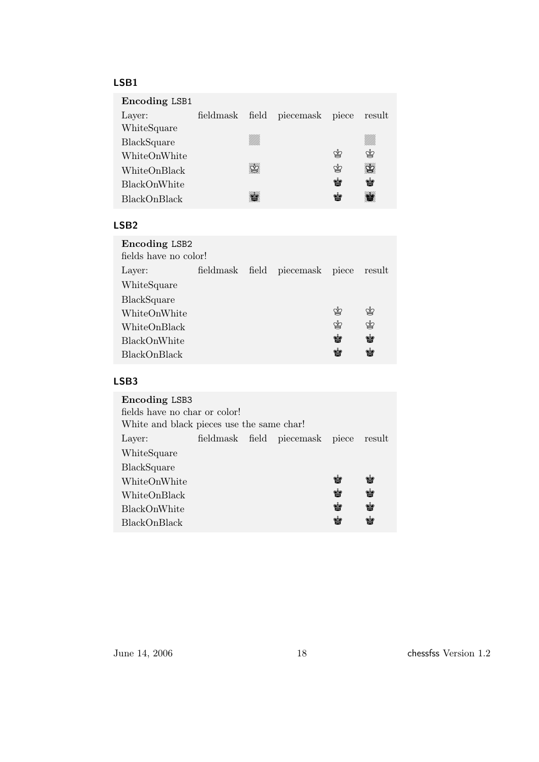## LSB1

**Encoding** `LSB1`

| Layer: | fieldmask | field | piecemask | piece | result |
|---|---|---|---|---|---|
| WhiteSquare | | | | | |
| BlackSquare | | ▨ | | | ▨ |
| WhiteOnWhite | | | | ♔ | ♔ |
| WhiteOnBlack | | ♔ | | ♔ | ♔ |
| BlackOnWhite | | | | ♚ | ♚ |
| BlackOnBlack | | ♚ | | ♚ | ♚ |

## LSB2

**Encoding** `LSB2`
fields have no color!

| Layer: | fieldmask | field | piecemask | piece | result |
|---|---|---|---|---|---|
| WhiteSquare | | | | | |
| BlackSquare | | | | | |
| WhiteOnWhite | | | | ♔ | ♔ |
| WhiteOnBlack | | | | ♔ | ♔ |
| BlackOnWhite | | | | ♚ | ♚ |
| BlackOnBlack | | | | ♚ | ♚ |

## LSB3

**Encoding** `LSB3`
fields have no char or color!
White and black pieces use the same char!

| Layer: | fieldmask | field | piecemask | piece | result |
|---|---|---|---|---|---|
| WhiteSquare | | | | | |
| BlackSquare | | | | | |
| WhiteOnWhite | | | | ♚ | ♚ |
| WhiteOnBlack | | | | ♚ | ♚ |
| BlackOnWhite | | | | ♚ | ♚ |
| BlackOnBlack | | | | ♚ | ♚ |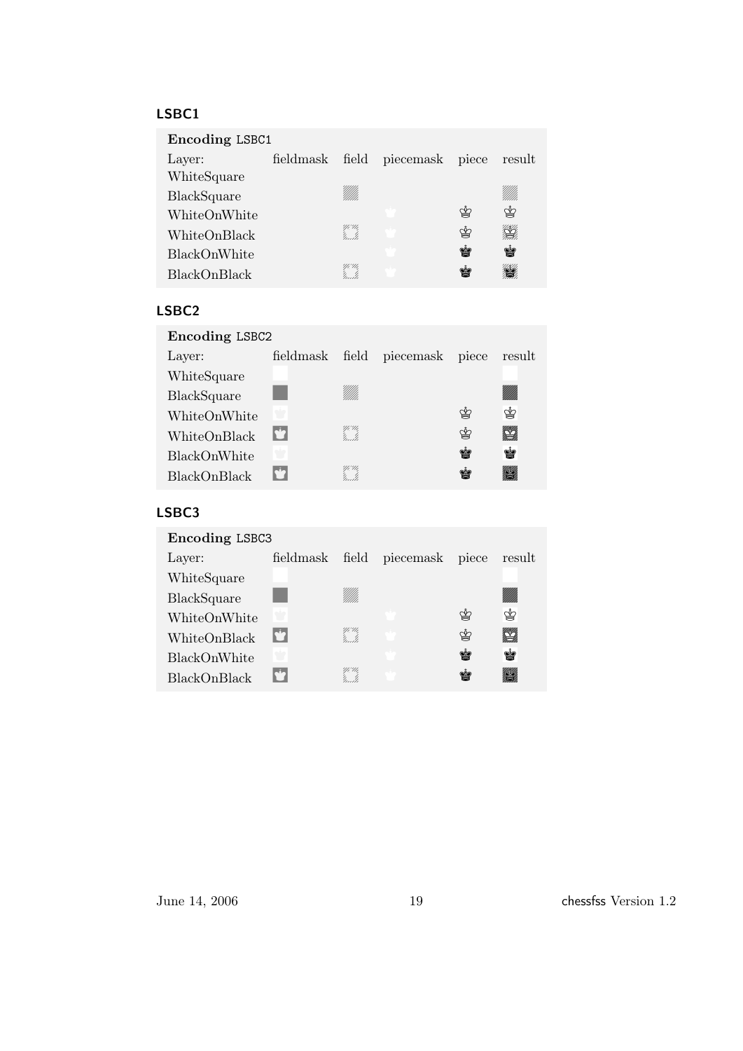## LSBC1

| Encoding LSBC1 | | | | | |
|---|---|---|---|---|---|
| Layer: | fieldmask | field | piecemask | piece | result |
| WhiteSquare | | | | | |
| BlackSquare | | ▨ | | | ▨ |
| WhiteOnWhite | | | ♚ | ♔ | ♔ |
| WhiteOnBlack | | ▨ | ♚ | ♔ | ♔ |
| BlackOnWhite | | | ♚ | ♚ | ♚ |
| BlackOnBlack | | ▨ | ♚ | ♚ | ♚ |

## LSBC2

| Encoding LSBC2 | | | | | |
|---|---|---|---|---|---|
| Layer: | fieldmask | field | piecemask | piece | result |
| WhiteSquare | □ | | | | □ |
| BlackSquare | ■ | ▨ | | | ■ |
| WhiteOnWhite | ♚ | | | ♔ | ♔ |
| WhiteOnBlack | ♚ | ▨ | | ♔ | ♔ |
| BlackOnWhite | ♚ | | | ♚ | ♚ |
| BlackOnBlack | ♚ | ▨ | | ♚ | ♚ |

## LSBC3

| Encoding LSBC3 | | | | | |
|---|---|---|---|---|---|
| Layer: | fieldmask | field | piecemask | piece | result |
| WhiteSquare | □ | | | | □ |
| BlackSquare | ■ | ▨ | | | ■ |
| WhiteOnWhite | ♚ | | ♚ | ♔ | ♔ |
| WhiteOnBlack | ♚ | ▨ | ♚ | ♔ | ♔ |
| BlackOnWhite | ♚ | | ♚ | ♚ | ♚ |
| BlackOnBlack | ♚ | ▨ | ♚ | ♚ | ♚ |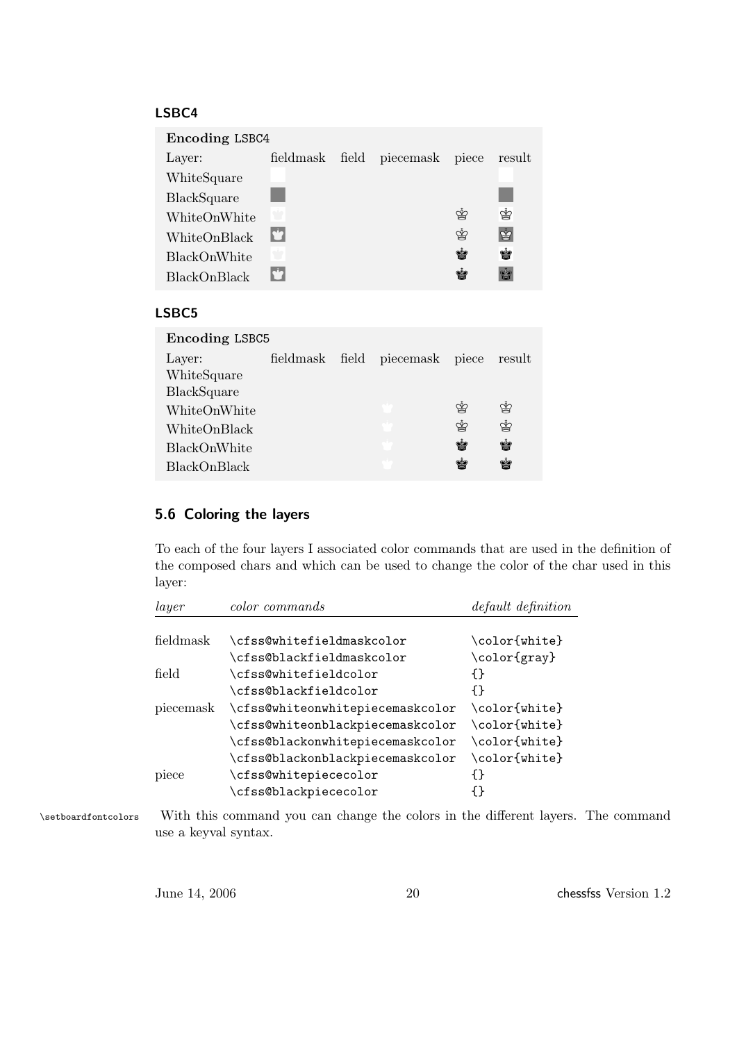### LSBC4

| Encoding LSBC4 | | | | | |
|---|---|---|---|---|---|
| Layer: | fieldmask | field | piecemask | piece | result |
| WhiteSquare | | | | | |
| BlackSquare | | | | | |
| WhiteOnWhite | | | | ♔ | ♔ |
| WhiteOnBlack | | | | ♔ | ♔ |
| BlackOnWhite | | | | ♚ | ♚ |
| BlackOnBlack | | | | ♚ | ♚ |

### LSBC5

| Encoding LSBC5 | | | | | |
|---|---|---|---|---|---|
| Layer: | fieldmask | field | piecemask | piece | result |
| WhiteSquare | | | | | |
| BlackSquare | | | | | |
| WhiteOnWhite | | | | ♔ | ♔ |
| WhiteOnBlack | | | | ♔ | ♔ |
| BlackOnWhite | | | | ♚ | ♚ |
| BlackOnBlack | | | | ♚ | ♚ |

## 5.6 Coloring the layers

To each of the four layers I associated color commands that are used in the definition of the composed chars and which can be used to change the color of the char used in this layer:

| *layer* | *color commands* | *default definition* |
|---|---|---|
| fieldmask | `\cfss@whitefieldmaskcolor` | `\color{white}` |
| | `\cfss@blackfieldmaskcolor` | `\color{gray}` |
| field | `\cfss@whitefieldcolor` | `{}` |
| | `\cfss@blackfieldcolor` | `{}` |
| piecemask | `\cfss@whiteonwhitepiecemaskcolor` | `\color{white}` |
| | `\cfss@whiteonblackpiecemaskcolor` | `\color{white}` |
| | `\cfss@blackonwhitepiecemaskcolor` | `\color{white}` |
| | `\cfss@blackonblackpiecemaskcolor` | `\color{white}` |
| piece | `\cfss@whitepiececolor` | `{}` |
| | `\cfss@blackpiececolor` | `{}` |

`\setboardfontcolors` With this command you can change the colors in the different layers. The command use a keyval syntax.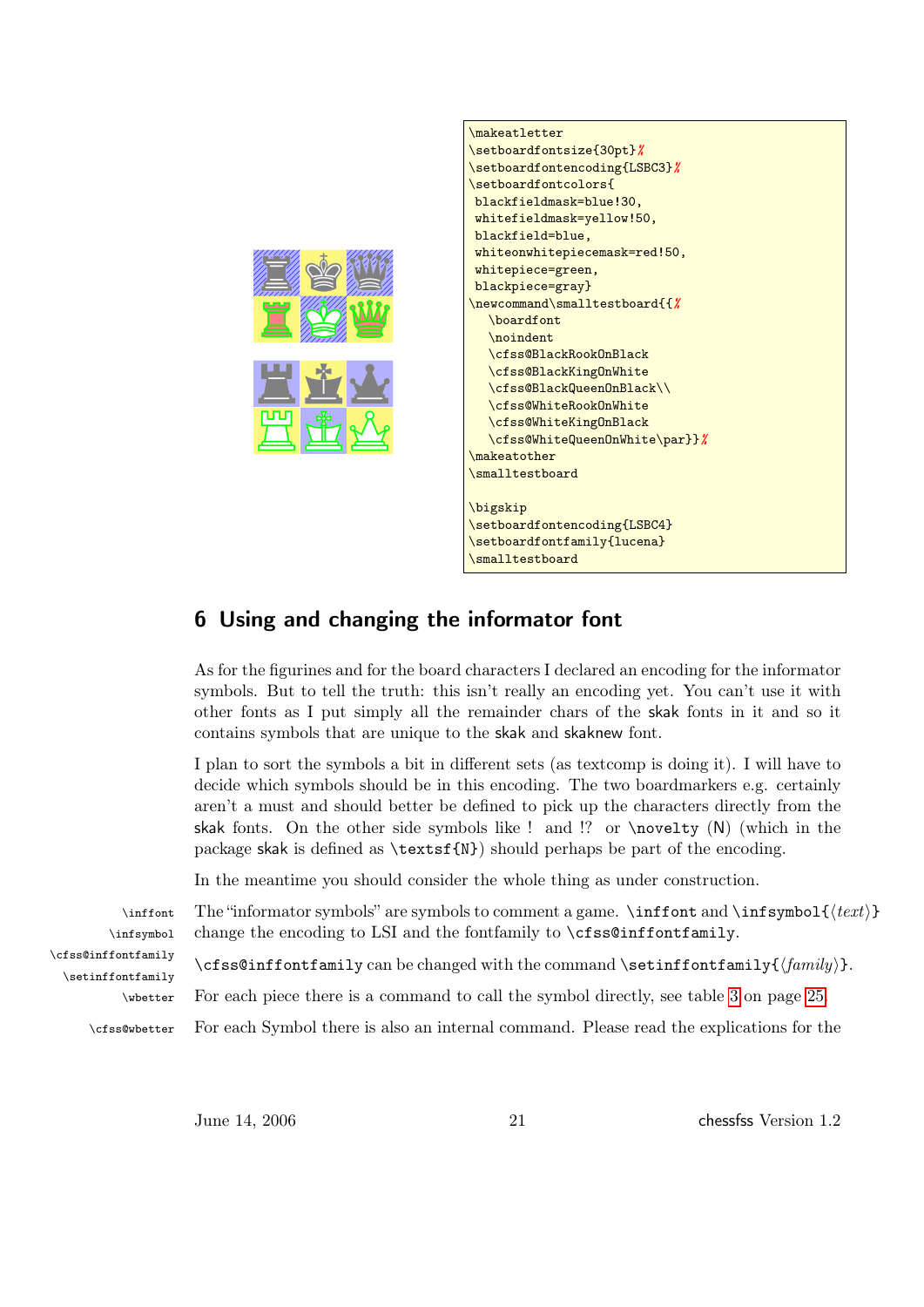```
\makeatletter
\setboardfontsize{30pt}%
\setboardfontencoding{LSBC3}%
\setboardfontcolors{
 blackfieldmask=blue!30,
 whitefieldmask=yellow!50,
 blackfield=blue,
 whiteonwhitepiecemask=red!50,
 whitepiece=green,
 blackpiece=gray}
\newcommand\smalltestboard{{%
   \boardfont
   \noindent
   \cfss@BlackRookOnBlack
   \cfss@BlackKingOnWhite
   \cfss@BlackQueenOnBlack\\
   \cfss@WhiteRookOnWhite
   \cfss@WhiteKingOnBlack
   \cfss@WhiteQueenOnWhite\par}}%
\makeatother
\smalltestboard

\bigskip
\setboardfontencoding{LSBC4}
\setboardfontfamily{lucena}
\smalltestboard
```

## 6 Using and changing the informator font

As for the figurines and for the board characters I declared an encoding for the informator symbols. But to tell the truth: this isn't really an encoding yet. You can't use it with other fonts as I put simply all the remainder chars of the skak fonts in it and so it contains symbols that are unique to the skak and skaknew font.

I plan to sort the symbols a bit in different sets (as textcomp is doing it). I will have to decide which symbols should be in this encoding. The two boardmarkers e.g. certainly aren't a must and should better be defined to pick up the characters directly from the skak fonts. On the other side symbols like ! and !? or `\novelty` (N) (which in the package skak is defined as `\textsf{N}`) should perhaps be part of the encoding.

In the meantime you should consider the whole thing as under construction.

`\inffont` `\infsymbol` The "informator symbols" are symbols to comment a game. `\inffont` and `\infsymbol{`⟨*text*⟩`}` change the encoding to LSI and the fontfamily to `\cfss@inffontfamily`.

`\cfss@inffontfamily` `\setinffontfamily` `\cfss@inffontfamily` can be changed with the command `\setinffontfamily{`⟨*family*⟩`}`.

`\wbetter` For each piece there is a command to call the symbol directly, see table 3 on page 25.

`\cfss@wbetter` For each Symbol there is also an internal command. Please read the explications for the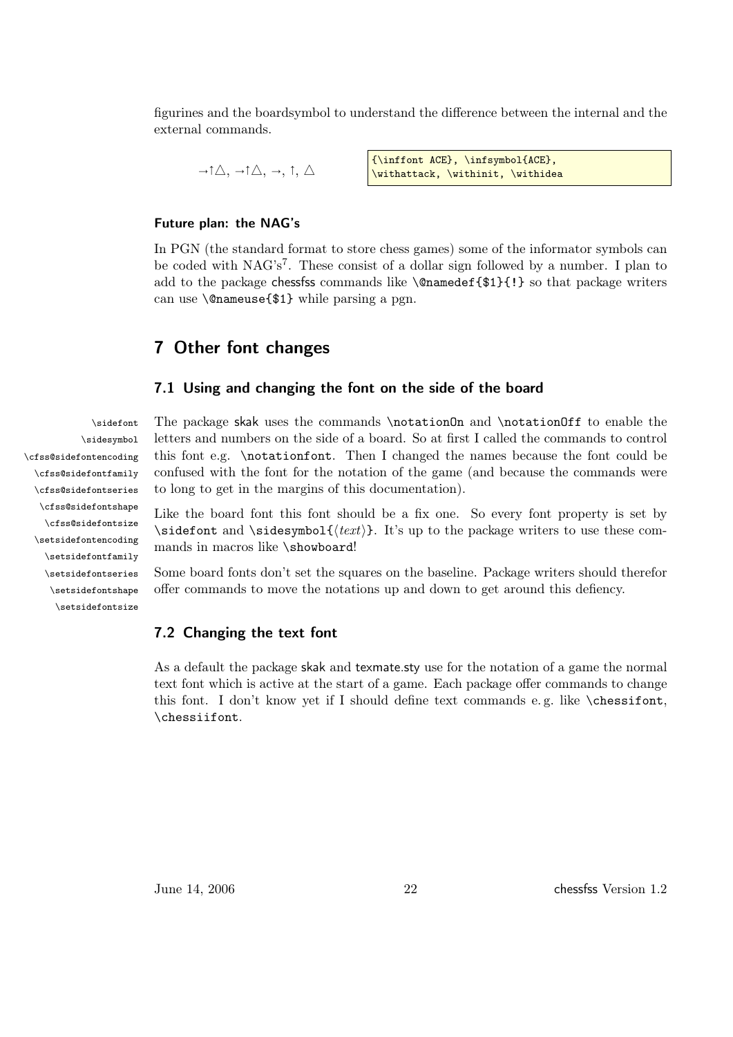figurines and the boardsymbol to understand the difference between the internal and the external commands.

→↑△, →↑△, →, ↑, △

```
{\inffont ACE}, \infsymbol{ACE},
\withattack, \withinit, \withidea
```

#### Future plan: the NAG's

In PGN (the standard format to store chess games) some of the informator symbols can be coded with NAG's[7]. These consist of a dollar sign followed by a number. I plan to add to the package chessfss commands like `\@namedef{$1}{!}` so that package writers can use `\@nameuse{$1}` while parsing a pgn.

## 7 Other font changes

### 7.1 Using and changing the font on the side of the board

`\sidefont`
`\sidesymbol`
`\cfss@sidefontencoding`
`\cfss@sidefontfamily`
`\cfss@sidefontseries`
`\cfss@sidefontshape`
`\cfss@sidefontsize`
`\setsidefontencoding`
`\setsidefontfamily`
`\setsidefontseries`
`\setsidefontshape`
`\setsidefontsize`

The package skak uses the commands `\notationOn` and `\notationOff` to enable the letters and numbers on the side of a board. So at first I called the commands to control this font e.g. `\notationfont`. Then I changed the names because the font could be confused with the font for the notation of the game (and because the commands were to long to get in the margins of this documentation).

Like the board font this font should be a fix one. So every font property is set by `\sidefont` and `\sidesymbol{⟨text⟩}`. It's up to the package writers to use these commands in macros like `\showboard`!

Some board fonts don't set the squares on the baseline. Package writers should therefor offer commands to move the notations up and down to get around this defiency.

### 7.2 Changing the text font

As a default the package skak and texmate.sty use for the notation of a game the normal text font which is active at the start of a game. Each package offer commands to change this font. I don't know yet if I should define text commands e. g. like `\chessifont`, `\chessiifont`.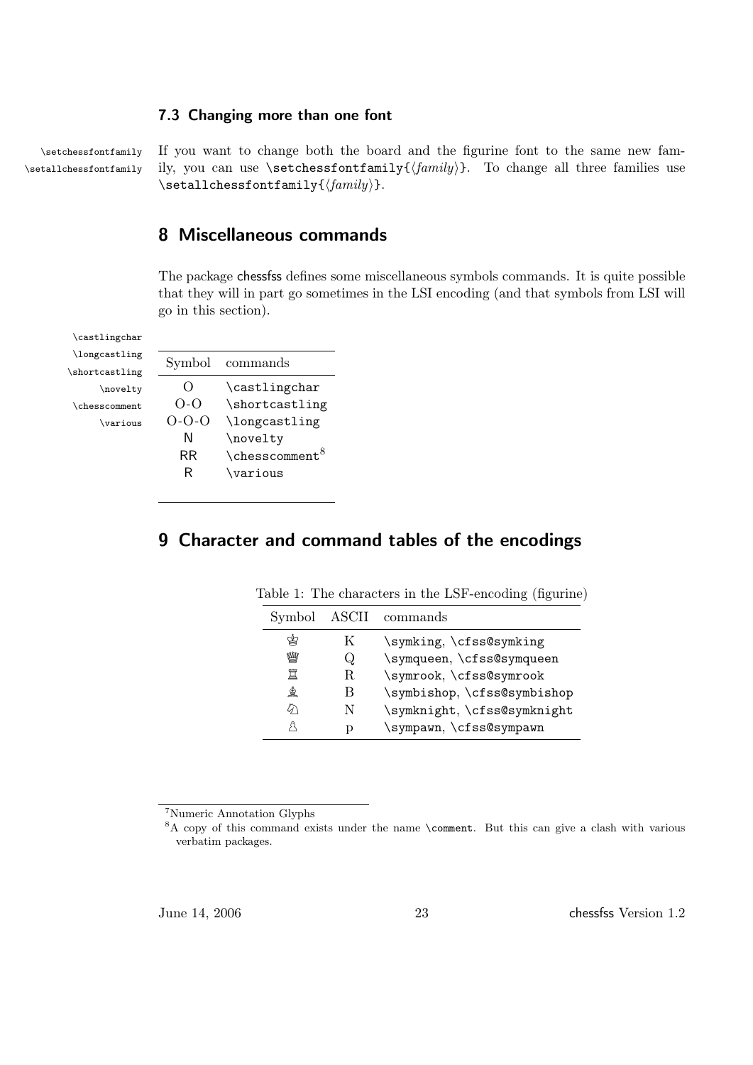### 7.3 Changing more than one font

\setchessfontfamily
\setallchessfontfamily

If you want to change both the board and the figurine font to the same new family, you can use `\setchessfontfamily{⟨family⟩}`. To change all three families use `\setallchessfontfamily{⟨family⟩}`.

## 8 Miscellaneous commands

The package chessfss defines some miscellaneous symbols commands. It is quite possible that they will in part go sometimes in the LSI encoding (and that symbols from LSI will go in this section).

\castlingchar
\longcastling
\shortcastling
\novelty
\chesscomment
\various

| Symbol | commands |
|---|---|
| O | `\castlingchar` |
| O-O | `\shortcastling` |
| O-O-O | `\longcastling` |
| N | `\novelty` |
| RR | `\chesscomment`[8] |
| R | `\various` |

## 9 Character and command tables of the encodings

Table 1: The characters in the LSF-encoding (figurine)

| Symbol | ASCII | commands |
|---|---|---|
| ♔ | K | `\symking`, `\cfss@symking` |
| ♕ | Q | `\symqueen`, `\cfss@symqueen` |
| ♖ | R | `\symrook`, `\cfss@symrook` |
| ♗ | B | `\symbishop`, `\cfss@symbishop` |
| ♘ | N | `\symknight`, `\cfss@symknight` |
| ♙ | p | `\sympawn`, `\cfss@sympawn` |

[7] Numeric Annotation Glyphs

[8] A copy of this command exists under the name `\comment`. But this can give a clash with various verbatim packages.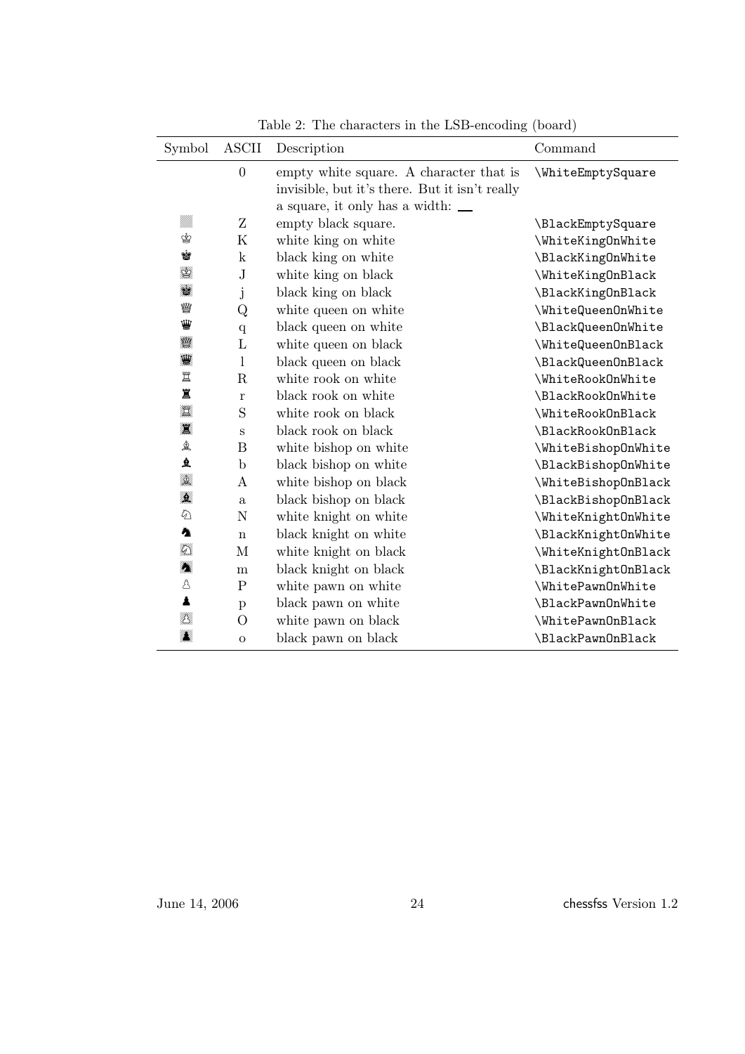Table 2: The characters in the LSB-encoding (board)

| Symbol | ASCII | Description | Command |
|---|---|---|---|
| | 0 | empty white square. A character that is invisible, but it's there. But it isn't really a square, it only has a width: | \WhiteEmptySquare |
| ▨ | Z | empty black square. | \BlackEmptySquare |
| ♔ | K | white king on white | \WhiteKingOnWhite |
| ♚ | k | black king on white | \BlackKingOnWhite |
| ♔ | J | white king on black | \WhiteKingOnBlack |
| ♚ | j | black king on black | \BlackKingOnBlack |
| ♕ | Q | white queen on white | \WhiteQueenOnWhite |
| ♛ | q | black queen on white | \BlackQueenOnWhite |
| ♕ | L | white queen on black | \WhiteQueenOnBlack |
| ♛ | l | black queen on black | \BlackQueenOnBlack |
| ♖ | R | white rook on white | \WhiteRookOnWhite |
| ♜ | r | black rook on white | \BlackRookOnWhite |
| ♖ | S | white rook on black | \WhiteRookOnBlack |
| ♜ | s | black rook on black | \BlackRookOnBlack |
| ♗ | B | white bishop on white | \WhiteBishopOnWhite |
| ♝ | b | black bishop on white | \BlackBishopOnWhite |
| ♗ | A | white bishop on black | \WhiteBishopOnBlack |
| ♝ | a | black bishop on black | \BlackBishopOnBlack |
| ♘ | N | white knight on white | \WhiteKnightOnWhite |
| ♞ | n | black knight on white | \BlackKnightOnWhite |
| ♘ | M | white knight on black | \WhiteKnightOnBlack |
| ♞ | m | black knight on black | \BlackKnightOnBlack |
| ♙ | P | white pawn on white | \WhitePawnOnWhite |
| ♟ | p | black pawn on white | \BlackPawnOnWhite |
| ♙ | O | white pawn on black | \WhitePawnOnBlack |
| ♟ | o | black pawn on black | \BlackPawnOnBlack |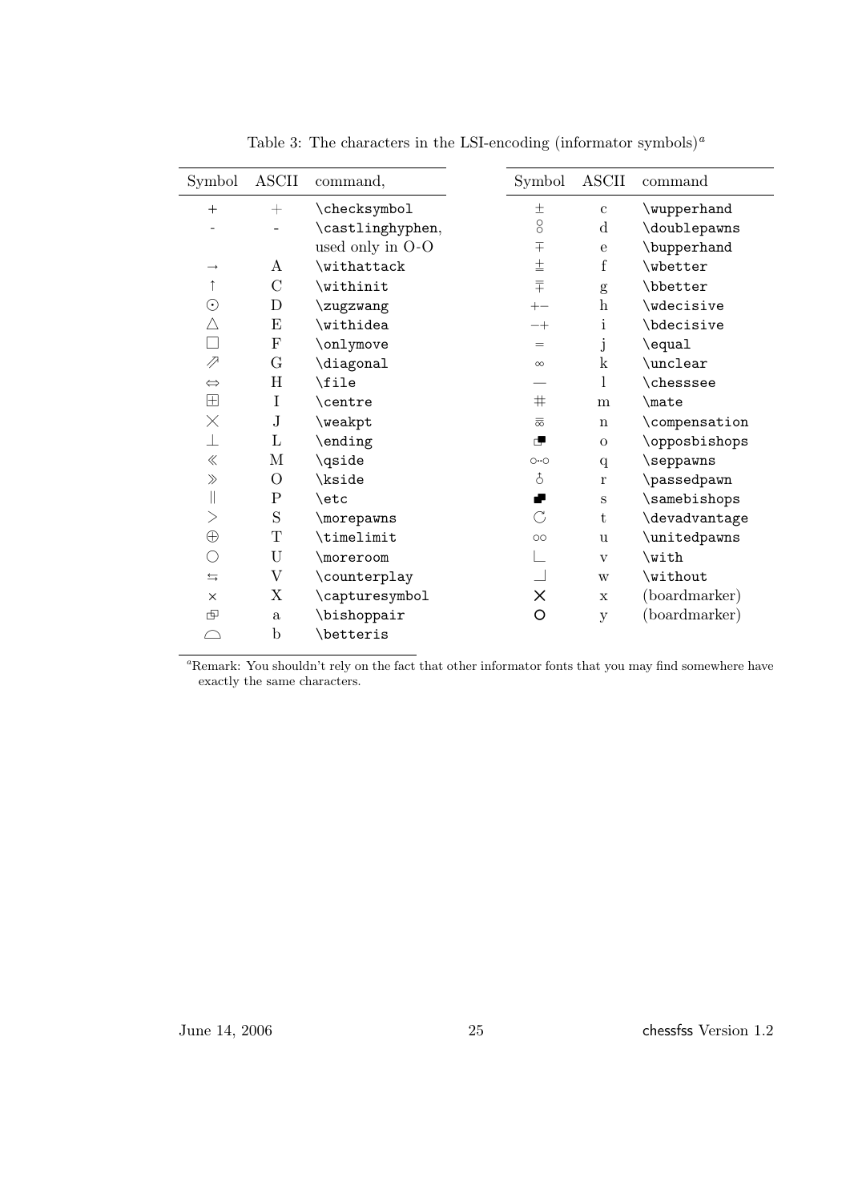Table 3: The characters in the LSI-encoding (informator symbols)[a]

| Symbol | ASCII | command, |
|---|---|---|
| + | + | \checksymbol |
| - | - | \castlinghyphen, used only in O-O |
| → | A | \withattack |
| ↑ | C | \withinit |
| ⊙ | D | \zugzwang |
| △ | E | \withidea |
| □ | F | \onlymove |
| ⇗ | G | \diagonal |
| ⇔ | H | \file |
| ⊞ | I | \centre |
| × | J | \weakpt |
| ⊥ | L | \ending |
| ≪ | M | \qside |
| ≫ | O | \kside |
| ‖ | P | \etc |
| > | S | \morepawns |
| ⊕ | T | \timelimit |
| ○ | U | \moreroom |
| ⇆ | V | \counterplay |
| × | X | \capturesymbol |
| ⧉ | a | \bishoppair |
| ⌓ | b | \betteris |

| Symbol | ASCII | command |
|---|---|---|
| ± | c | \wupperhand |
| ⚇ | d | \doublepawns |
| ∓ | e | \bupperhand |
| ⩲ | f | \wbetter |
| ⩱ | g | \bbetter |
| +− | h | \wdecisive |
| −+ | i | \bdecisive |
| = | j | \equal |
| ∞ | k | \unclear |
| — | l | \chesssee |
| # | m | \mate |
| =∞ | n | \compensation |
| ⧉ | o | \opposbishops |
| ○··○ | q | \seppawns |
| ♁ | r | \passedpawn |
| ■ | s | \samebishops |
| ↻ | t | \devadvantage |
| ○○ | u | \unitedpawns |
| ∟ | v | \with |
| ⌟ | w | \without |
| ✕ | x | (boardmarker) |
| ○ | y | (boardmarker) |

[a] Remark: You shouldn't rely on the fact that other informator fonts that you may find somewhere have exactly the same characters.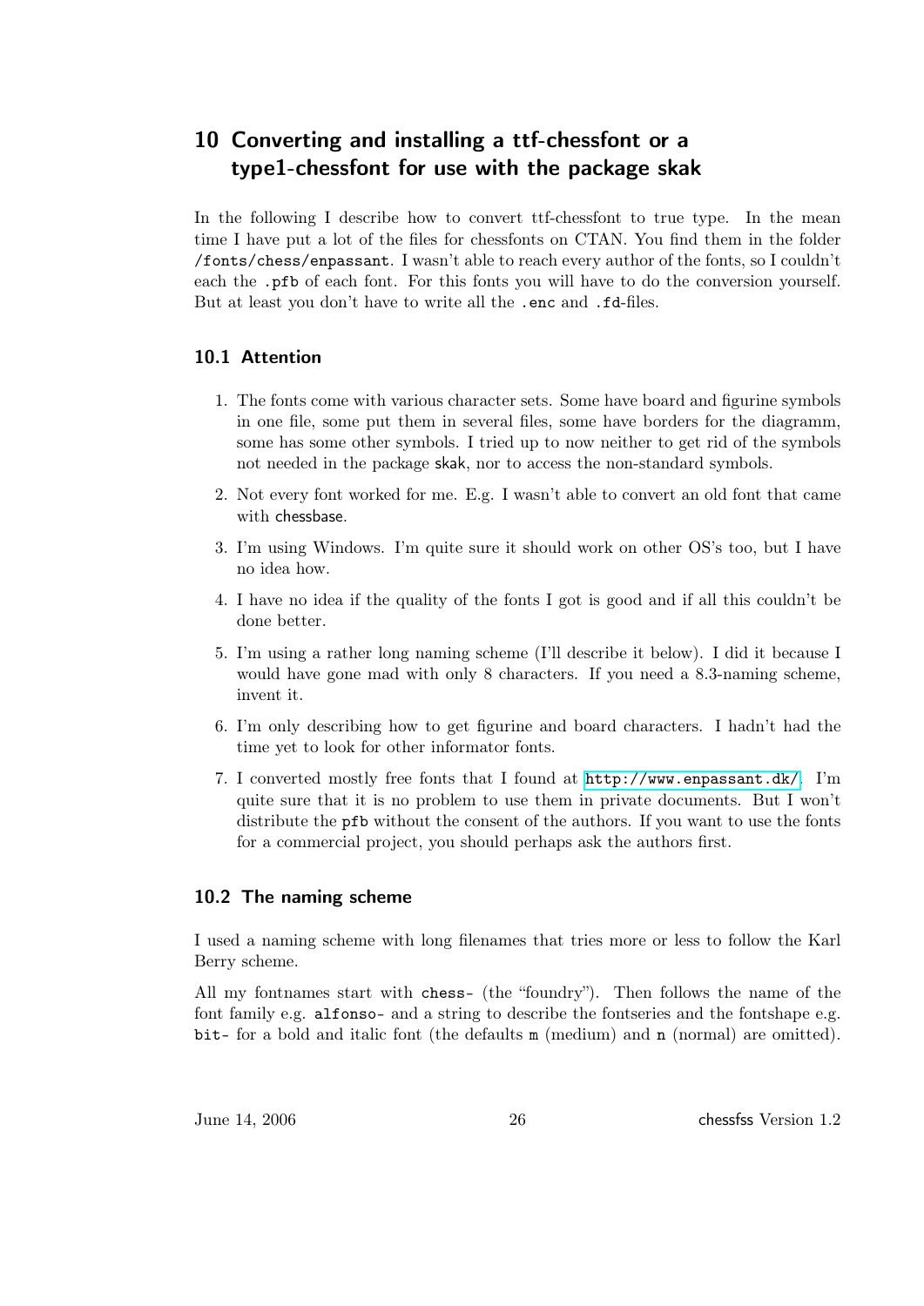# 10 Converting and installing a ttf-chessfont or a type1-chessfont for use with the package skak

In the following I describe how to convert ttf-chessfont to true type. In the mean time I have put a lot of the files for chessfonts on CTAN. You find them in the folder `/fonts/chess/enpassant`. I wasn't able to reach every author of the fonts, so I couldn't each the `.pfb` of each font. For this fonts you will have to do the conversion yourself. But at least you don't have to write all the `.enc` and `.fd`-files.

## 10.1 Attention

1. The fonts come with various character sets. Some have board and figurine symbols in one file, some put them in several files, some have borders for the diagramm, some has some other symbols. I tried up to now neither to get rid of the symbols not needed in the package skak, nor to access the non-standard symbols.
2. Not every font worked for me. E.g. I wasn't able to convert an old font that came with chessbase.
3. I'm using Windows. I'm quite sure it should work on other OS's too, but I have no idea how.
4. I have no idea if the quality of the fonts I got is good and if all this couldn't be done better.
5. I'm using a rather long naming scheme (I'll describe it below). I did it because I would have gone mad with only 8 characters. If you need a 8.3-naming scheme, invent it.
6. I'm only describing how to get figurine and board characters. I hadn't had the time yet to look for other informator fonts.
7. I converted mostly free fonts that I found at http://www.enpassant.dk/. I'm quite sure that it is no problem to use them in private documents. But I won't distribute the `pfb` without the consent of the authors. If you want to use the fonts for a commercial project, you should perhaps ask the authors first.

## 10.2 The naming scheme

I used a naming scheme with long filenames that tries more or less to follow the Karl Berry scheme.

All my fontnames start with `chess-` (the "foundry"). Then follows the name of the font family e.g. `alfonso-` and a string to describe the fontseries and the fontshape e.g. `bit-` for a bold and italic font (the defaults `m` (medium) and `n` (normal) are omitted).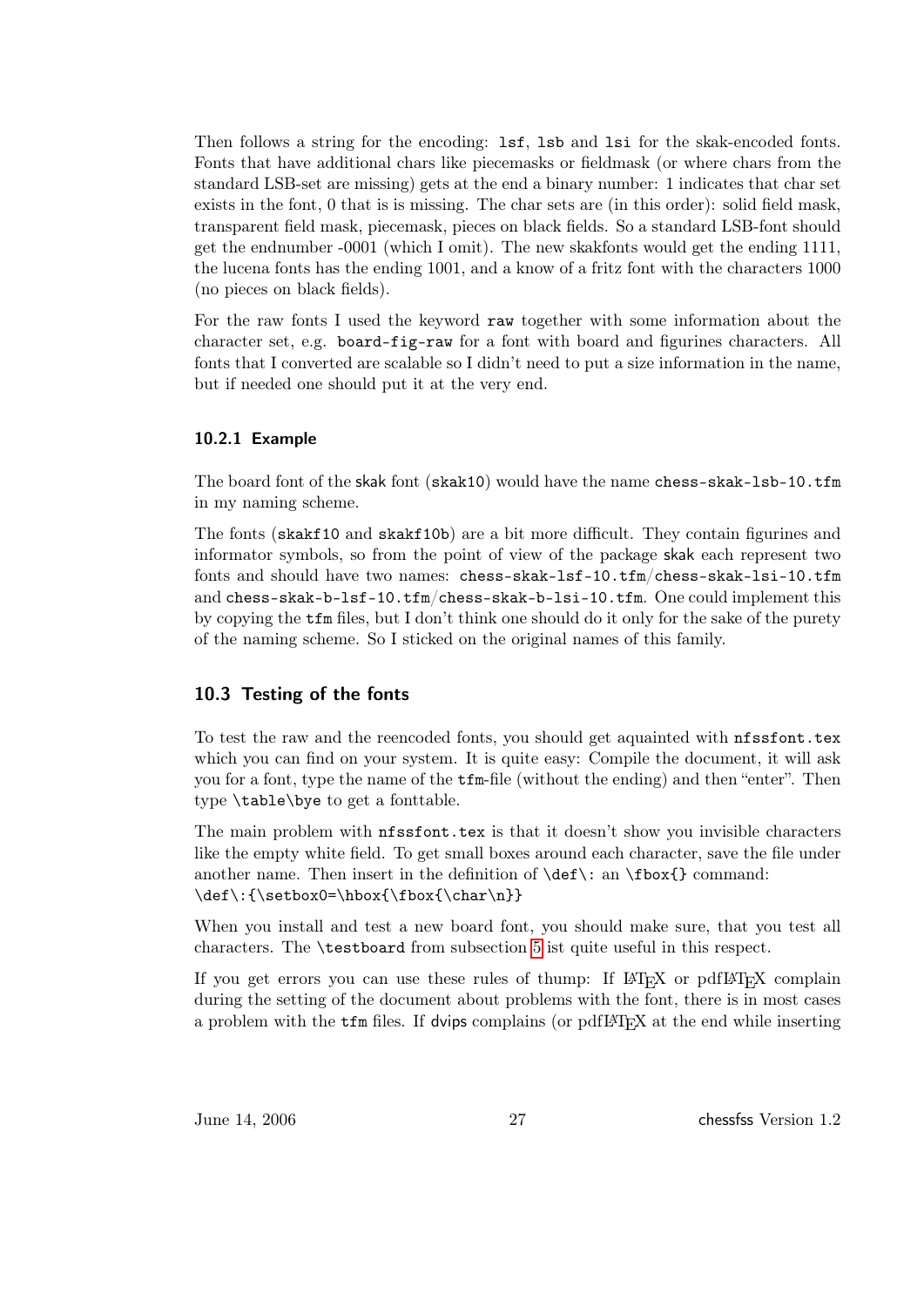Then follows a string for the encoding: `lsf`, `lsb` and `lsi` for the skak-encoded fonts. Fonts that have additional chars like piecemasks or fieldmask (or where chars from the standard LSB-set are missing) gets at the end a binary number: 1 indicates that char set exists in the font, 0 that is is missing. The char sets are (in this order): solid field mask, transparent field mask, piecemask, pieces on black fields. So a standard LSB-font should get the endnumber -0001 (which I omit). The new skakfonts would get the ending 1111, the lucena fonts has the ending 1001, and a know of a fritz font with the characters 1000 (no pieces on black fields).

For the raw fonts I used the keyword `raw` together with some information about the character set, e.g. `board-fig-raw` for a font with board and figurines characters. All fonts that I converted are scalable so I didn't need to put a size information in the name, but if needed one should put it at the very end.

### 10.2.1 Example

The board font of the skak font (`skak10`) would have the name `chess-skak-lsb-10.tfm` in my naming scheme.

The fonts (`skakf10` and `skakf10b`) are a bit more difficult. They contain figurines and informator symbols, so from the point of view of the package skak each represent two fonts and should have two names: `chess-skak-lsf-10.tfm`/`chess-skak-lsi-10.tfm` and `chess-skak-b-lsf-10.tfm`/`chess-skak-b-lsi-10.tfm`. One could implement this by copying the `tfm` files, but I don't think one should do it only for the sake of the purety of the naming scheme. So I sticked on the original names of this family.

## 10.3 Testing of the fonts

To test the raw and the reencoded fonts, you should get aquainted with `nfssfont.tex` which you can find on your system. It is quite easy: Compile the document, it will ask you for a font, type the name of the `tfm`-file (without the ending) and then "enter". Then type `\table\bye` to get a fonttable.

The main problem with `nfssfont.tex` is that it doesn't show you invisible characters like the empty white field. To get small boxes around each character, save the file under another name. Then insert in the definition of `\def\:` an `\fbox{}` command:
`\def\:{\setbox0=\hbox{\fbox{\char\n}}`

When you install and test a new board font, you should make sure, that you test all characters. The `\testboard` from subsection 5 ist quite useful in this respect.

If you get errors you can use these rules of thump: If LaTeX or pdfLaTeX complain during the setting of the document about problems with the font, there is in most cases a problem with the `tfm` files. If dvips complains (or pdfLaTeX at the end while inserting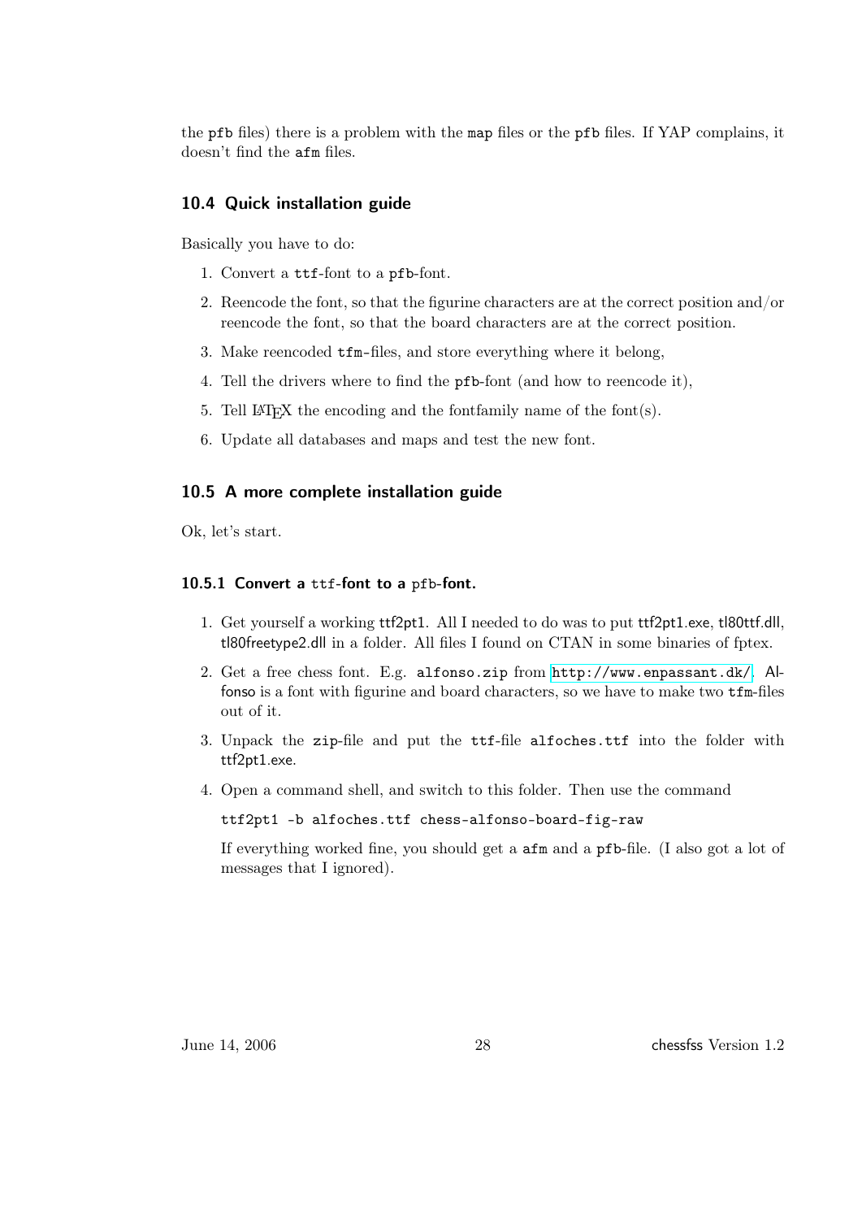the pfb files) there is a problem with the map files or the pfb files. If YAP complains, it doesn't find the afm files.

### 10.4 Quick installation guide

Basically you have to do:

1. Convert a ttf-font to a pfb-font.
2. Reencode the font, so that the figurine characters are at the correct position and/or reencode the font, so that the board characters are at the correct position.
3. Make reencoded tfm-files, and store everything where it belong,
4. Tell the drivers where to find the pfb-font (and how to reencode it),
5. Tell LaTeX the encoding and the fontfamily name of the font(s).
6. Update all databases and maps and test the new font.

### 10.5 A more complete installation guide

Ok, let's start.

#### 10.5.1 Convert a ttf-font to a pfb-font.

1. Get yourself a working ttf2pt1. All I needed to do was to put ttf2pt1.exe, tl80ttf.dll, tl80freetype2.dll in a folder. All files I found on CTAN in some binaries of fptex.
2. Get a free chess font. E.g. alfonso.zip from http://www.enpassant.dk/. Alfonso is a font with figurine and board characters, so we have to make two tfm-files out of it.
3. Unpack the zip-file and put the ttf-file alfoches.ttf into the folder with ttf2pt1.exe.
4. Open a command shell, and switch to this folder. Then use the command

   ```
   ttf2pt1 -b alfoches.ttf chess-alfonso-board-fig-raw
   ```

   If everything worked fine, you should get a afm and a pfb-file. (I also got a lot of messages that I ignored).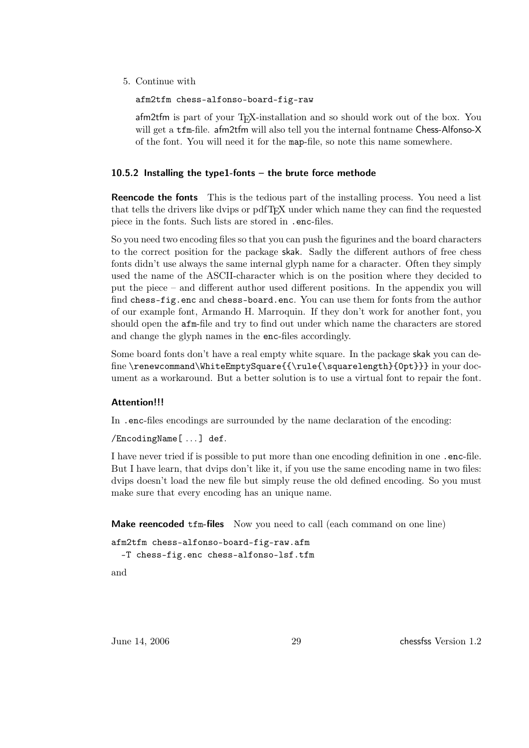5. Continue with

   ```
   afm2tfm chess-alfonso-board-fig-raw
   ```

   afm2tfm is part of your TEX-installation and so should work out of the box. You will get a `tfm`-file. afm2tfm will also tell you the internal fontname Chess-Alfonso-X of the font. You will need it for the `map`-file, so note this name somewhere.

### 10.5.2 Installing the type1-fonts – the brute force methode

**Reencode the fonts** This is the tedious part of the installing process. You need a list that tells the drivers like dvips or pdfTEX under which name they can find the requested piece in the fonts. Such lists are stored in `.enc`-files.

So you need two encoding files so that you can push the figurines and the board characters to the correct position for the package skak. Sadly the different authors of free chess fonts didn't use always the same internal glyph name for a character. Often they simply used the name of the ASCII-character which is on the position where they decided to put the piece – and different author used different positions. In the appendix you will find `chess-fig.enc` and `chess-board.enc`. You can use them for fonts from the author of our example font, Armando H. Marroquin. If they don't work for another font, you should open the `afm`-file and try to find out under which name the characters are stored and change the glyph names in the `enc`-files accordingly.

Some board fonts don't have a real empty white square. In the package skak you can define `\renewcommand\WhiteEmptySquare{{\rule{\squarelength}{0pt}}}` in your document as a workaround. But a better solution is to use a virtual font to repair the font.

#### Attention!!!

In `.enc`-files encodings are surrounded by the name declaration of the encoding:

`/EncodingName[ ...] def`.

I have never tried if is possible to put more than one encoding definition in one `.enc`-file. But I have learn, that dvips don't like it, if you use the same encoding name in two files: dvips doesn't load the new file but simply reuse the old defined encoding. So you must make sure that every encoding has an unique name.

**Make reencoded `tfm`-files** Now you need to call (each command on one line)

```
afm2tfm chess-alfonso-board-fig-raw.afm
  -T chess-fig.enc chess-alfonso-lsf.tfm
```

and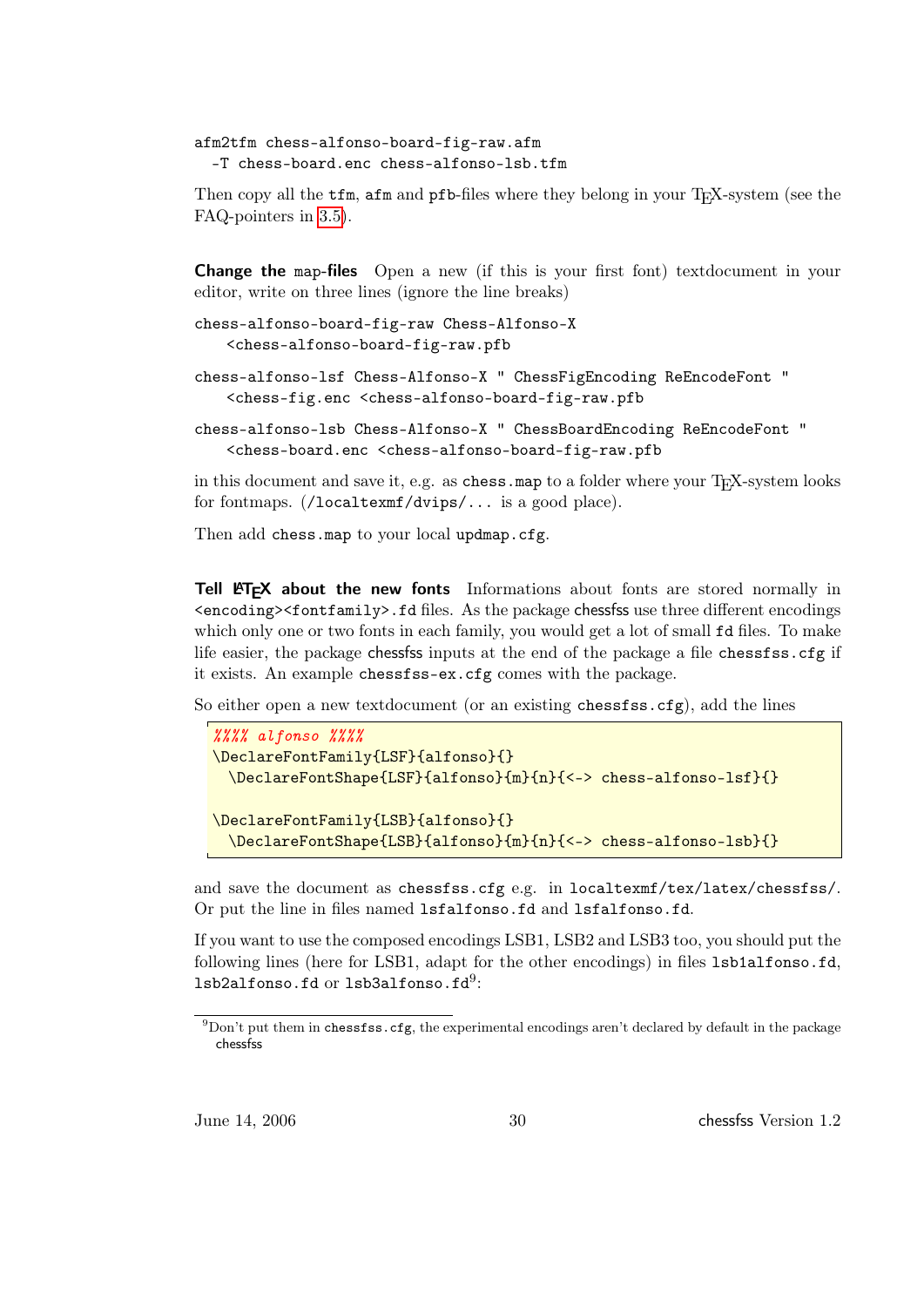```
afm2tfm chess-alfonso-board-fig-raw.afm
  -T chess-board.enc chess-alfonso-lsb.tfm
```

Then copy all the `tfm`, `afm` and `pfb`-files where they belong in your TEX-system (see the FAQ-pointers in 3.5).

**Change the `map`-files** Open a new (if this is your first font) textdocument in your editor, write on three lines (ignore the line breaks)

```
chess-alfonso-board-fig-raw Chess-Alfonso-X
   <chess-alfonso-board-fig-raw.pfb
```

```
chess-alfonso-lsf Chess-Alfonso-X " ChessFigEncoding ReEncodeFont "
   <chess-fig.enc <chess-alfonso-board-fig-raw.pfb
```

```
chess-alfonso-lsb Chess-Alfonso-X " ChessBoardEncoding ReEncodeFont "
   <chess-board.enc <chess-alfonso-board-fig-raw.pfb
```

in this document and save it, e.g. as `chess.map` to a folder where your TEX-system looks for fontmaps. (`/localtexmf/dvips/...` is a good place).

Then add `chess.map` to your local `updmap.cfg`.

**Tell LATEX about the new fonts** Informations about fonts are stored normally in `<encoding><fontfamily>.fd` files. As the package chessfss use three different encodings which only one or two fonts in each family, you would get a lot of small `fd` files. To make life easier, the package chessfss inputs at the end of the package a file `chessfss.cfg` if it exists. An example `chessfss-ex.cfg` comes with the package.

So either open a new textdocument (or an existing `chessfss.cfg`), add the lines

```
%%%% alfonso %%%%
\DeclareFontFamily{LSF}{alfonso}{}
  \DeclareFontShape{LSF}{alfonso}{m}{n}{<-> chess-alfonso-lsf}{}

\DeclareFontFamily{LSB}{alfonso}{}
  \DeclareFontShape{LSB}{alfonso}{m}{n}{<-> chess-alfonso-lsb}{}
```

and save the document as `chessfss.cfg` e.g. in `localtexmf/tex/latex/chessfss/`. Or put the line in files named `lsfalfonso.fd` and `lsfalfonso.fd`.

If you want to use the composed encodings LSB1, LSB2 and LSB3 too, you should put the following lines (here for LSB1, adapt for the other encodings) in files `lsb1alfonso.fd`, `lsb2alfonso.fd` or `lsb3alfonso.fd`[9]:

[9] Don't put them in `chessfss.cfg`, the experimental encodings aren't declared by default in the package chessfss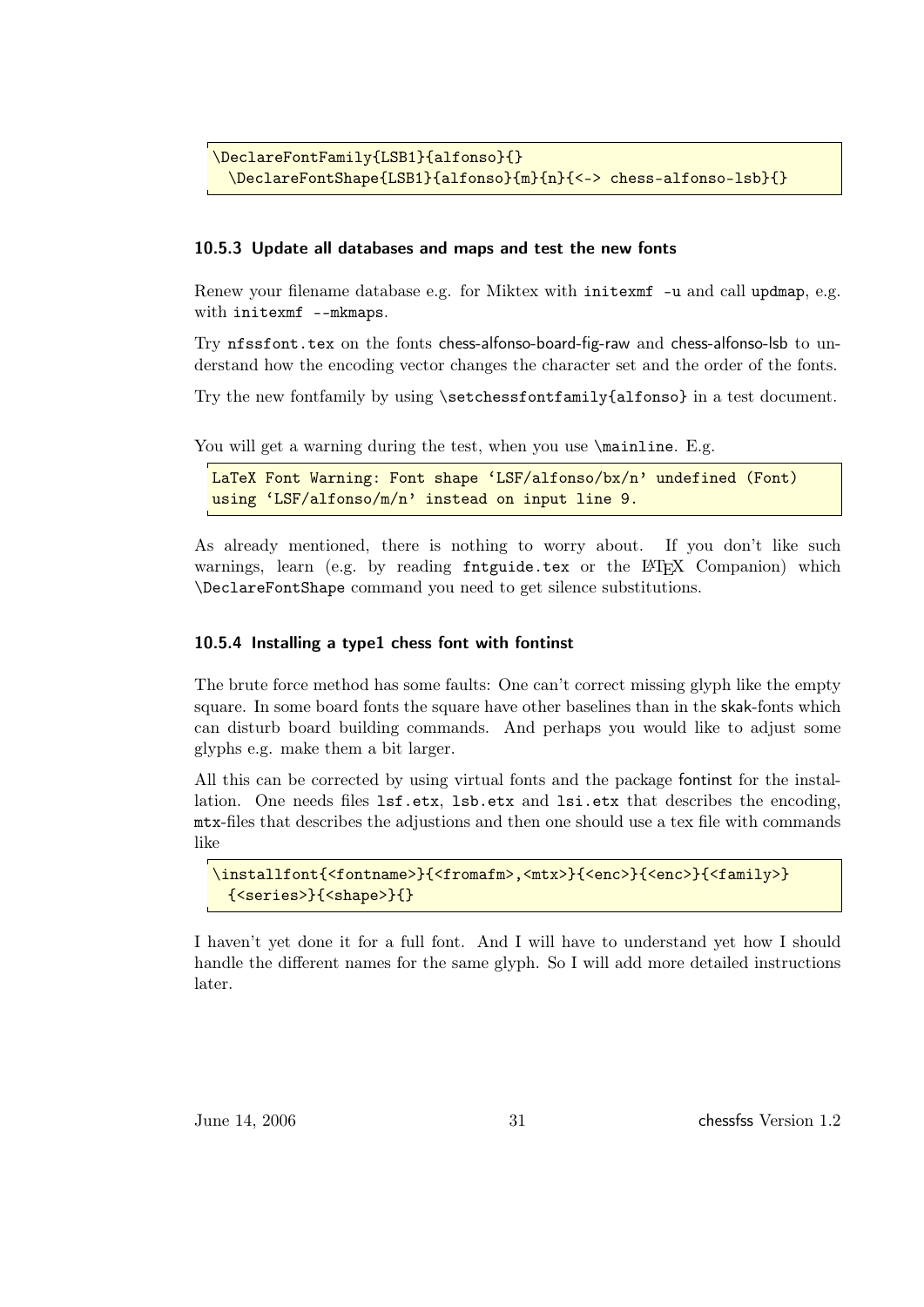```
\DeclareFontFamily{LSB1}{alfonso}{}
  \DeclareFontShape{LSB1}{alfonso}{m}{n}{<-> chess-alfonso-lsb}{}
```

### 10.5.3 Update all databases and maps and test the new fonts

Renew your filename database e.g. for Miktex with `initexmf -u` and call `updmap`, e.g. with `initexmf --mkmaps`.

Try `nfssfont.tex` on the fonts chess-alfonso-board-fig-raw and chess-alfonso-lsb to understand how the encoding vector changes the character set and the order of the fonts.

Try the new fontfamily by using `\setchessfontfamily{alfonso}` in a test document.

You will get a warning during the test, when you use `\mainline`. E.g.

```
LaTeX Font Warning: Font shape 'LSF/alfonso/bx/n' undefined (Font)
using 'LSF/alfonso/m/n' instead on input line 9.
```

As already mentioned, there is nothing to worry about. If you don't like such warnings, learn (e.g. by reading `fntguide.tex` or the LaTeX Companion) which `\DeclareFontShape` command you need to get silence substitutions.

### 10.5.4 Installing a type1 chess font with fontinst

The brute force method has some faults: One can't correct missing glyph like the empty square. In some board fonts the square have other baselines than in the skak-fonts which can disturb board building commands. And perhaps you would like to adjust some glyphs e.g. make them a bit larger.

All this can be corrected by using virtual fonts and the package fontinst for the installation. One needs files `lsf.etx`, `lsb.etx` and `lsi.etx` that describes the encoding, `mtx`-files that describes the adjustions and then one should use a tex file with commands like

```
\installfont{<fontname>}{<fromafm>,<mtx>}{<enc>}{<enc>}{<family>}
  {<series>}{<shape>}{}
```

I haven't yet done it for a full font. And I will have to understand yet how I should handle the different names for the same glyph. So I will add more detailed instructions later.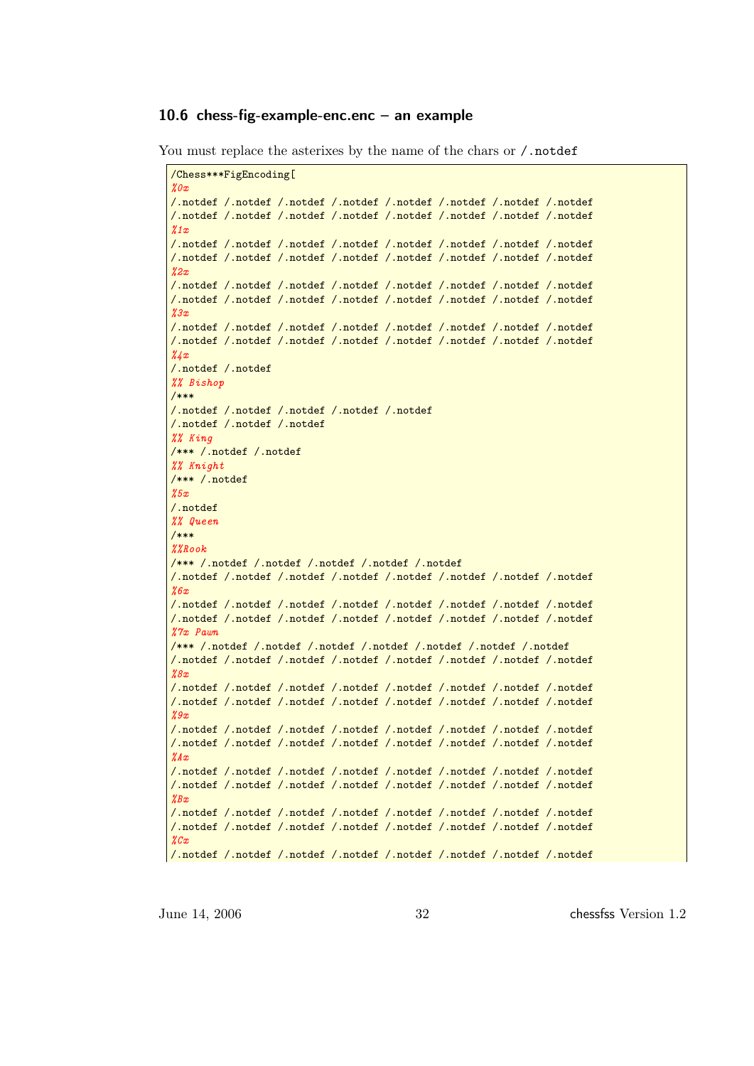### 10.6 chess-fig-example-enc.enc – an example

You must replace the asterixes by the name of the chars or `/.notdef`

```
/Chess***FigEncoding[
%0x
/.notdef /.notdef /.notdef /.notdef /.notdef /.notdef /.notdef /.notdef
/.notdef /.notdef /.notdef /.notdef /.notdef /.notdef /.notdef /.notdef
%1x
/.notdef /.notdef /.notdef /.notdef /.notdef /.notdef /.notdef /.notdef
/.notdef /.notdef /.notdef /.notdef /.notdef /.notdef /.notdef /.notdef
%2x
/.notdef /.notdef /.notdef /.notdef /.notdef /.notdef /.notdef /.notdef
/.notdef /.notdef /.notdef /.notdef /.notdef /.notdef /.notdef /.notdef
%3x
/.notdef /.notdef /.notdef /.notdef /.notdef /.notdef /.notdef /.notdef
/.notdef /.notdef /.notdef /.notdef /.notdef /.notdef /.notdef /.notdef
%4x
/.notdef /.notdef
%% Bishop
/***
/.notdef /.notdef /.notdef /.notdef /.notdef
/.notdef /.notdef /.notdef
%% King
/*** /.notdef /.notdef
%% Knight
/*** /.notdef
%5x
/.notdef
%% Queen
/***
%%Rook
/*** /.notdef /.notdef /.notdef /.notdef /.notdef
/.notdef /.notdef /.notdef /.notdef /.notdef /.notdef /.notdef /.notdef
%6x
/.notdef /.notdef /.notdef /.notdef /.notdef /.notdef /.notdef /.notdef
/.notdef /.notdef /.notdef /.notdef /.notdef /.notdef /.notdef /.notdef
%7x Pawn
/*** /.notdef /.notdef /.notdef /.notdef /.notdef /.notdef /.notdef
/.notdef /.notdef /.notdef /.notdef /.notdef /.notdef /.notdef /.notdef
%8x
/.notdef /.notdef /.notdef /.notdef /.notdef /.notdef /.notdef /.notdef
/.notdef /.notdef /.notdef /.notdef /.notdef /.notdef /.notdef /.notdef
%9x
/.notdef /.notdef /.notdef /.notdef /.notdef /.notdef /.notdef /.notdef
/.notdef /.notdef /.notdef /.notdef /.notdef /.notdef /.notdef /.notdef
%Ax
/.notdef /.notdef /.notdef /.notdef /.notdef /.notdef /.notdef /.notdef
/.notdef /.notdef /.notdef /.notdef /.notdef /.notdef /.notdef /.notdef
%Bx
/.notdef /.notdef /.notdef /.notdef /.notdef /.notdef /.notdef /.notdef
/.notdef /.notdef /.notdef /.notdef /.notdef /.notdef /.notdef /.notdef
%Cx
/.notdef /.notdef /.notdef /.notdef /.notdef /.notdef /.notdef /.notdef
```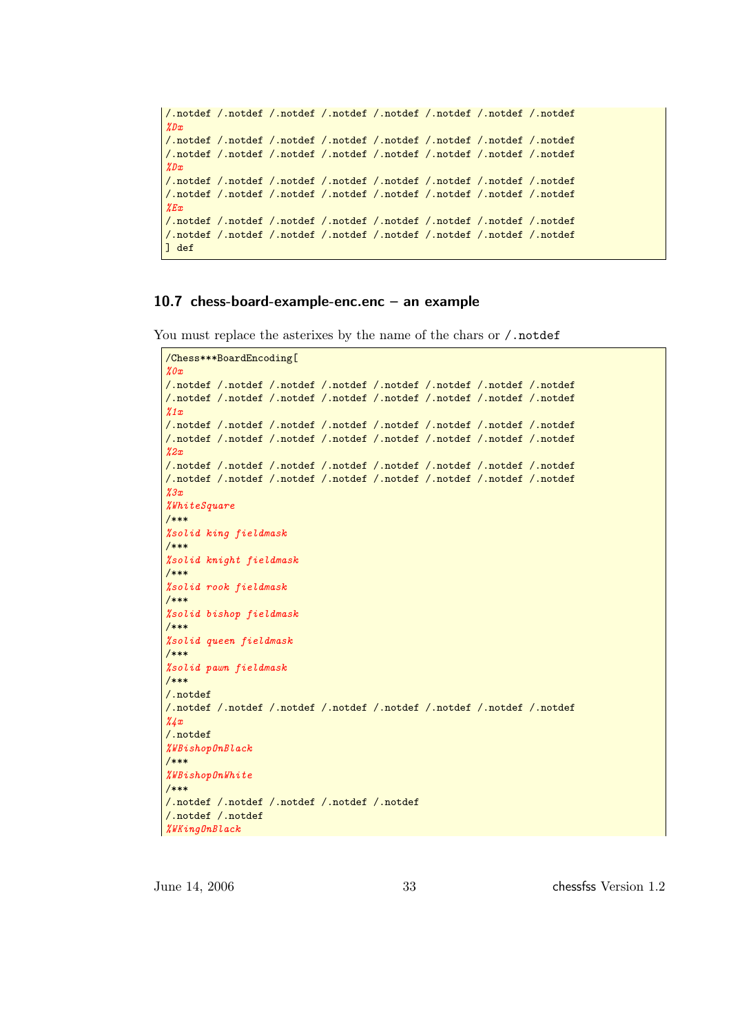```
/.notdef /.notdef /.notdef /.notdef /.notdef /.notdef /.notdef /.notdef
%Dx
/.notdef /.notdef /.notdef /.notdef /.notdef /.notdef /.notdef /.notdef
/.notdef /.notdef /.notdef /.notdef /.notdef /.notdef /.notdef /.notdef
%Dx
/.notdef /.notdef /.notdef /.notdef /.notdef /.notdef /.notdef /.notdef
/.notdef /.notdef /.notdef /.notdef /.notdef /.notdef /.notdef /.notdef
%Ex
/.notdef /.notdef /.notdef /.notdef /.notdef /.notdef /.notdef /.notdef
/.notdef /.notdef /.notdef /.notdef /.notdef /.notdef /.notdef /.notdef
] def
```

## 10.7 chess-board-example-enc.enc – an example

You must replace the asterixes by the name of the chars or `/.notdef`

```
/Chess***BoardEncoding[
%0x
/.notdef /.notdef /.notdef /.notdef /.notdef /.notdef /.notdef /.notdef
/.notdef /.notdef /.notdef /.notdef /.notdef /.notdef /.notdef /.notdef
%1x
/.notdef /.notdef /.notdef /.notdef /.notdef /.notdef /.notdef /.notdef
/.notdef /.notdef /.notdef /.notdef /.notdef /.notdef /.notdef /.notdef
%2x
/.notdef /.notdef /.notdef /.notdef /.notdef /.notdef /.notdef /.notdef
/.notdef /.notdef /.notdef /.notdef /.notdef /.notdef /.notdef /.notdef
%3x
%WhiteSquare
/***
%solid king fieldmask
/***
%solid knight fieldmask
/***
%solid rook fieldmask
/***
%solid bishop fieldmask
/***
%solid queen fieldmask
/***
%solid pawn fieldmask
/***
/.notdef
/.notdef /.notdef /.notdef /.notdef /.notdef /.notdef /.notdef /.notdef
%4x
/.notdef
%WBishopOnBlack
/***
%WBishopOnWhite
/***
/.notdef /.notdef /.notdef /.notdef /.notdef
/.notdef /.notdef
%WKingOnBlack
```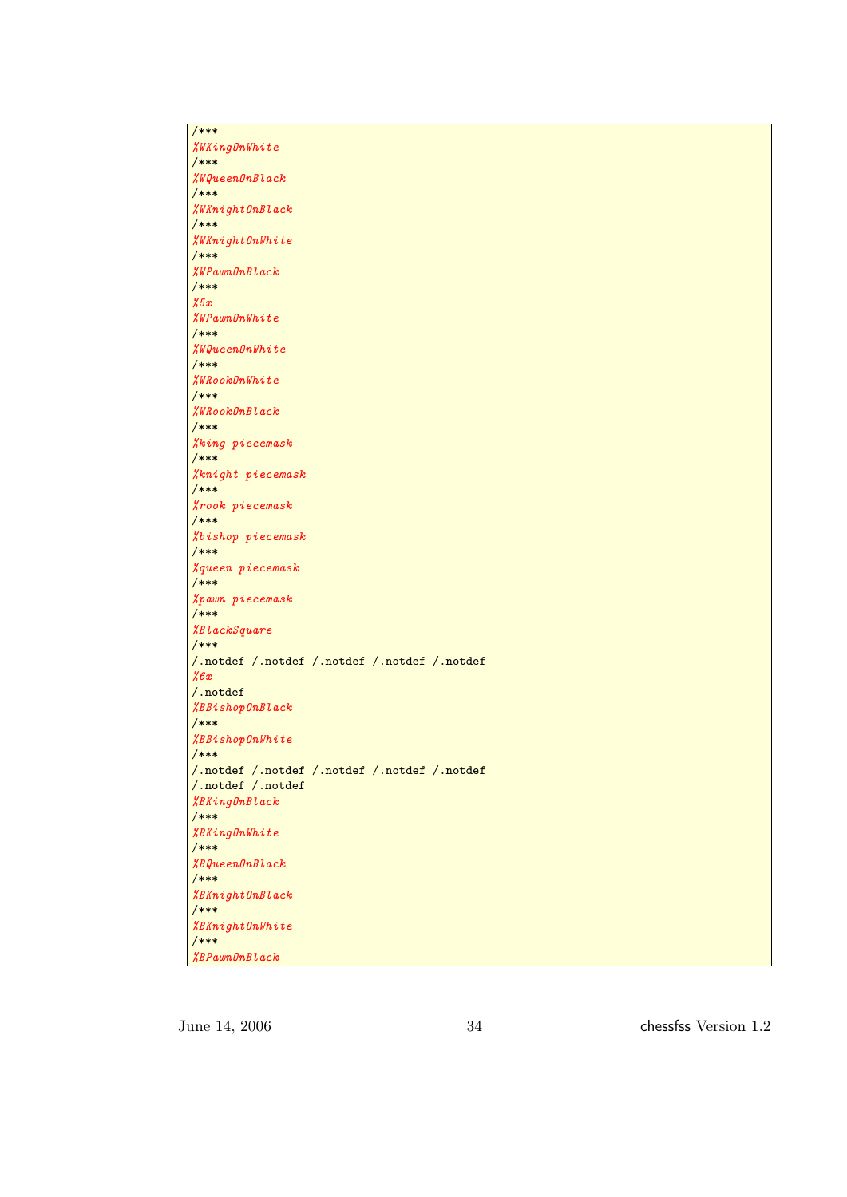```
/***
%WKingOnWhite
/***
%WQueenOnBlack
/***
%WKnightOnBlack
/***
%WKnightOnWhite
/***
%WPawnOnBlack
/***
%5x
%WPawnOnWhite
/***
%WQueenOnWhite
/***
%WRookOnWhite
/***
%WRookOnBlack
/***
%king piecemask
/***
%knight piecemask
/***
%rook piecemask
/***
%bishop piecemask
/***
%queen piecemask
/***
%pawn piecemask
/***
%BlackSquare
/***
/.notdef /.notdef /.notdef /.notdef /.notdef
%6x
/.notdef
%BBishopOnBlack
/***
%BBishopOnWhite
/***
/.notdef /.notdef /.notdef /.notdef /.notdef
/.notdef /.notdef
%BKingOnBlack
/***
%BKingOnWhite
/***
%BQueenOnBlack
/***
%BKnightOnBlack
/***
%BKnightOnWhite
/***
%BPawnOnBlack
```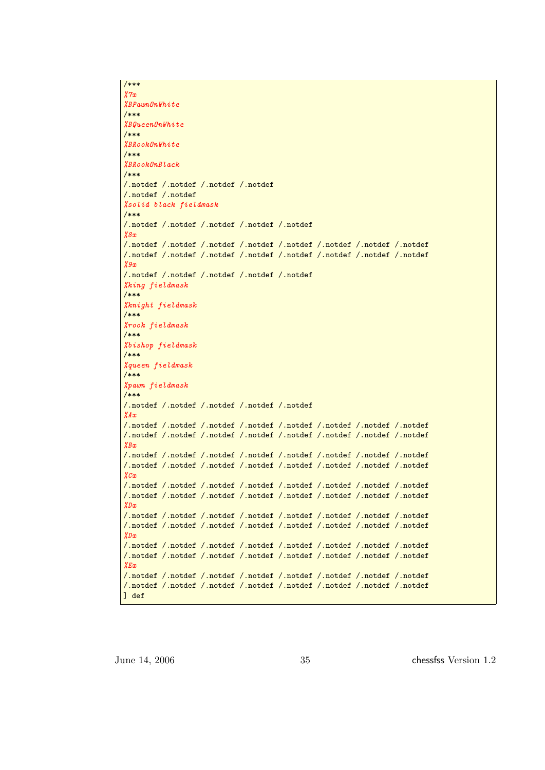```
/***
%7x
%BPawnOnWhite
/***
%BQueenOnWhite
/***
%BRookOnWhite
/***
%BRookOnBlack
/***
/.notdef /.notdef /.notdef /.notdef
/.notdef /.notdef
%solid black fieldmask
/***
/.notdef /.notdef /.notdef /.notdef /.notdef
%8x
/.notdef /.notdef /.notdef /.notdef /.notdef /.notdef /.notdef /.notdef
/.notdef /.notdef /.notdef /.notdef /.notdef /.notdef /.notdef /.notdef
%9x
/.notdef /.notdef /.notdef /.notdef /.notdef
%king fieldmask
/***
%knight fieldmask
/***
%rook fieldmask
/***
%bishop fieldmask
/***
%queen fieldmask
/***
%pawn fieldmask
/***
/.notdef /.notdef /.notdef /.notdef /.notdef
%Ax
/.notdef /.notdef /.notdef /.notdef /.notdef /.notdef /.notdef /.notdef
/.notdef /.notdef /.notdef /.notdef /.notdef /.notdef /.notdef /.notdef
%Bx
/.notdef /.notdef /.notdef /.notdef /.notdef /.notdef /.notdef /.notdef
/.notdef /.notdef /.notdef /.notdef /.notdef /.notdef /.notdef /.notdef
%Cx
/.notdef /.notdef /.notdef /.notdef /.notdef /.notdef /.notdef /.notdef
/.notdef /.notdef /.notdef /.notdef /.notdef /.notdef /.notdef /.notdef
%Dx
/.notdef /.notdef /.notdef /.notdef /.notdef /.notdef /.notdef /.notdef
/.notdef /.notdef /.notdef /.notdef /.notdef /.notdef /.notdef /.notdef
%Dx
/.notdef /.notdef /.notdef /.notdef /.notdef /.notdef /.notdef /.notdef
/.notdef /.notdef /.notdef /.notdef /.notdef /.notdef /.notdef /.notdef
%Ex
/.notdef /.notdef /.notdef /.notdef /.notdef /.notdef /.notdef /.notdef
/.notdef /.notdef /.notdef /.notdef /.notdef /.notdef /.notdef /.notdef
] def
```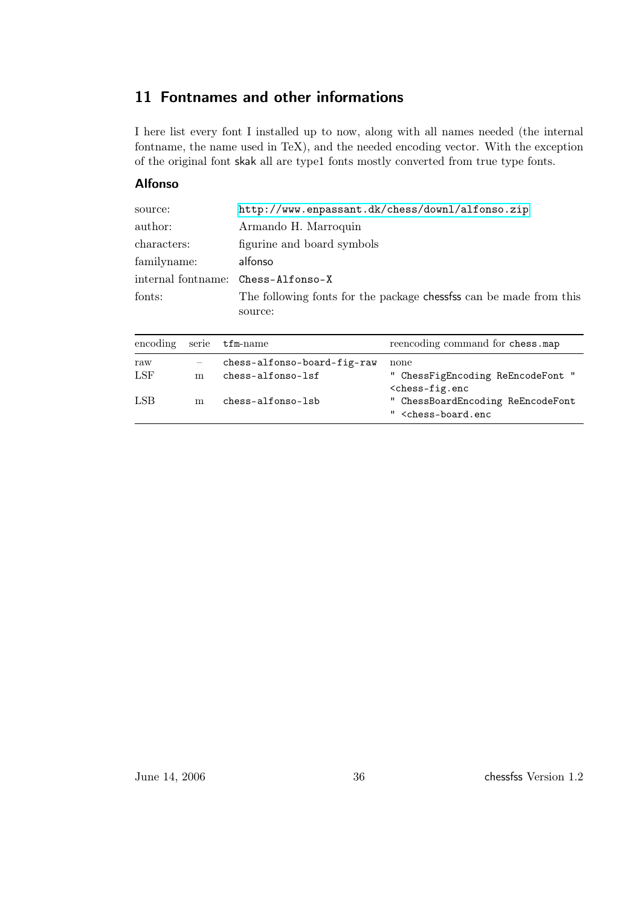## 11 Fontnames and other informations

I here list every font I installed up to now, along with all names needed (the internal fontname, the name used in TeX), and the needed encoding vector. With the exception of the original font skak all are type1 fonts mostly converted from true type fonts.

### Alfonso

| | |
|---|---|
| source: | `http://www.enpassant.dk/chess/downl/alfonso.zip` |
| author: | Armando H. Marroquin |
| characters: | figurine and board symbols |
| familyname: | alfonso |
| internal fontname: | `Chess-Alfonso-X` |
| fonts: | The following fonts for the package chessfss can be made from this source: |

| encoding | serie | `tfm`-name | reencoding command for `chess.map` |
|---|---|---|---|
| raw | – | `chess-alfonso-board-fig-raw` | none |
| LSF | m | `chess-alfonso-lsf` | `" ChessFigEncoding ReEncodeFont " <chess-fig.enc` |
| LSB | m | `chess-alfonso-lsb` | `" ChessBoardEncoding ReEncodeFont " <chess-board.enc` |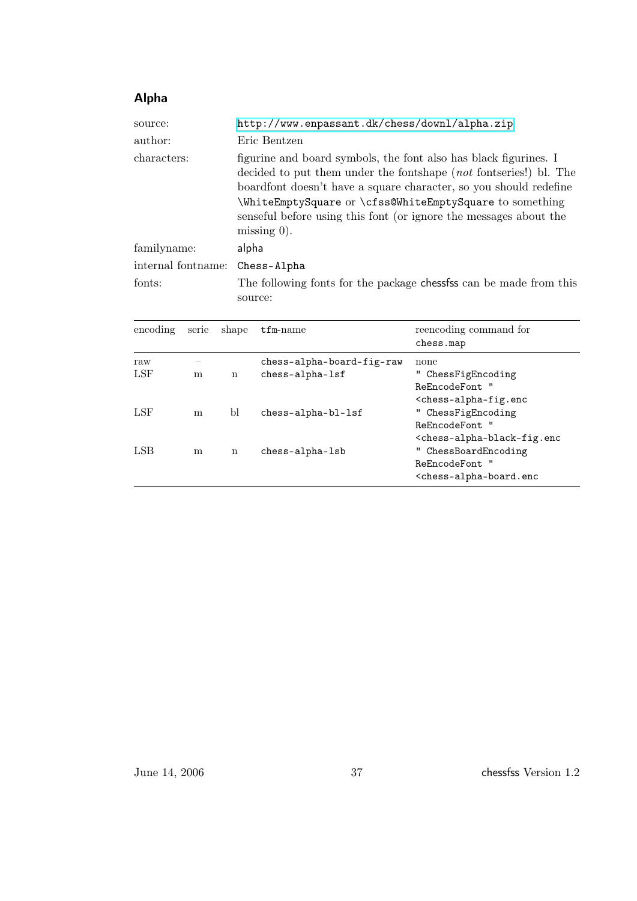### Alpha

| | |
|---|---|
| source: | `http://www.enpassant.dk/chess/downl/alpha.zip` |
| author: | Eric Bentzen |
| characters: | figurine and board symbols, the font also has black figurines. I decided to put them under the fontshape (*not* fontseries!) bl. The boardfont doesn't have a square character, so you should redefine `\WhiteEmptySquare` or `\cfss@WhiteEmptySquare` to something senseful before using this font (or ignore the messages about the missing 0). |
| familyname: | alpha |
| internal fontname: | `Chess-Alpha` |
| fonts: | The following fonts for the package chessfss can be made from this source: |

| encoding | serie | shape | `tfm`-name | reencoding command for `chess.map` |
|---|---|---|---|---|
| raw | – | | `chess-alpha-board-fig-raw` | none |
| LSF | m | n | `chess-alpha-lsf` | `" ChessFigEncoding ReEncodeFont " <chess-alpha-fig.enc` |
| LSF | m | bl | `chess-alpha-bl-lsf` | `" ChessFigEncoding ReEncodeFont " <chess-alpha-black-fig.enc` |
| LSB | m | n | `chess-alpha-lsb` | `" ChessBoardEncoding ReEncodeFont " <chess-alpha-board.enc` |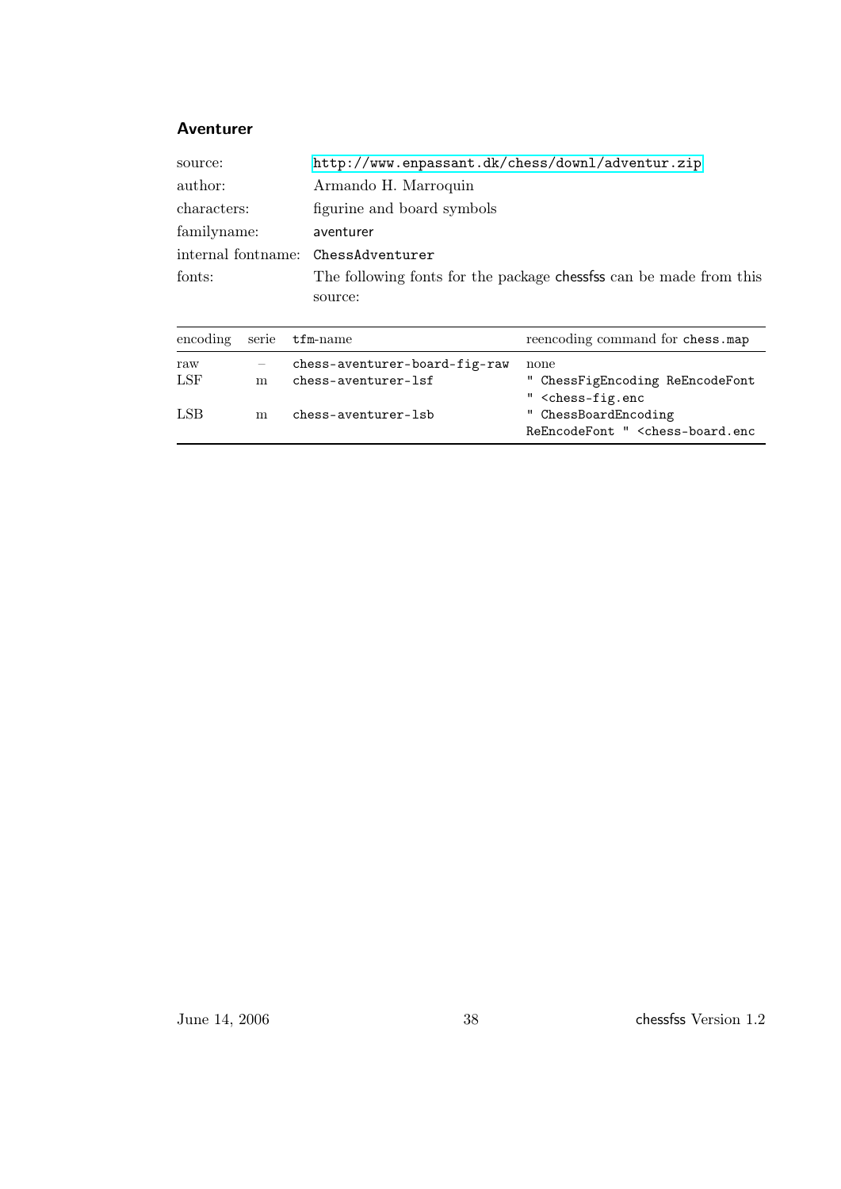### Aventurer

| | |
|---|---|
| source: | http://www.enpassant.dk/chess/downl/adventur.zip |
| author: | Armando H. Marroquin |
| characters: | figurine and board symbols |
| familyname: | aventurer |
| internal fontname: | ChessAdventurer |
| fonts: | The following fonts for the package chessfss can be made from this source: |

| encoding | serie | tfm-name | reencoding command for chess.map |
|---|---|---|---|
| raw | – | chess-aventurer-board-fig-raw | none |
| LSF | m | chess-aventurer-lsf | " ChessFigEncoding ReEncodeFont " <chess-fig.enc |
| LSB | m | chess-aventurer-lsb | " ChessBoardEncoding ReEncodeFont " <chess-board.enc |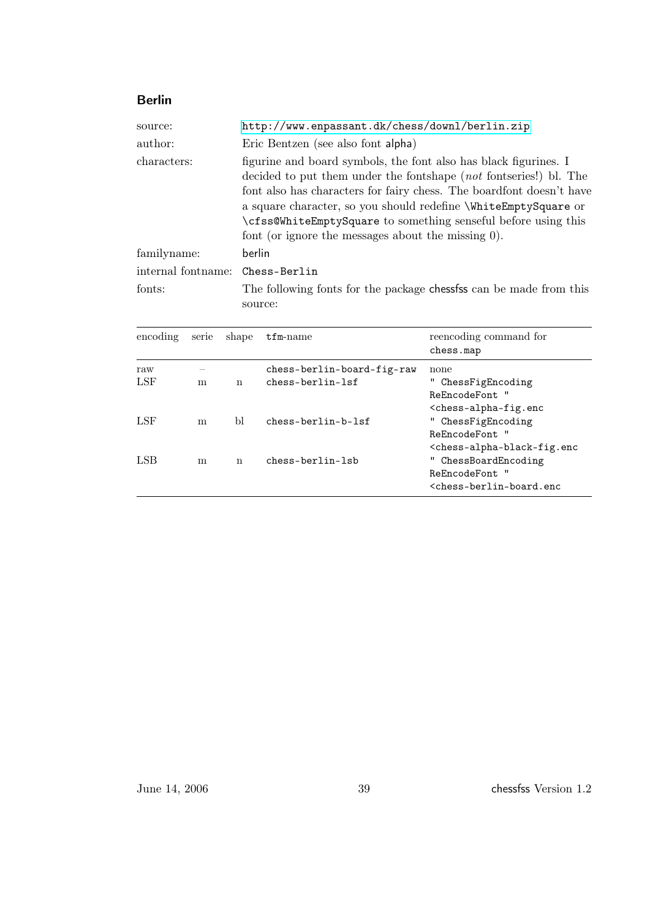### Berlin

| | |
|---|---|
| source: | http://www.enpassant.dk/chess/downl/berlin.zip |
| author: | Eric Bentzen (see also font alpha) |
| characters: | figurine and board symbols, the font also has black figurines. I decided to put them under the fontshape (*not* fontseries!) bl. The font also has characters for fairy chess. The boardfont doesn't have a square character, so you should redefine `\WhiteEmptySquare` or `\cfss@WhiteEmptySquare` to something senseful before using this font (or ignore the messages about the missing 0). |
| familyname: | berlin |
| internal fontname: | `Chess-Berlin` |
| fonts: | The following fonts for the package chessfss can be made from this source: |

| encoding | serie | shape | tfm-name | reencoding command for chess.map |
|---|---|---|---|---|
| raw | – | | `chess-berlin-board-fig-raw` | none |
| LSF | m | n | `chess-berlin-lsf` | `" ChessFigEncoding ReEncodeFont " <chess-alpha-fig.enc` |
| LSF | m | bl | `chess-berlin-b-lsf` | `" ChessFigEncoding ReEncodeFont " <chess-alpha-black-fig.enc` |
| LSB | m | n | `chess-berlin-lsb` | `" ChessBoardEncoding ReEncodeFont " <chess-berlin-board.enc` |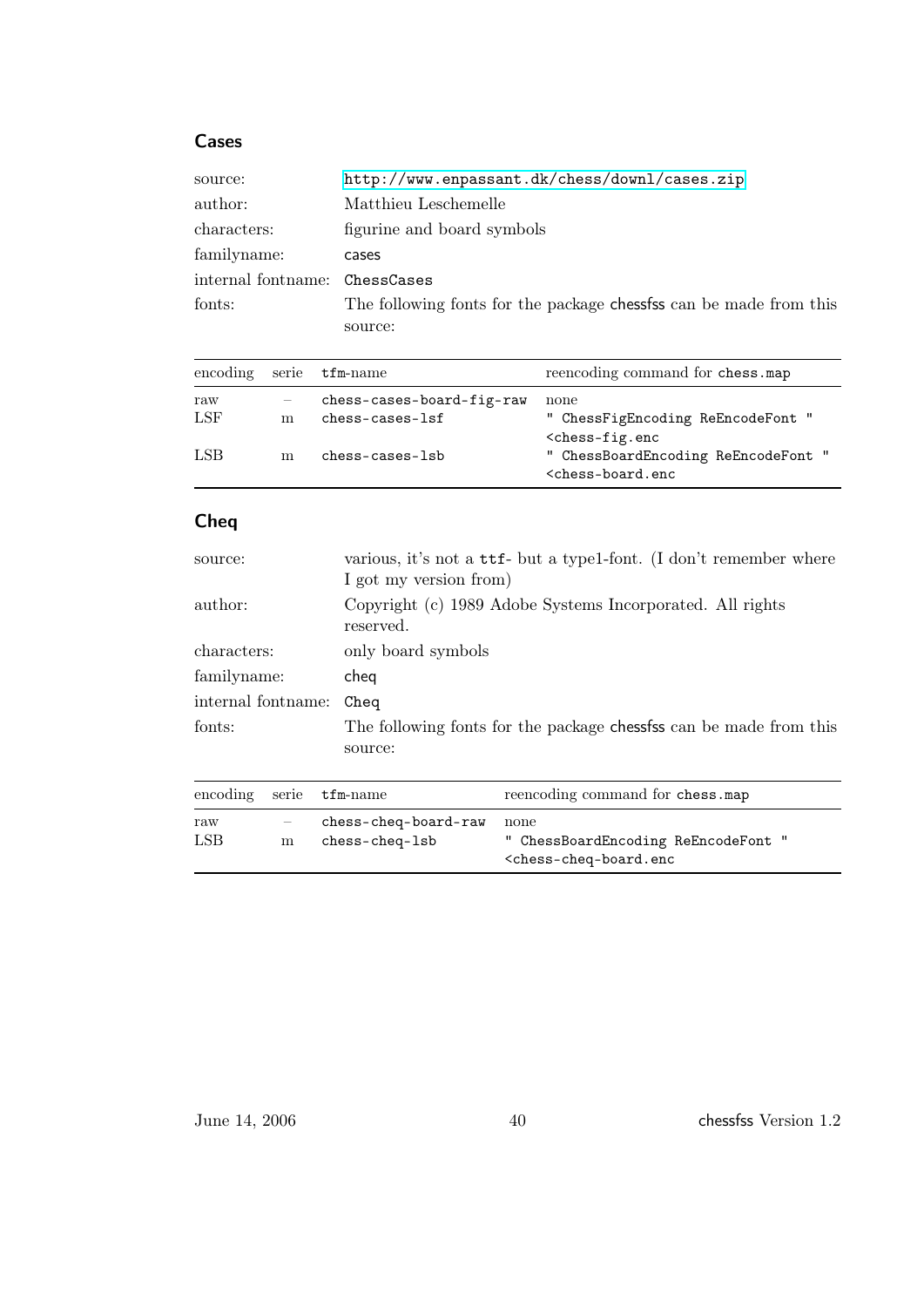## Cases

| | |
|---|---|
| source: | http://www.enpassant.dk/chess/downl/cases.zip |
| author: | Matthieu Leschemelle |
| characters: | figurine and board symbols |
| familyname: | cases |
| internal fontname: | ChessCases |
| fonts: | The following fonts for the package chessfss can be made from this source: |

| encoding | serie | tfm-name | reencoding command for chess.map |
|---|---|---|---|
| raw | – | chess-cases-board-fig-raw | none |
| LSF | m | chess-cases-lsf | " ChessFigEncoding ReEncodeFont " <chess-fig.enc |
| LSB | m | chess-cases-lsb | " ChessBoardEncoding ReEncodeFont " <chess-board.enc |

## Cheq

| | |
|---|---|
| source: | various, it's not a ttf- but a type1-font. (I don't remember where I got my version from) |
| author: | Copyright (c) 1989 Adobe Systems Incorporated. All rights reserved. |
| characters: | only board symbols |
| familyname: | cheq |
| internal fontname: | Cheq |
| fonts: | The following fonts for the package chessfss can be made from this source: |

| encoding | serie | tfm-name | reencoding command for chess.map |
|---|---|---|---|
| raw | – | chess-cheq-board-raw | none |
| LSB | m | chess-cheq-lsb | " ChessBoardEncoding ReEncodeFont " <chess-cheq-board.enc |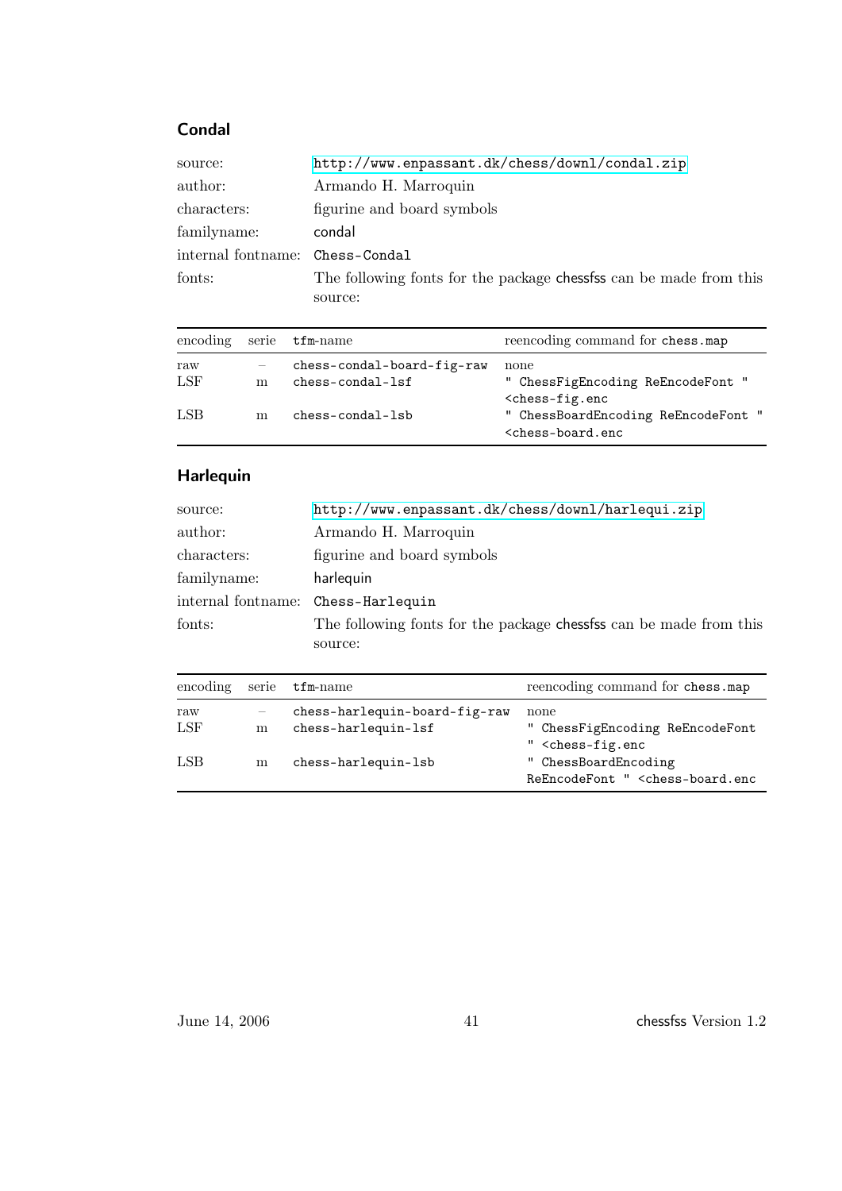### Condal

source: http://www.enpassant.dk/chess/downl/condal.zip
author: Armando H. Marroquin
characters: figurine and board symbols
familyname: condal
internal fontname: Chess-Condal
fonts: The following fonts for the package chessfss can be made from this source:

| encoding | serie | tfm-name | reencoding command for chess.map |
|---|---|---|---|
| raw | – | chess-condal-board-fig-raw | none |
| LSF | m | chess-condal-lsf | " ChessFigEncoding ReEncodeFont " <chess-fig.enc |
| LSB | m | chess-condal-lsb | " ChessBoardEncoding ReEncodeFont " <chess-board.enc |

### Harlequin

source: http://www.enpassant.dk/chess/downl/harlequi.zip
author: Armando H. Marroquin
characters: figurine and board symbols
familyname: harlequin
internal fontname: Chess-Harlequin
fonts: The following fonts for the package chessfss can be made from this source:

| encoding | serie | tfm-name | reencoding command for chess.map |
|---|---|---|---|
| raw | – | chess-harlequin-board-fig-raw | none |
| LSF | m | chess-harlequin-lsf | " ChessFigEncoding ReEncodeFont " <chess-fig.enc |
| LSB | m | chess-harlequin-lsb | " ChessBoardEncoding ReEncodeFont " <chess-board.enc |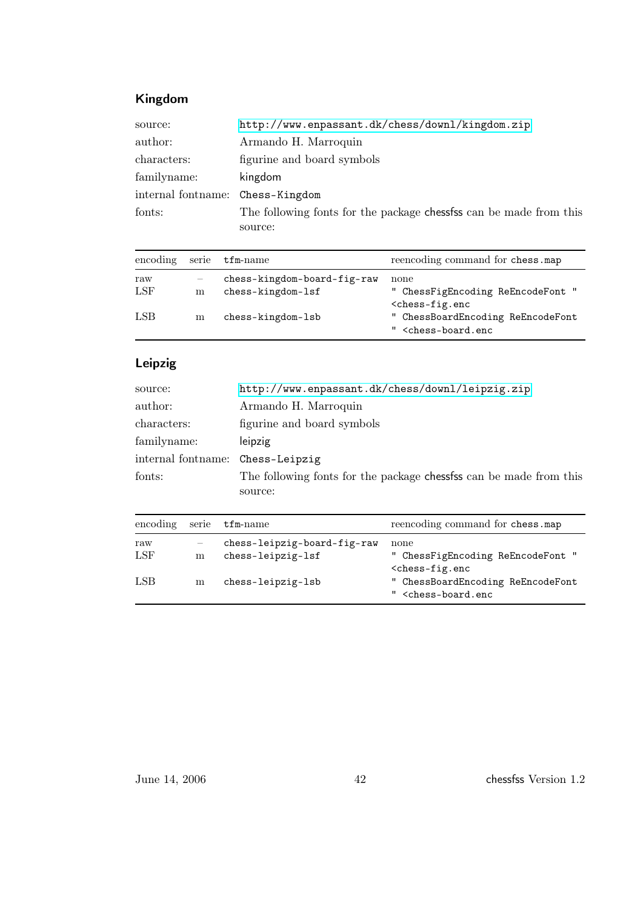### Kingdom

| | |
|---|---|
| source: | http://www.enpassant.dk/chess/downl/kingdom.zip |
| author: | Armando H. Marroquin |
| characters: | figurine and board symbols |
| familyname: | kingdom |
| internal fontname: | Chess-Kingdom |
| fonts: | The following fonts for the package chessfss can be made from this source: |

| encoding | serie | tfm-name | reencoding command for chess.map |
|---|---|---|---|
| raw | – | chess-kingdom-board-fig-raw | none |
| LSF | m | chess-kingdom-lsf | " ChessFigEncoding ReEncodeFont " <chess-fig.enc |
| LSB | m | chess-kingdom-lsb | " ChessBoardEncoding ReEncodeFont " <chess-board.enc |

### Leipzig

| | |
|---|---|
| source: | http://www.enpassant.dk/chess/downl/leipzig.zip |
| author: | Armando H. Marroquin |
| characters: | figurine and board symbols |
| familyname: | leipzig |
| internal fontname: | Chess-Leipzig |
| fonts: | The following fonts for the package chessfss can be made from this source: |

| encoding | serie | tfm-name | reencoding command for chess.map |
|---|---|---|---|
| raw | – | chess-leipzig-board-fig-raw | none |
| LSF | m | chess-leipzig-lsf | " ChessFigEncoding ReEncodeFont " <chess-fig.enc |
| LSB | m | chess-leipzig-lsb | " ChessBoardEncoding ReEncodeFont " <chess-board.enc |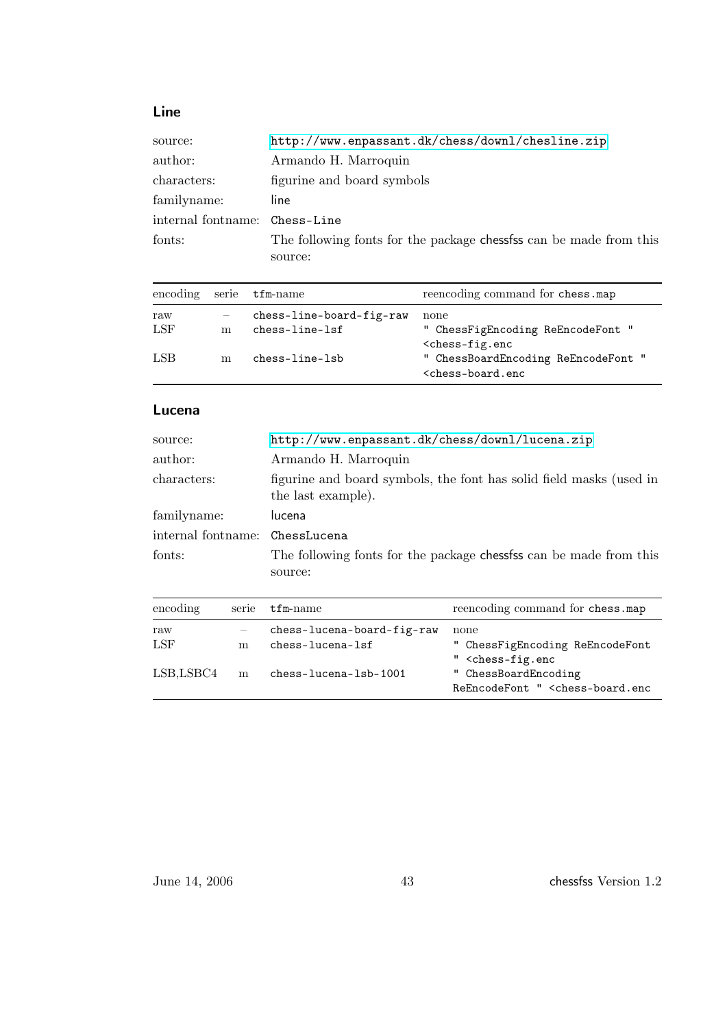### Line

| | |
|---|---|
| source: | http://www.enpassant.dk/chess/downl/chesline.zip |
| author: | Armando H. Marroquin |
| characters: | figurine and board symbols |
| familyname: | line |
| internal fontname: | Chess-Line |
| fonts: | The following fonts for the package chessfss can be made from this source: |

| encoding | serie | tfm-name | reencoding command for chess.map |
|---|---|---|---|
| raw | – | chess-line-board-fig-raw | none |
| LSF | m | chess-line-lsf | " ChessFigEncoding ReEncodeFont " <chess-fig.enc |
| LSB | m | chess-line-lsb | " ChessBoardEncoding ReEncodeFont " <chess-board.enc |

### Lucena

| | |
|---|---|
| source: | http://www.enpassant.dk/chess/downl/lucena.zip |
| author: | Armando H. Marroquin |
| characters: | figurine and board symbols, the font has solid field masks (used in the last example). |
| familyname: | lucena |
| internal fontname: | ChessLucena |
| fonts: | The following fonts for the package chessfss can be made from this source: |

| encoding | serie | tfm-name | reencoding command for chess.map |
|---|---|---|---|
| raw | – | chess-lucena-board-fig-raw | none |
| LSF | m | chess-lucena-lsf | " ChessFigEncoding ReEncodeFont " <chess-fig.enc |
| LSB,LSBC4 | m | chess-lucena-lsb-1001 | " ChessBoardEncoding ReEncodeFont " <chess-board.enc |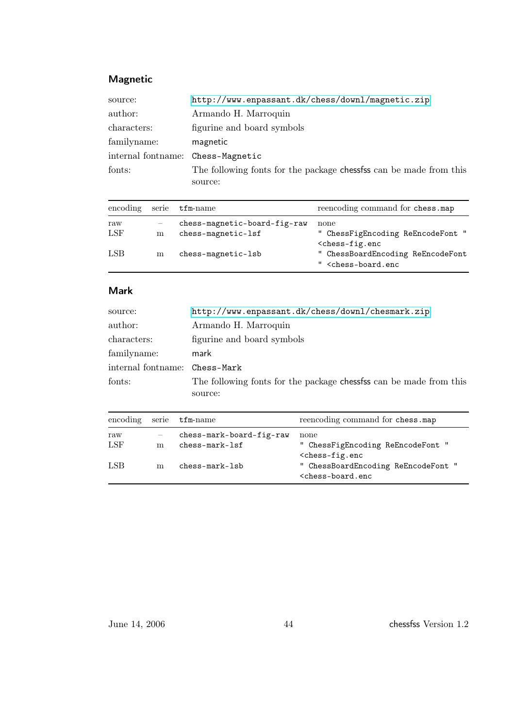## Magnetic

| | |
|---|---|
| source: | http://www.enpassant.dk/chess/downl/magnetic.zip |
| author: | Armando H. Marroquin |
| characters: | figurine and board symbols |
| familyname: | magnetic |
| internal fontname: | Chess-Magnetic |
| fonts: | The following fonts for the package chessfss can be made from this source: |

| encoding | serie | tfm-name | reencoding command for chess.map |
|---|---|---|---|
| raw | – | chess-magnetic-board-fig-raw | none |
| LSF | m | chess-magnetic-lsf | " ChessFigEncoding ReEncodeFont " <chess-fig.enc |
| LSB | m | chess-magnetic-lsb | " ChessBoardEncoding ReEncodeFont " <chess-board.enc |

## Mark

| | |
|---|---|
| source: | http://www.enpassant.dk/chess/downl/chesmark.zip |
| author: | Armando H. Marroquin |
| characters: | figurine and board symbols |
| familyname: | mark |
| internal fontname: | Chess-Mark |
| fonts: | The following fonts for the package chessfss can be made from this source: |

| encoding | serie | tfm-name | reencoding command for chess.map |
|---|---|---|---|
| raw | – | chess-mark-board-fig-raw | none |
| LSF | m | chess-mark-lsf | " ChessFigEncoding ReEncodeFont " <chess-fig.enc |
| LSB | m | chess-mark-lsb | " ChessBoardEncoding ReEncodeFont " <chess-board.enc |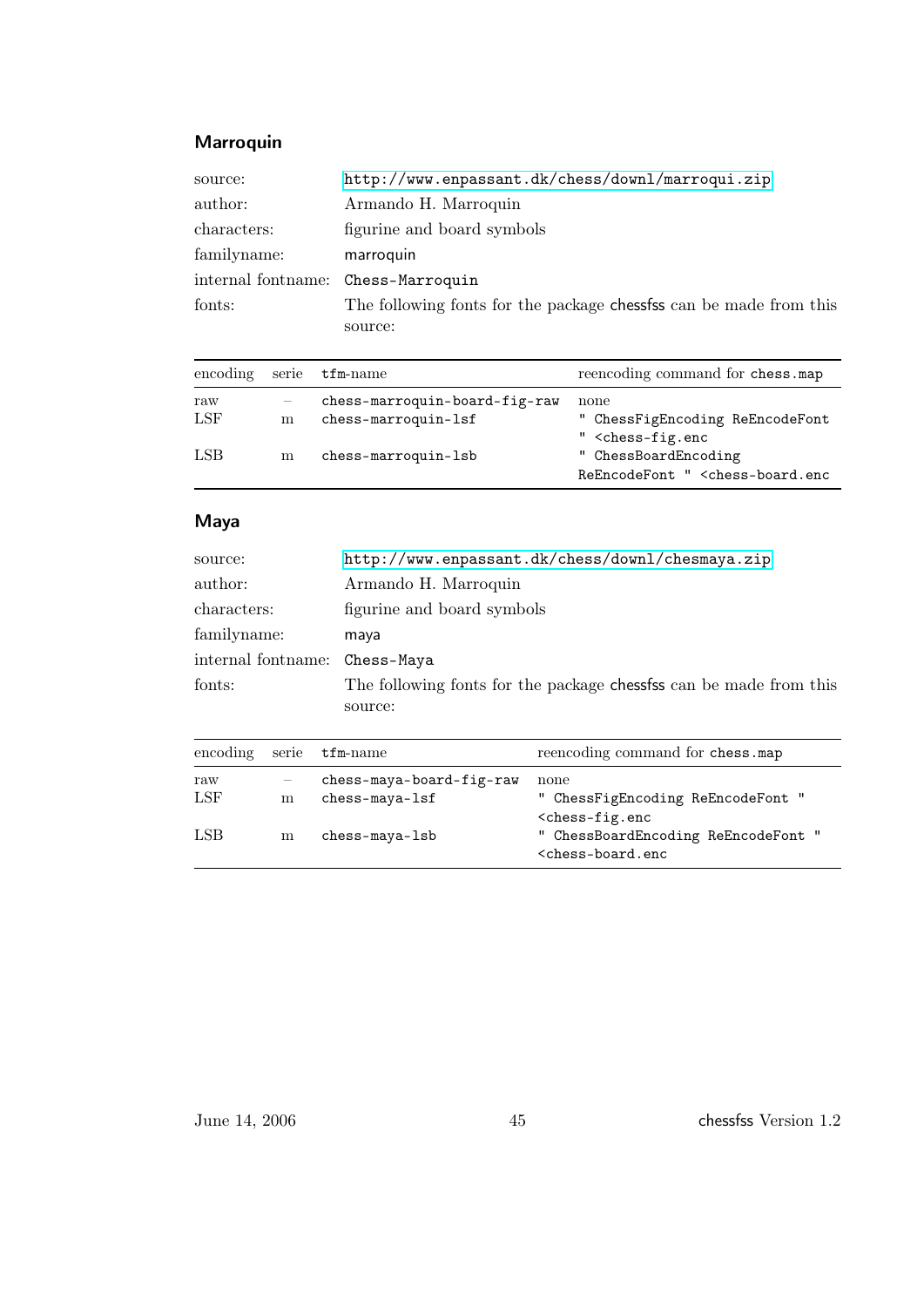## Marroquin

| | |
|---|---|
| source: | http://www.enpassant.dk/chess/downl/marroqui.zip |
| author: | Armando H. Marroquin |
| characters: | figurine and board symbols |
| familyname: | marroquin |
| internal fontname: | Chess-Marroquin |
| fonts: | The following fonts for the package chessfss can be made from this source: |

| encoding | serie | tfm-name | reencoding command for chess.map |
|---|---|---|---|
| raw | – | chess-marroquin-board-fig-raw | none |
| LSF | m | chess-marroquin-lsf | " ChessFigEncoding ReEncodeFont " <chess-fig.enc |
| LSB | m | chess-marroquin-lsb | " ChessBoardEncoding ReEncodeFont " <chess-board.enc |

## Maya

| | |
|---|---|
| source: | http://www.enpassant.dk/chess/downl/chesmaya.zip |
| author: | Armando H. Marroquin |
| characters: | figurine and board symbols |
| familyname: | maya |
| internal fontname: | Chess-Maya |
| fonts: | The following fonts for the package chessfss can be made from this source: |

| encoding | serie | tfm-name | reencoding command for chess.map |
|---|---|---|---|
| raw | – | chess-maya-board-fig-raw | none |
| LSF | m | chess-maya-lsf | " ChessFigEncoding ReEncodeFont " <chess-fig.enc |
| LSB | m | chess-maya-lsb | " ChessBoardEncoding ReEncodeFont " <chess-board.enc |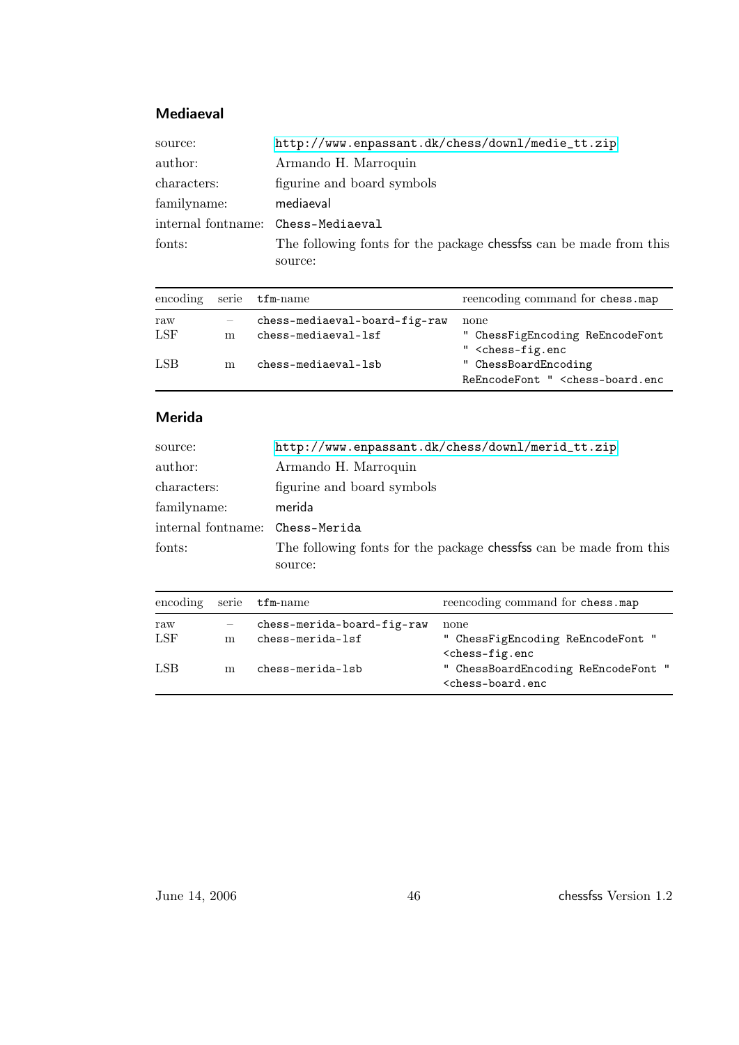### Mediaeval

| | |
|---|---|
| source: | http://www.enpassant.dk/chess/downl/medie_tt.zip |
| author: | Armando H. Marroquin |
| characters: | figurine and board symbols |
| familyname: | mediaeval |
| internal fontname: | Chess-Mediaeval |
| fonts: | The following fonts for the package chessfss can be made from this source: |

| encoding | serie | tfm-name | reencoding command for chess.map |
|---|---|---|---|
| raw | – | chess-mediaeval-board-fig-raw | none |
| LSF | m | chess-mediaeval-lsf | " ChessFigEncoding ReEncodeFont " <chess-fig.enc |
| LSB | m | chess-mediaeval-lsb | " ChessBoardEncoding ReEncodeFont " <chess-board.enc |

### Merida

| | |
|---|---|
| source: | http://www.enpassant.dk/chess/downl/merid_tt.zip |
| author: | Armando H. Marroquin |
| characters: | figurine and board symbols |
| familyname: | merida |
| internal fontname: | Chess-Merida |
| fonts: | The following fonts for the package chessfss can be made from this source: |

| encoding | serie | tfm-name | reencoding command for chess.map |
|---|---|---|---|
| raw | – | chess-merida-board-fig-raw | none |
| LSF | m | chess-merida-lsf | " ChessFigEncoding ReEncodeFont " <chess-fig.enc |
| LSB | m | chess-merida-lsb | " ChessBoardEncoding ReEncodeFont " <chess-board.enc |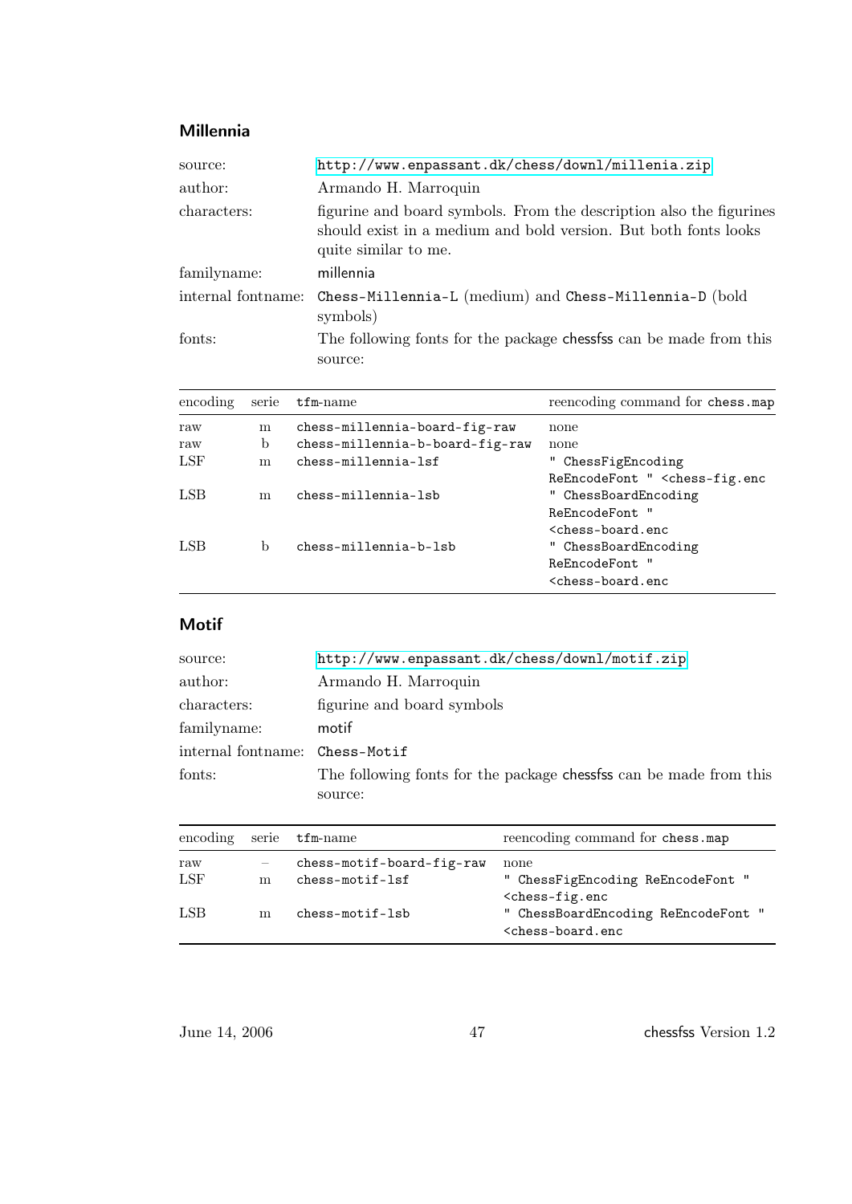### Millennia

source: http://www.enpassant.dk/chess/downl/millenia.zip

author: Armando H. Marroquin

characters: figurine and board symbols. From the description also the figurines should exist in a medium and bold version. But both fonts looks quite similar to me.

familyname: millennia

internal fontname: `Chess-Millennia-L` (medium) and `Chess-Millennia-D` (bold symbols)

fonts: The following fonts for the package chessfss can be made from this source:

| encoding | serie | tfm-name | reencoding command for chess.map |
|---|---|---|---|
| raw | m | chess-millennia-board-fig-raw | none |
| raw | b | chess-millennia-b-board-fig-raw | none |
| LSF | m | chess-millennia-lsf | " ChessFigEncoding ReEncodeFont " <chess-fig.enc |
| LSB | m | chess-millennia-lsb | " ChessBoardEncoding ReEncodeFont " <chess-board.enc |
| LSB | b | chess-millennia-b-lsb | " ChessBoardEncoding ReEncodeFont " <chess-board.enc |

### Motif

source: http://www.enpassant.dk/chess/downl/motif.zip

author: Armando H. Marroquin

characters: figurine and board symbols

familyname: motif

internal fontname: `Chess-Motif`

fonts: The following fonts for the package chessfss can be made from this source:

| encoding | serie | tfm-name | reencoding command for chess.map |
|---|---|---|---|
| raw | – | chess-motif-board-fig-raw | none |
| LSF | m | chess-motif-lsf | " ChessFigEncoding ReEncodeFont " <chess-fig.enc |
| LSB | m | chess-motif-lsb | " ChessBoardEncoding ReEncodeFont " <chess-board.enc |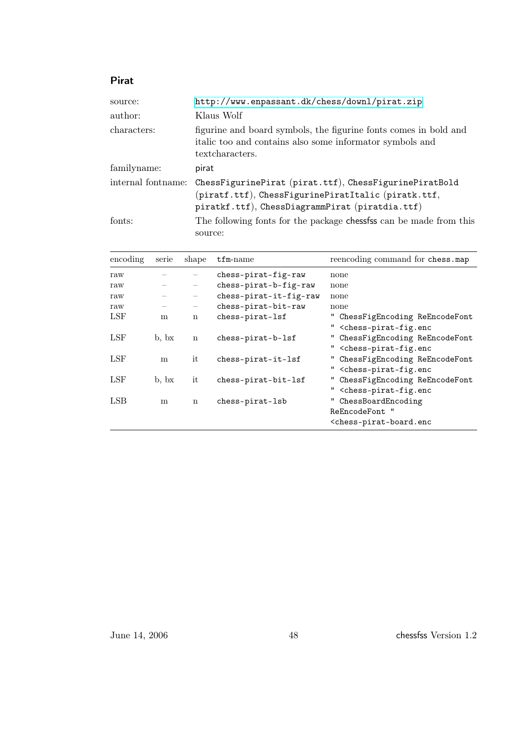### Pirat

| | |
|---|---|
| source: | http://www.enpassant.dk/chess/downl/pirat.zip |
| author: | Klaus Wolf |
| characters: | figurine and board symbols, the figurine fonts comes in bold and italic too and contains also some informator symbols and textcharacters. |
| familyname: | pirat |
| internal fontname: | `ChessFigurinePirat` (`pirat.ttf`), `ChessFigurinePiratBold` (`piratf.ttf`), `ChessFigurinePiratItalic` (`piratk.ttf`, `piratkf.ttf`), `ChessDiagrammPirat` (`piratdia.ttf`) |
| fonts: | The following fonts for the package chessfss can be made from this source: |

| encoding | serie | shape | tfm-name | reencoding command for `chess.map` |
|---|---|---|---|---|
| raw | – | – | `chess-pirat-fig-raw` | none |
| raw | – | – | `chess-pirat-b-fig-raw` | none |
| raw | – | – | `chess-pirat-it-fig-raw` | none |
| raw | – | – | `chess-pirat-bit-raw` | none |
| LSF | m | n | `chess-pirat-lsf` | `" ChessFigEncoding ReEncodeFont " <chess-pirat-fig.enc` |
| LSF | b, bx | n | `chess-pirat-b-lsf` | `" ChessFigEncoding ReEncodeFont " <chess-pirat-fig.enc` |
| LSF | m | it | `chess-pirat-it-lsf` | `" ChessFigEncoding ReEncodeFont " <chess-pirat-fig.enc` |
| LSF | b, bx | it | `chess-pirat-bit-lsf` | `" ChessFigEncoding ReEncodeFont " <chess-pirat-fig.enc` |
| LSB | m | n | `chess-pirat-lsb` | `" ChessBoardEncoding ReEncodeFont " <chess-pirat-board.enc` |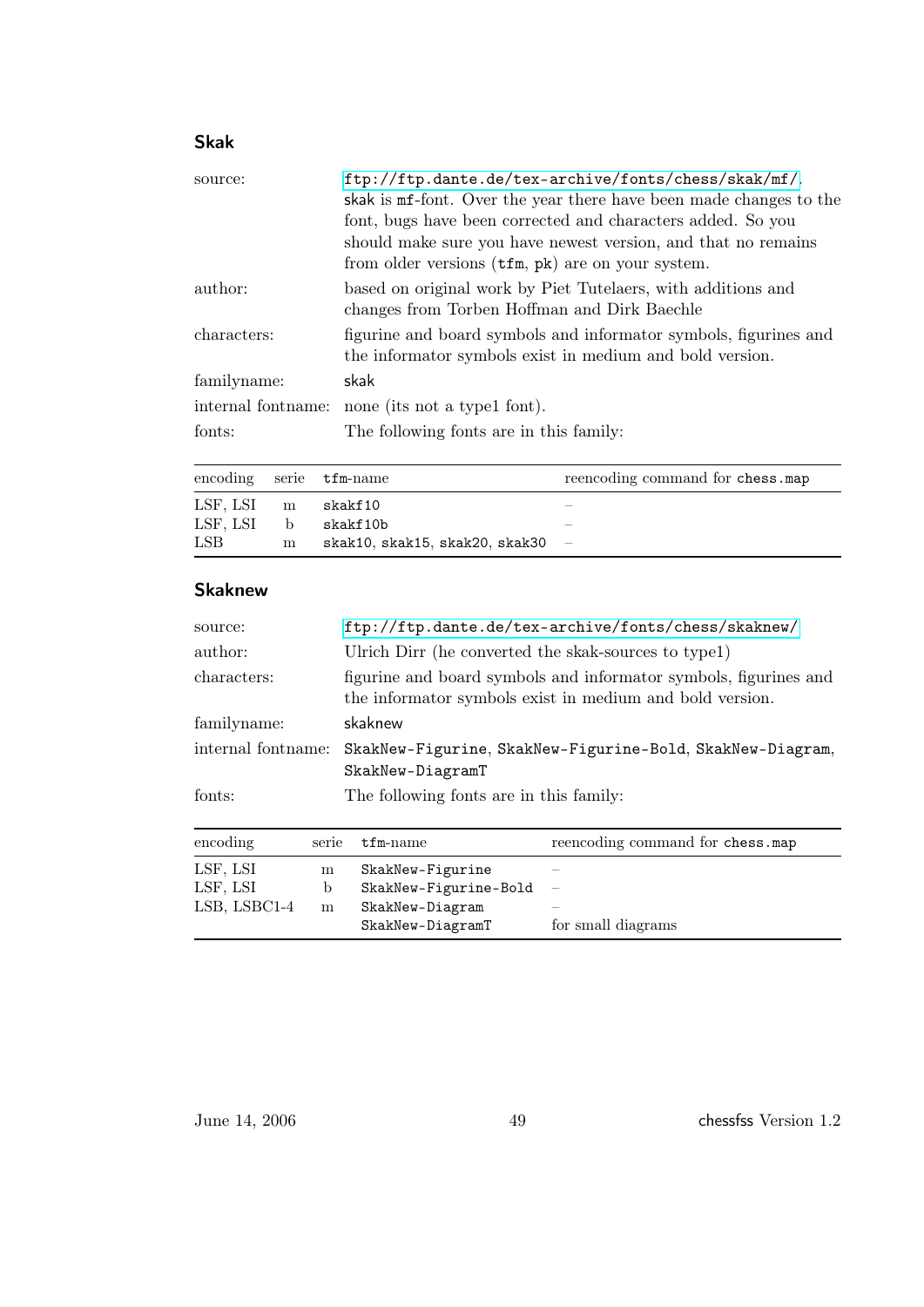### Skak

| | |
|---|---|
| source: | ftp://ftp.dante.de/tex-archive/fonts/chess/skak/mf/. skak is mf-font. Over the year there have been made changes to the font, bugs have been corrected and characters added. So you should make sure you have newest version, and that no remains from older versions (tfm, pk) are on your system. |
| author: | based on original work by Piet Tutelaers, with additions and changes from Torben Hoffman and Dirk Baechle |
| characters: | figurine and board symbols and informator symbols, figurines and the informator symbols exist in medium and bold version. |
| familyname: | skak |
| internal fontname: | none (its not a type1 font). |
| fonts: | The following fonts are in this family: |

| encoding | serie | tfm-name | reencoding command for chess.map |
|---|---|---|---|
| LSF, LSI | m | skakf10 | – |
| LSF, LSI | b | skakf10b | – |
| LSB | m | skak10, skak15, skak20, skak30 | – |

### Skaknew

| | |
|---|---|
| source: | ftp://ftp.dante.de/tex-archive/fonts/chess/skaknew/ |
| author: | Ulrich Dirr (he converted the skak-sources to type1) |
| characters: | figurine and board symbols and informator symbols, figurines and the informator symbols exist in medium and bold version. |
| familyname: | skaknew |
| internal fontname: | SkakNew-Figurine, SkakNew-Figurine-Bold, SkakNew-Diagram, SkakNew-DiagramT |
| fonts: | The following fonts are in this family: |

| encoding | serie | tfm-name | reencoding command for chess.map |
|---|---|---|---|
| LSF, LSI | m | SkakNew-Figurine | – |
| LSF, LSI | b | SkakNew-Figurine-Bold | – |
| LSB, LSBC1-4 | m | SkakNew-Diagram | – |
| | | SkakNew-DiagramT | for small diagrams |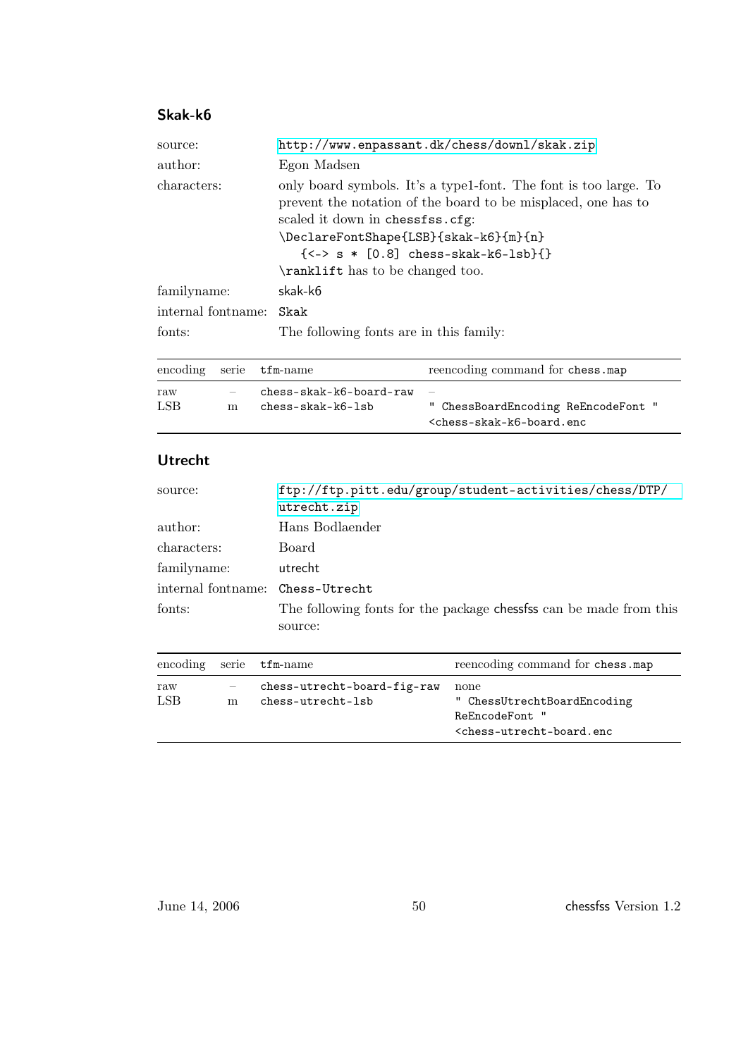### Skak-k6

| | |
|---|---|
| source: | http://www.enpassant.dk/chess/downl/skak.zip |
| author: | Egon Madsen |
| characters: | only board symbols. It's a type1-font. The font is too large. To prevent the notation of the board to be misplaced, one has to scaled it down in `chessfss.cfg`: `\DeclareFontShape{LSB}{skak-k6}{m}{n}` `{<-> s * [0.8] chess-skak-k6-lsb}{}` `\ranklift` has to be changed too. |
| familyname: | skak-k6 |
| internal fontname: | `Skak` |
| fonts: | The following fonts are in this family: |

| encoding | serie | tfm-name | reencoding command for `chess.map` |
|---|---|---|---|
| raw | – | `chess-skak-k6-board-raw` | – |
| LSB | m | `chess-skak-k6-lsb` | `" ChessBoardEncoding ReEncodeFont " <chess-skak-k6-board.enc` |

### Utrecht

| | |
|---|---|
| source: | ftp://ftp.pitt.edu/group/student-activities/chess/DTP/utrecht.zip |
| author: | Hans Bodlaender |
| characters: | Board |
| familyname: | utrecht |
| internal fontname: | `Chess-Utrecht` |
| fonts: | The following fonts for the package chessfss can be made from this source: |

| encoding | serie | tfm-name | reencoding command for `chess.map` |
|---|---|---|---|
| raw | – | `chess-utrecht-board-fig-raw` | none |
| LSB | m | `chess-utrecht-lsb` | `" ChessUtrechtBoardEncoding ReEncodeFont " <chess-utrecht-board.enc` |